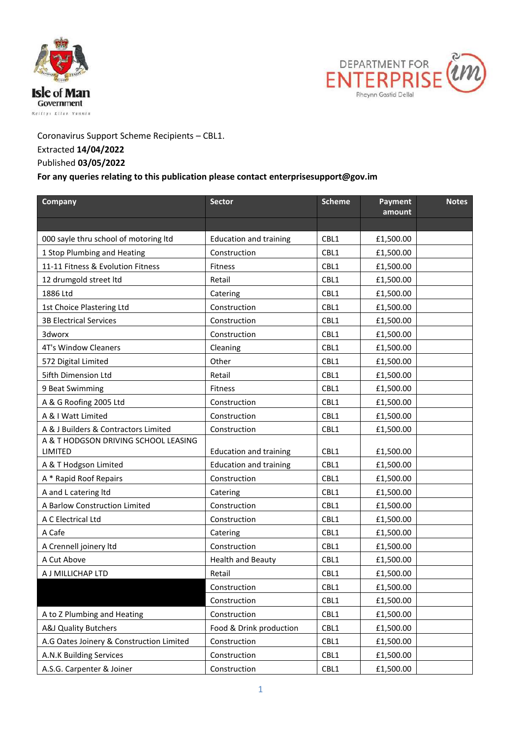Isle of Man Government

DEPARTMENT FOR ENTERPRISE

Coronavirus Support Scheme Recipients – CBL1.
Extracted **14/04/2022**
Published **03/05/2022**
**For any queries relating to this publication please contact enterprisesupport@gov.im**

| Company | Sector | Scheme | Payment amount | Notes |
|---|---|---|---|---|
| | | | | |
| 000 sayle thru school of motoring ltd | Education and training | CBL1 | £1,500.00 | |
| 1 Stop Plumbing and Heating | Construction | CBL1 | £1,500.00 | |
| 11-11 Fitness & Evolution Fitness | Fitness | CBL1 | £1,500.00 | |
| 12 drumgold street ltd | Retail | CBL1 | £1,500.00 | |
| 1886 Ltd | Catering | CBL1 | £1,500.00 | |
| 1st Choice Plastering Ltd | Construction | CBL1 | £1,500.00 | |
| 3B Electrical Services | Construction | CBL1 | £1,500.00 | |
| 3dworx | Construction | CBL1 | £1,500.00 | |
| 4T's Window Cleaners | Cleaning | CBL1 | £1,500.00 | |
| 572 Digital Limited | Other | CBL1 | £1,500.00 | |
| 5ifth Dimension Ltd | Retail | CBL1 | £1,500.00 | |
| 9 Beat Swimming | Fitness | CBL1 | £1,500.00 | |
| A & G Roofing 2005 Ltd | Construction | CBL1 | £1,500.00 | |
| A & I Watt Limited | Construction | CBL1 | £1,500.00 | |
| A & J Builders & Contractors Limited | Construction | CBL1 | £1,500.00 | |
| A & T HODGSON DRIVING SCHOOL LEASING LIMITED | Education and training | CBL1 | £1,500.00 | |
| A & T Hodgson Limited | Education and training | CBL1 | £1,500.00 | |
| A * Rapid Roof Repairs | Construction | CBL1 | £1,500.00 | |
| A and L catering ltd | Catering | CBL1 | £1,500.00 | |
| A Barlow Construction Limited | Construction | CBL1 | £1,500.00 | |
| A C Electrical Ltd | Construction | CBL1 | £1,500.00 | |
| A Cafe | Catering | CBL1 | £1,500.00 | |
| A Crennell joinery ltd | Construction | CBL1 | £1,500.00 | |
| A Cut Above | Health and Beauty | CBL1 | £1,500.00 | |
| A J MILLICHAP LTD | Retail | CBL1 | £1,500.00 | |
| | Construction | CBL1 | £1,500.00 | |
| | Construction | CBL1 | £1,500.00 | |
| A to Z Plumbing and Heating | Construction | CBL1 | £1,500.00 | |
| A&J Quality Butchers | Food & Drink production | CBL1 | £1,500.00 | |
| A.G Oates Joinery & Construction Limited | Construction | CBL1 | £1,500.00 | |
| A.N.K Building Services | Construction | CBL1 | £1,500.00 | |
| A.S.G. Carpenter & Joiner | Construction | CBL1 | £1,500.00 | |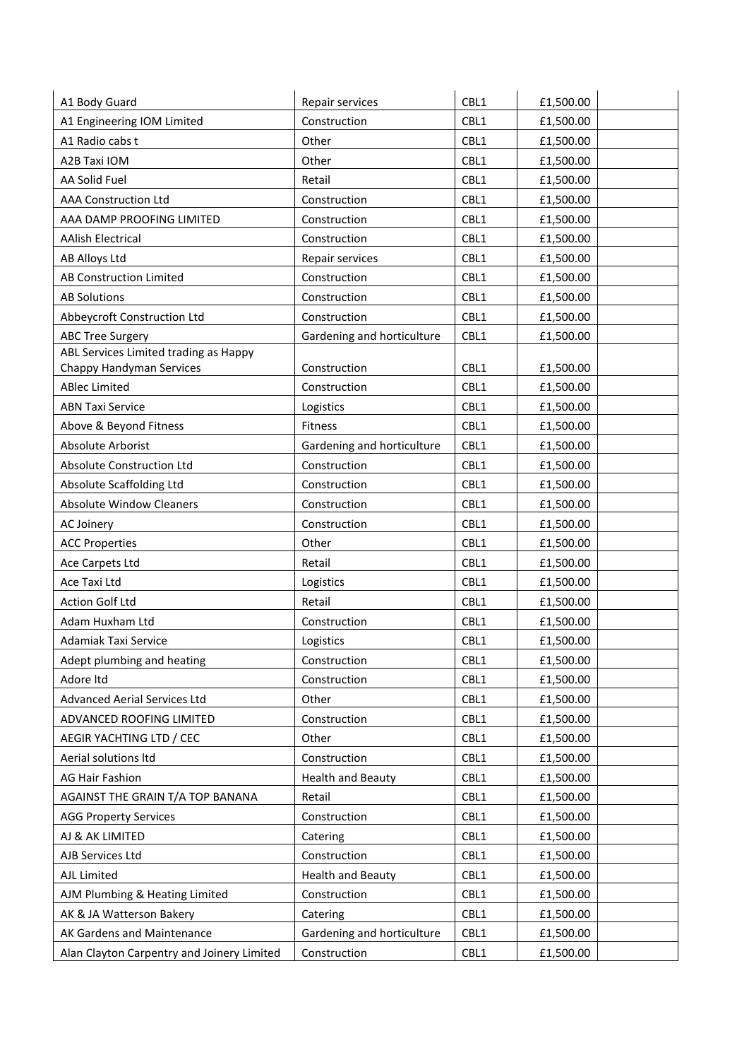| | | | | |
|---|---|---|---|---|
| A1 Body Guard | Repair services | CBL1 | £1,500.00 | |
| A1 Engineering IOM Limited | Construction | CBL1 | £1,500.00 | |
| A1 Radio cabs t | Other | CBL1 | £1,500.00 | |
| A2B Taxi IOM | Other | CBL1 | £1,500.00 | |
| AA Solid Fuel | Retail | CBL1 | £1,500.00 | |
| AAA Construction Ltd | Construction | CBL1 | £1,500.00 | |
| AAA DAMP PROOFING LIMITED | Construction | CBL1 | £1,500.00 | |
| AAlish Electrical | Construction | CBL1 | £1,500.00 | |
| AB Alloys Ltd | Repair services | CBL1 | £1,500.00 | |
| AB Construction Limited | Construction | CBL1 | £1,500.00 | |
| AB Solutions | Construction | CBL1 | £1,500.00 | |
| Abbeycroft Construction Ltd | Construction | CBL1 | £1,500.00 | |
| ABC Tree Surgery | Gardening and horticulture | CBL1 | £1,500.00 | |
| ABL Services Limited trading as Happy Chappy Handyman Services | Construction | CBL1 | £1,500.00 | |
| ABlec Limited | Construction | CBL1 | £1,500.00 | |
| ABN Taxi Service | Logistics | CBL1 | £1,500.00 | |
| Above & Beyond Fitness | Fitness | CBL1 | £1,500.00 | |
| Absolute Arborist | Gardening and horticulture | CBL1 | £1,500.00 | |
| Absolute Construction Ltd | Construction | CBL1 | £1,500.00 | |
| Absolute Scaffolding Ltd | Construction | CBL1 | £1,500.00 | |
| Absolute Window Cleaners | Construction | CBL1 | £1,500.00 | |
| AC Joinery | Construction | CBL1 | £1,500.00 | |
| ACC Properties | Other | CBL1 | £1,500.00 | |
| Ace Carpets Ltd | Retail | CBL1 | £1,500.00 | |
| Ace Taxi Ltd | Logistics | CBL1 | £1,500.00 | |
| Action Golf Ltd | Retail | CBL1 | £1,500.00 | |
| Adam Huxham Ltd | Construction | CBL1 | £1,500.00 | |
| Adamiak Taxi Service | Logistics | CBL1 | £1,500.00 | |
| Adept plumbing and heating | Construction | CBL1 | £1,500.00 | |
| Adore ltd | Construction | CBL1 | £1,500.00 | |
| Advanced Aerial Services Ltd | Other | CBL1 | £1,500.00 | |
| ADVANCED ROOFING LIMITED | Construction | CBL1 | £1,500.00 | |
| AEGIR YACHTING LTD / CEC | Other | CBL1 | £1,500.00 | |
| Aerial solutions ltd | Construction | CBL1 | £1,500.00 | |
| AG Hair Fashion | Health and Beauty | CBL1 | £1,500.00 | |
| AGAINST THE GRAIN T/A TOP BANANA | Retail | CBL1 | £1,500.00 | |
| AGG Property Services | Construction | CBL1 | £1,500.00 | |
| AJ & AK LIMITED | Catering | CBL1 | £1,500.00 | |
| AJB Services Ltd | Construction | CBL1 | £1,500.00 | |
| AJL Limited | Health and Beauty | CBL1 | £1,500.00 | |
| AJM Plumbing & Heating Limited | Construction | CBL1 | £1,500.00 | |
| AK & JA Watterson Bakery | Catering | CBL1 | £1,500.00 | |
| AK Gardens and Maintenance | Gardening and horticulture | CBL1 | £1,500.00 | |
| Alan Clayton Carpentry and Joinery Limited | Construction | CBL1 | £1,500.00 | |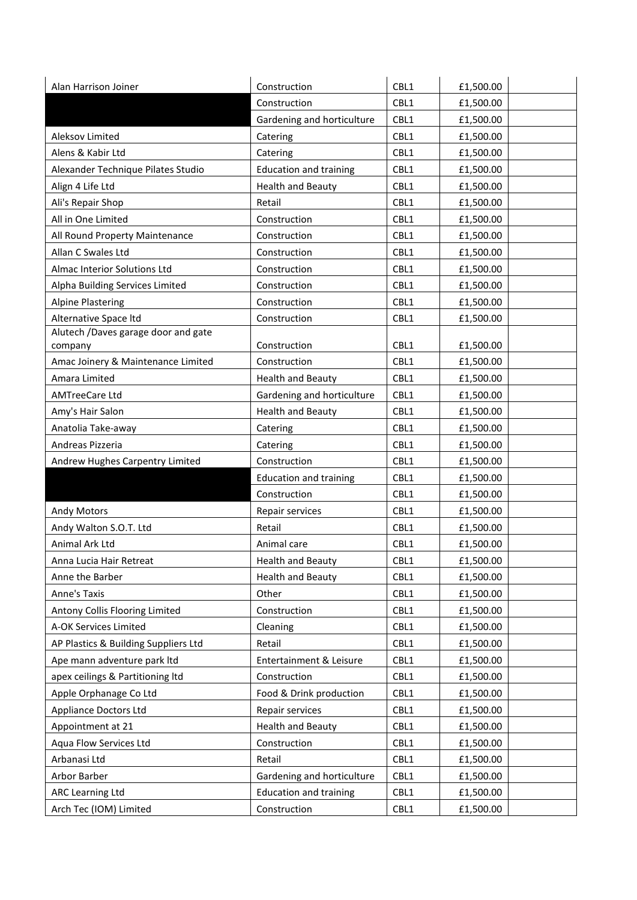| | | | | |
|---|---|---|---|---|
| Alan Harrison Joiner | Construction | CBL1 | £1,500.00 | |
| | Construction | CBL1 | £1,500.00 | |
| | Gardening and horticulture | CBL1 | £1,500.00 | |
| Aleksov Limited | Catering | CBL1 | £1,500.00 | |
| Alens & Kabir Ltd | Catering | CBL1 | £1,500.00 | |
| Alexander Technique Pilates Studio | Education and training | CBL1 | £1,500.00 | |
| Align 4 Life Ltd | Health and Beauty | CBL1 | £1,500.00 | |
| Ali's Repair Shop | Retail | CBL1 | £1,500.00 | |
| All in One Limited | Construction | CBL1 | £1,500.00 | |
| All Round Property Maintenance | Construction | CBL1 | £1,500.00 | |
| Allan C Swales Ltd | Construction | CBL1 | £1,500.00 | |
| Almac Interior Solutions Ltd | Construction | CBL1 | £1,500.00 | |
| Alpha Building Services Limited | Construction | CBL1 | £1,500.00 | |
| Alpine Plastering | Construction | CBL1 | £1,500.00 | |
| Alternative Space ltd | Construction | CBL1 | £1,500.00 | |
| Alutech /Daves garage door and gate company | Construction | CBL1 | £1,500.00 | |
| Amac Joinery & Maintenance Limited | Construction | CBL1 | £1,500.00 | |
| Amara Limited | Health and Beauty | CBL1 | £1,500.00 | |
| AMTreeCare Ltd | Gardening and horticulture | CBL1 | £1,500.00 | |
| Amy's Hair Salon | Health and Beauty | CBL1 | £1,500.00 | |
| Anatolia Take-away | Catering | CBL1 | £1,500.00 | |
| Andreas Pizzeria | Catering | CBL1 | £1,500.00 | |
| Andrew Hughes Carpentry Limited | Construction | CBL1 | £1,500.00 | |
| | Education and training | CBL1 | £1,500.00 | |
| | Construction | CBL1 | £1,500.00 | |
| Andy Motors | Repair services | CBL1 | £1,500.00 | |
| Andy Walton S.O.T. Ltd | Retail | CBL1 | £1,500.00 | |
| Animal Ark Ltd | Animal care | CBL1 | £1,500.00 | |
| Anna Lucia Hair Retreat | Health and Beauty | CBL1 | £1,500.00 | |
| Anne the Barber | Health and Beauty | CBL1 | £1,500.00 | |
| Anne's Taxis | Other | CBL1 | £1,500.00 | |
| Antony Collis Flooring Limited | Construction | CBL1 | £1,500.00 | |
| A-OK Services Limited | Cleaning | CBL1 | £1,500.00 | |
| AP Plastics & Building Suppliers Ltd | Retail | CBL1 | £1,500.00 | |
| Ape mann adventure park ltd | Entertainment & Leisure | CBL1 | £1,500.00 | |
| apex ceilings & Partitioning ltd | Construction | CBL1 | £1,500.00 | |
| Apple Orphanage Co Ltd | Food & Drink production | CBL1 | £1,500.00 | |
| Appliance Doctors Ltd | Repair services | CBL1 | £1,500.00 | |
| Appointment at 21 | Health and Beauty | CBL1 | £1,500.00 | |
| Aqua Flow Services Ltd | Construction | CBL1 | £1,500.00 | |
| Arbanasi Ltd | Retail | CBL1 | £1,500.00 | |
| Arbor Barber | Gardening and horticulture | CBL1 | £1,500.00 | |
| ARC Learning Ltd | Education and training | CBL1 | £1,500.00 | |
| Arch Tec (IOM) Limited | Construction | CBL1 | £1,500.00 | |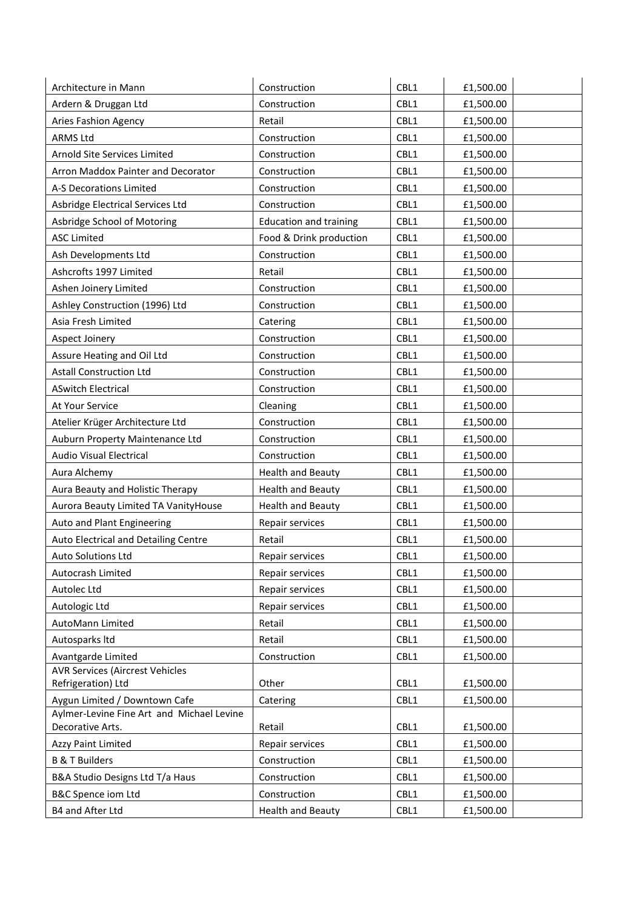| | | | | |
|---|---|---|---|---|
| Architecture in Mann | Construction | CBL1 | £1,500.00 | |
| Ardern & Druggan Ltd | Construction | CBL1 | £1,500.00 | |
| Aries Fashion Agency | Retail | CBL1 | £1,500.00 | |
| ARMS Ltd | Construction | CBL1 | £1,500.00 | |
| Arnold Site Services Limited | Construction | CBL1 | £1,500.00 | |
| Arron Maddox Painter and Decorator | Construction | CBL1 | £1,500.00 | |
| A-S Decorations Limited | Construction | CBL1 | £1,500.00 | |
| Asbridge Electrical Services Ltd | Construction | CBL1 | £1,500.00 | |
| Asbridge School of Motoring | Education and training | CBL1 | £1,500.00 | |
| ASC Limited | Food & Drink production | CBL1 | £1,500.00 | |
| Ash Developments Ltd | Construction | CBL1 | £1,500.00 | |
| Ashcrofts 1997 Limited | Retail | CBL1 | £1,500.00 | |
| Ashen Joinery Limited | Construction | CBL1 | £1,500.00 | |
| Ashley Construction (1996) Ltd | Construction | CBL1 | £1,500.00 | |
| Asia Fresh Limited | Catering | CBL1 | £1,500.00 | |
| Aspect Joinery | Construction | CBL1 | £1,500.00 | |
| Assure Heating and Oil Ltd | Construction | CBL1 | £1,500.00 | |
| Astall Construction Ltd | Construction | CBL1 | £1,500.00 | |
| ASwitch Electrical | Construction | CBL1 | £1,500.00 | |
| At Your Service | Cleaning | CBL1 | £1,500.00 | |
| Atelier Krüger Architecture Ltd | Construction | CBL1 | £1,500.00 | |
| Auburn Property Maintenance Ltd | Construction | CBL1 | £1,500.00 | |
| Audio Visual Electrical | Construction | CBL1 | £1,500.00 | |
| Aura Alchemy | Health and Beauty | CBL1 | £1,500.00 | |
| Aura Beauty and Holistic Therapy | Health and Beauty | CBL1 | £1,500.00 | |
| Aurora Beauty Limited TA VanityHouse | Health and Beauty | CBL1 | £1,500.00 | |
| Auto and Plant Engineering | Repair services | CBL1 | £1,500.00 | |
| Auto Electrical and Detailing Centre | Retail | CBL1 | £1,500.00 | |
| Auto Solutions Ltd | Repair services | CBL1 | £1,500.00 | |
| Autocrash Limited | Repair services | CBL1 | £1,500.00 | |
| Autolec Ltd | Repair services | CBL1 | £1,500.00 | |
| Autologic Ltd | Repair services | CBL1 | £1,500.00 | |
| AutoMann Limited | Retail | CBL1 | £1,500.00 | |
| Autosparks ltd | Retail | CBL1 | £1,500.00 | |
| Avantgarde Limited | Construction | CBL1 | £1,500.00 | |
| AVR Services (Aircrest Vehicles Refrigeration) Ltd | Other | CBL1 | £1,500.00 | |
| Aygun Limited / Downtown Cafe | Catering | CBL1 | £1,500.00 | |
| Aylmer-Levine Fine Art and Michael Levine Decorative Arts. | Retail | CBL1 | £1,500.00 | |
| Azzy Paint Limited | Repair services | CBL1 | £1,500.00 | |
| B & T Builders | Construction | CBL1 | £1,500.00 | |
| B&A Studio Designs Ltd T/a Haus | Construction | CBL1 | £1,500.00 | |
| B&C Spence iom Ltd | Construction | CBL1 | £1,500.00 | |
| B4 and After Ltd | Health and Beauty | CBL1 | £1,500.00 | |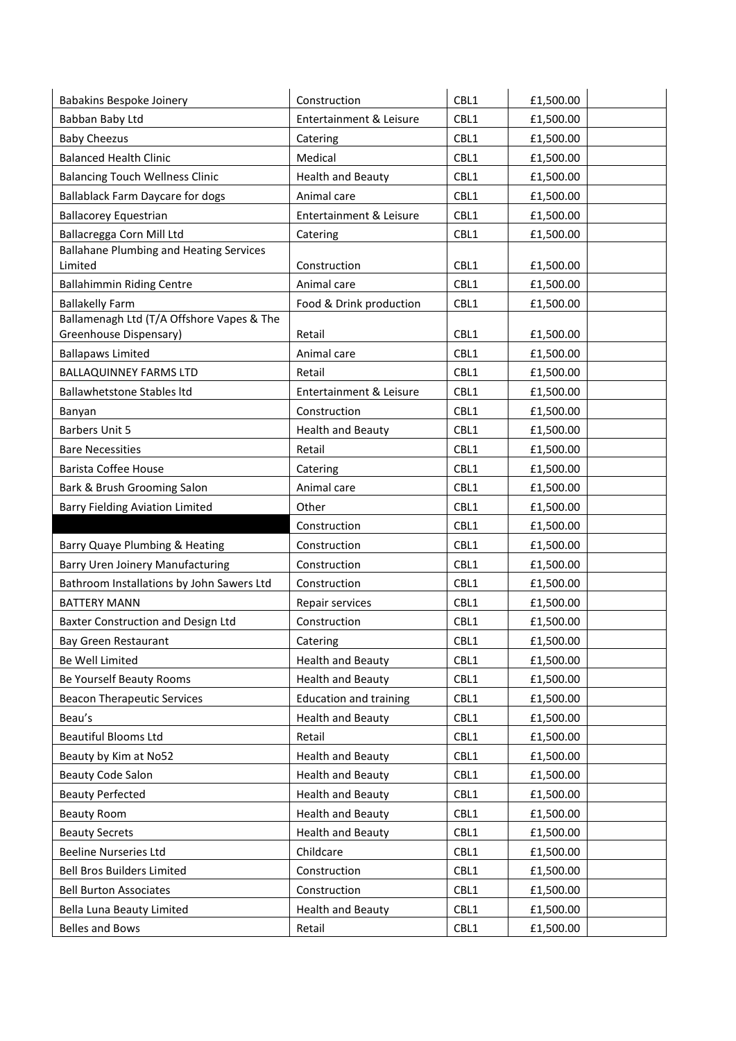| Babakins Bespoke Joinery | Construction | CBL1 | £1,500.00 | |
|---|---|---|---|---|
| Babban Baby Ltd | Entertainment & Leisure | CBL1 | £1,500.00 | |
| Baby Cheezus | Catering | CBL1 | £1,500.00 | |
| Balanced Health Clinic | Medical | CBL1 | £1,500.00 | |
| Balancing Touch Wellness Clinic | Health and Beauty | CBL1 | £1,500.00 | |
| Ballablack Farm Daycare for dogs | Animal care | CBL1 | £1,500.00 | |
| Ballacorey Equestrian | Entertainment & Leisure | CBL1 | £1,500.00 | |
| Ballacregga Corn Mill Ltd | Catering | CBL1 | £1,500.00 | |
| Ballahane Plumbing and Heating Services Limited | Construction | CBL1 | £1,500.00 | |
| Ballahimmin Riding Centre | Animal care | CBL1 | £1,500.00 | |
| Ballakelly Farm | Food & Drink production | CBL1 | £1,500.00 | |
| Ballamenagh Ltd (T/A Offshore Vapes & The Greenhouse Dispensary) | Retail | CBL1 | £1,500.00 | |
| Ballapaws Limited | Animal care | CBL1 | £1,500.00 | |
| BALLAQUINNEY FARMS LTD | Retail | CBL1 | £1,500.00 | |
| Ballawhetstone Stables ltd | Entertainment & Leisure | CBL1 | £1,500.00 | |
| Banyan | Construction | CBL1 | £1,500.00 | |
| Barbers Unit 5 | Health and Beauty | CBL1 | £1,500.00 | |
| Bare Necessities | Retail | CBL1 | £1,500.00 | |
| Barista Coffee House | Catering | CBL1 | £1,500.00 | |
| Bark & Brush Grooming Salon | Animal care | CBL1 | £1,500.00 | |
| Barry Fielding Aviation Limited | Other | CBL1 | £1,500.00 | |
| | Construction | CBL1 | £1,500.00 | |
| Barry Quaye Plumbing & Heating | Construction | CBL1 | £1,500.00 | |
| Barry Uren Joinery Manufacturing | Construction | CBL1 | £1,500.00 | |
| Bathroom Installations by John Sawers Ltd | Construction | CBL1 | £1,500.00 | |
| BATTERY MANN | Repair services | CBL1 | £1,500.00 | |
| Baxter Construction and Design Ltd | Construction | CBL1 | £1,500.00 | |
| Bay Green Restaurant | Catering | CBL1 | £1,500.00 | |
| Be Well Limited | Health and Beauty | CBL1 | £1,500.00 | |
| Be Yourself Beauty Rooms | Health and Beauty | CBL1 | £1,500.00 | |
| Beacon Therapeutic Services | Education and training | CBL1 | £1,500.00 | |
| Beau's | Health and Beauty | CBL1 | £1,500.00 | |
| Beautiful Blooms Ltd | Retail | CBL1 | £1,500.00 | |
| Beauty by Kim at No52 | Health and Beauty | CBL1 | £1,500.00 | |
| Beauty Code Salon | Health and Beauty | CBL1 | £1,500.00 | |
| Beauty Perfected | Health and Beauty | CBL1 | £1,500.00 | |
| Beauty Room | Health and Beauty | CBL1 | £1,500.00 | |
| Beauty Secrets | Health and Beauty | CBL1 | £1,500.00 | |
| Beeline Nurseries Ltd | Childcare | CBL1 | £1,500.00 | |
| Bell Bros Builders Limited | Construction | CBL1 | £1,500.00 | |
| Bell Burton Associates | Construction | CBL1 | £1,500.00 | |
| Bella Luna Beauty Limited | Health and Beauty | CBL1 | £1,500.00 | |
| Belles and Bows | Retail | CBL1 | £1,500.00 | |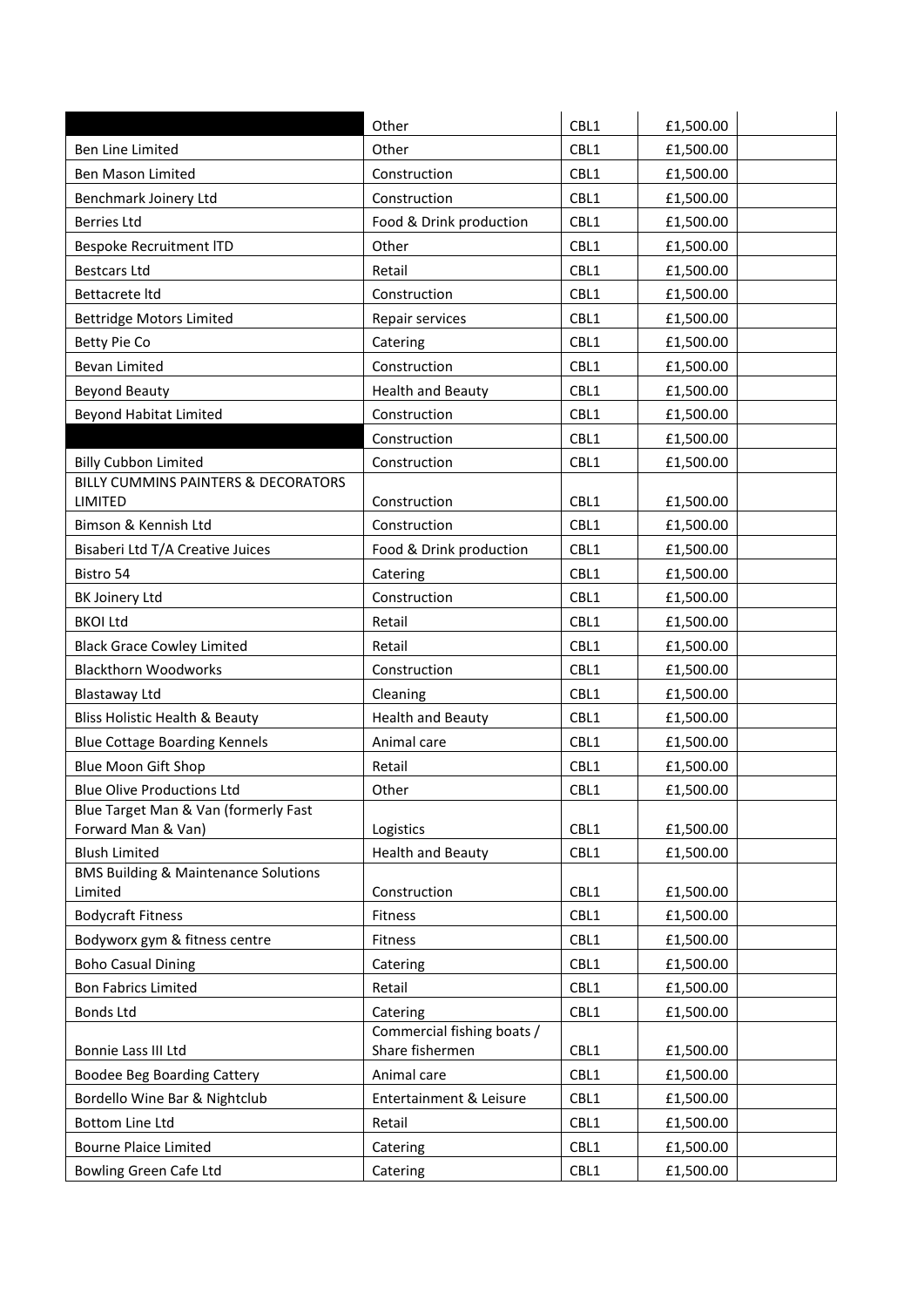|  | Other | CBL1 | £1,500.00 |  |
|---|---|---|---|---|
| Ben Line Limited | Other | CBL1 | £1,500.00 |  |
| Ben Mason Limited | Construction | CBL1 | £1,500.00 |  |
| Benchmark Joinery Ltd | Construction | CBL1 | £1,500.00 |  |
| Berries Ltd | Food & Drink production | CBL1 | £1,500.00 |  |
| Bespoke Recruitment lTD | Other | CBL1 | £1,500.00 |  |
| Bestcars Ltd | Retail | CBL1 | £1,500.00 |  |
| Bettacrete ltd | Construction | CBL1 | £1,500.00 |  |
| Bettridge Motors Limited | Repair services | CBL1 | £1,500.00 |  |
| Betty Pie Co | Catering | CBL1 | £1,500.00 |  |
| Bevan Limited | Construction | CBL1 | £1,500.00 |  |
| Beyond Beauty | Health and Beauty | CBL1 | £1,500.00 |  |
| Beyond Habitat Limited | Construction | CBL1 | £1,500.00 |  |
|  | Construction | CBL1 | £1,500.00 |  |
| Billy Cubbon Limited | Construction | CBL1 | £1,500.00 |  |
| BILLY CUMMINS PAINTERS & DECORATORS LIMITED | Construction | CBL1 | £1,500.00 |  |
| Bimson & Kennish Ltd | Construction | CBL1 | £1,500.00 |  |
| Bisaberi Ltd T/A Creative Juices | Food & Drink production | CBL1 | £1,500.00 |  |
| Bistro 54 | Catering | CBL1 | £1,500.00 |  |
| BK Joinery Ltd | Construction | CBL1 | £1,500.00 |  |
| BKOI Ltd | Retail | CBL1 | £1,500.00 |  |
| Black Grace Cowley Limited | Retail | CBL1 | £1,500.00 |  |
| Blackthorn Woodworks | Construction | CBL1 | £1,500.00 |  |
| Blastaway Ltd | Cleaning | CBL1 | £1,500.00 |  |
| Bliss Holistic Health & Beauty | Health and Beauty | CBL1 | £1,500.00 |  |
| Blue Cottage Boarding Kennels | Animal care | CBL1 | £1,500.00 |  |
| Blue Moon Gift Shop | Retail | CBL1 | £1,500.00 |  |
| Blue Olive Productions Ltd | Other | CBL1 | £1,500.00 |  |
| Blue Target Man & Van (formerly Fast Forward Man & Van) | Logistics | CBL1 | £1,500.00 |  |
| Blush Limited | Health and Beauty | CBL1 | £1,500.00 |  |
| BMS Building & Maintenance Solutions Limited | Construction | CBL1 | £1,500.00 |  |
| Bodycraft Fitness | Fitness | CBL1 | £1,500.00 |  |
| Bodyworx gym & fitness centre | Fitness | CBL1 | £1,500.00 |  |
| Boho Casual Dining | Catering | CBL1 | £1,500.00 |  |
| Bon Fabrics Limited | Retail | CBL1 | £1,500.00 |  |
| Bonds Ltd | Catering | CBL1 | £1,500.00 |  |
| Bonnie Lass III Ltd | Commercial fishing boats / Share fishermen | CBL1 | £1,500.00 |  |
| Boodee Beg Boarding Cattery | Animal care | CBL1 | £1,500.00 |  |
| Bordello Wine Bar & Nightclub | Entertainment & Leisure | CBL1 | £1,500.00 |  |
| Bottom Line Ltd | Retail | CBL1 | £1,500.00 |  |
| Bourne Plaice Limited | Catering | CBL1 | £1,500.00 |  |
| Bowling Green Cafe Ltd | Catering | CBL1 | £1,500.00 |  |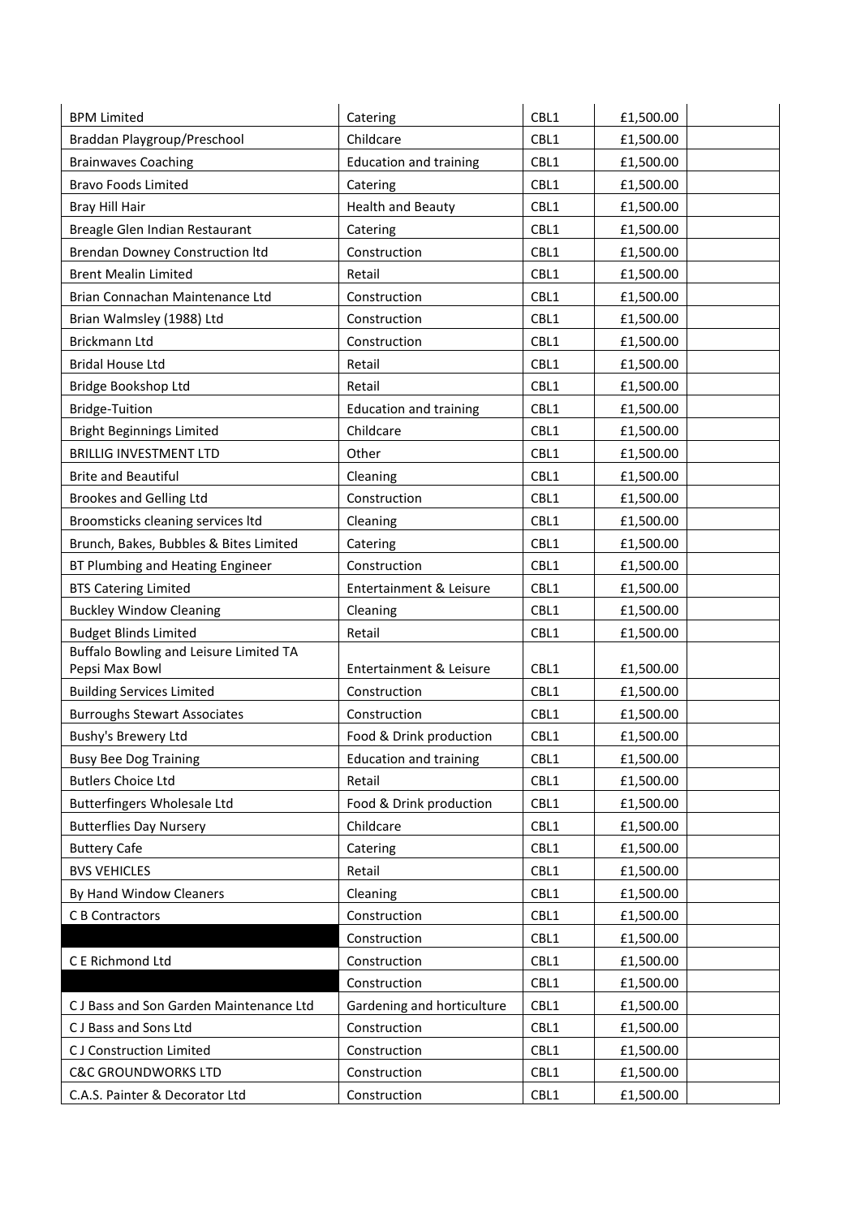| | | | | |
|---|---|---|---|---|
| BPM Limited | Catering | CBL1 | £1,500.00 | |
| Braddan Playgroup/Preschool | Childcare | CBL1 | £1,500.00 | |
| Brainwaves Coaching | Education and training | CBL1 | £1,500.00 | |
| Bravo Foods Limited | Catering | CBL1 | £1,500.00 | |
| Bray Hill Hair | Health and Beauty | CBL1 | £1,500.00 | |
| Breagle Glen Indian Restaurant | Catering | CBL1 | £1,500.00 | |
| Brendan Downey Construction ltd | Construction | CBL1 | £1,500.00 | |
| Brent Mealin Limited | Retail | CBL1 | £1,500.00 | |
| Brian Connachan Maintenance Ltd | Construction | CBL1 | £1,500.00 | |
| Brian Walmsley (1988) Ltd | Construction | CBL1 | £1,500.00 | |
| Brickmann Ltd | Construction | CBL1 | £1,500.00 | |
| Bridal House Ltd | Retail | CBL1 | £1,500.00 | |
| Bridge Bookshop Ltd | Retail | CBL1 | £1,500.00 | |
| Bridge-Tuition | Education and training | CBL1 | £1,500.00 | |
| Bright Beginnings Limited | Childcare | CBL1 | £1,500.00 | |
| BRILLIG INVESTMENT LTD | Other | CBL1 | £1,500.00 | |
| Brite and Beautiful | Cleaning | CBL1 | £1,500.00 | |
| Brookes and Gelling Ltd | Construction | CBL1 | £1,500.00 | |
| Broomsticks cleaning services ltd | Cleaning | CBL1 | £1,500.00 | |
| Brunch, Bakes, Bubbles & Bites Limited | Catering | CBL1 | £1,500.00 | |
| BT Plumbing and Heating Engineer | Construction | CBL1 | £1,500.00 | |
| BTS Catering Limited | Entertainment & Leisure | CBL1 | £1,500.00 | |
| Buckley Window Cleaning | Cleaning | CBL1 | £1,500.00 | |
| Budget Blinds Limited | Retail | CBL1 | £1,500.00 | |
| Buffalo Bowling and Leisure Limited TA Pepsi Max Bowl | Entertainment & Leisure | CBL1 | £1,500.00 | |
| Building Services Limited | Construction | CBL1 | £1,500.00 | |
| Burroughs Stewart Associates | Construction | CBL1 | £1,500.00 | |
| Bushy's Brewery Ltd | Food & Drink production | CBL1 | £1,500.00 | |
| Busy Bee Dog Training | Education and training | CBL1 | £1,500.00 | |
| Butlers Choice Ltd | Retail | CBL1 | £1,500.00 | |
| Butterfingers Wholesale Ltd | Food & Drink production | CBL1 | £1,500.00 | |
| Butterflies Day Nursery | Childcare | CBL1 | £1,500.00 | |
| Buttery Cafe | Catering | CBL1 | £1,500.00 | |
| BVS VEHICLES | Retail | CBL1 | £1,500.00 | |
| By Hand Window Cleaners | Cleaning | CBL1 | £1,500.00 | |
| C B Contractors | Construction | CBL1 | £1,500.00 | |
| | Construction | CBL1 | £1,500.00 | |
| C E Richmond Ltd | Construction | CBL1 | £1,500.00 | |
| | Construction | CBL1 | £1,500.00 | |
| C J Bass and Son Garden Maintenance Ltd | Gardening and horticulture | CBL1 | £1,500.00 | |
| C J Bass and Sons Ltd | Construction | CBL1 | £1,500.00 | |
| C J Construction Limited | Construction | CBL1 | £1,500.00 | |
| C&C GROUNDWORKS LTD | Construction | CBL1 | £1,500.00 | |
| C.A.S. Painter & Decorator Ltd | Construction | CBL1 | £1,500.00 | |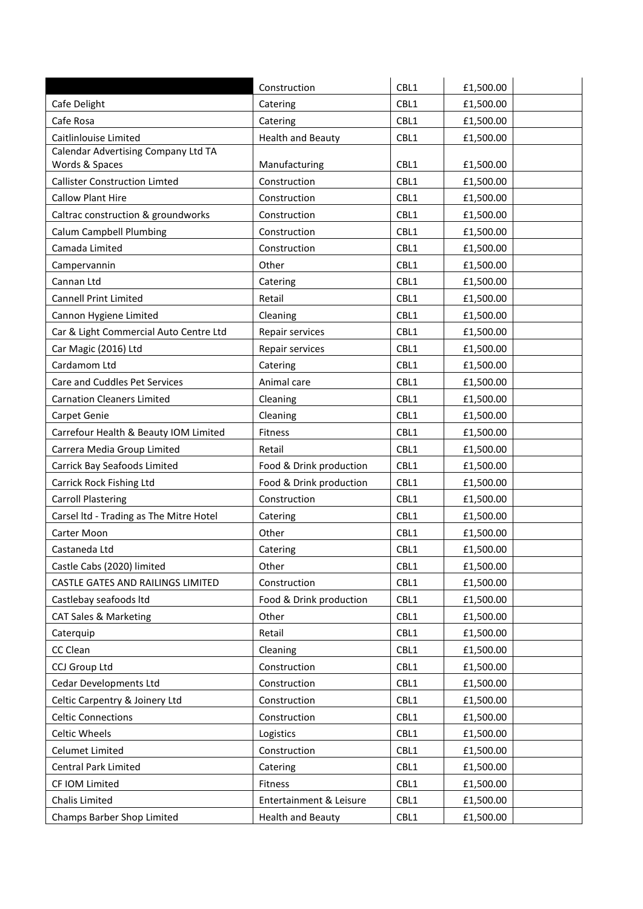| | Construction | CBL1 | £1,500.00 | |
|---|---|---|---|---|
| Cafe Delight | Catering | CBL1 | £1,500.00 | |
| Cafe Rosa | Catering | CBL1 | £1,500.00 | |
| Caitlinlouise Limited | Health and Beauty | CBL1 | £1,500.00 | |
| Calendar Advertising Company Ltd TA Words & Spaces | Manufacturing | CBL1 | £1,500.00 | |
| Callister Construction Limted | Construction | CBL1 | £1,500.00 | |
| Callow Plant Hire | Construction | CBL1 | £1,500.00 | |
| Caltrac construction & groundworks | Construction | CBL1 | £1,500.00 | |
| Calum Campbell Plumbing | Construction | CBL1 | £1,500.00 | |
| Camada Limited | Construction | CBL1 | £1,500.00 | |
| Campervannin | Other | CBL1 | £1,500.00 | |
| Cannan Ltd | Catering | CBL1 | £1,500.00 | |
| Cannell Print Limited | Retail | CBL1 | £1,500.00 | |
| Cannon Hygiene Limited | Cleaning | CBL1 | £1,500.00 | |
| Car & Light Commercial Auto Centre Ltd | Repair services | CBL1 | £1,500.00 | |
| Car Magic (2016) Ltd | Repair services | CBL1 | £1,500.00 | |
| Cardamom Ltd | Catering | CBL1 | £1,500.00 | |
| Care and Cuddles Pet Services | Animal care | CBL1 | £1,500.00 | |
| Carnation Cleaners Limited | Cleaning | CBL1 | £1,500.00 | |
| Carpet Genie | Cleaning | CBL1 | £1,500.00 | |
| Carrefour Health & Beauty IOM Limited | Fitness | CBL1 | £1,500.00 | |
| Carrera Media Group Limited | Retail | CBL1 | £1,500.00 | |
| Carrick Bay Seafoods Limited | Food & Drink production | CBL1 | £1,500.00 | |
| Carrick Rock Fishing Ltd | Food & Drink production | CBL1 | £1,500.00 | |
| Carroll Plastering | Construction | CBL1 | £1,500.00 | |
| Carsel ltd - Trading as The Mitre Hotel | Catering | CBL1 | £1,500.00 | |
| Carter Moon | Other | CBL1 | £1,500.00 | |
| Castaneda Ltd | Catering | CBL1 | £1,500.00 | |
| Castle Cabs (2020) limited | Other | CBL1 | £1,500.00 | |
| CASTLE GATES AND RAILINGS LIMITED | Construction | CBL1 | £1,500.00 | |
| Castlebay seafoods ltd | Food & Drink production | CBL1 | £1,500.00 | |
| CAT Sales & Marketing | Other | CBL1 | £1,500.00 | |
| Caterquip | Retail | CBL1 | £1,500.00 | |
| CC Clean | Cleaning | CBL1 | £1,500.00 | |
| CCJ Group Ltd | Construction | CBL1 | £1,500.00 | |
| Cedar Developments Ltd | Construction | CBL1 | £1,500.00 | |
| Celtic Carpentry & Joinery Ltd | Construction | CBL1 | £1,500.00 | |
| Celtic Connections | Construction | CBL1 | £1,500.00 | |
| Celtic Wheels | Logistics | CBL1 | £1,500.00 | |
| Celumet Limited | Construction | CBL1 | £1,500.00 | |
| Central Park Limited | Catering | CBL1 | £1,500.00 | |
| CF IOM Limited | Fitness | CBL1 | £1,500.00 | |
| Chalis Limited | Entertainment & Leisure | CBL1 | £1,500.00 | |
| Champs Barber Shop Limited | Health and Beauty | CBL1 | £1,500.00 | |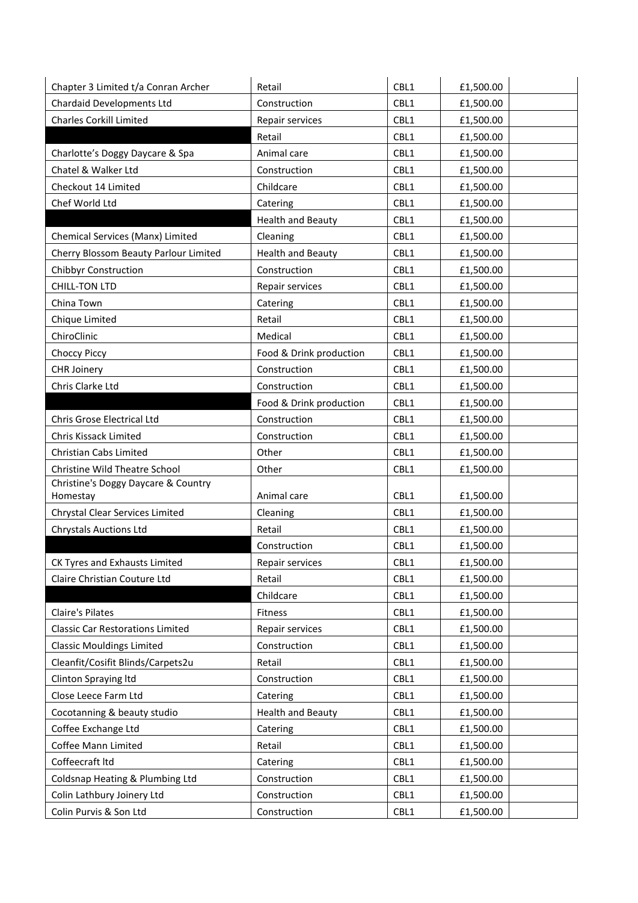| | | | | |
|---|---|---|---|---|
| Chapter 3 Limited t/a Conran Archer | Retail | CBL1 | £1,500.00 | |
| Chardaid Developments Ltd | Construction | CBL1 | £1,500.00 | |
| Charles Corkill Limited | Repair services | CBL1 | £1,500.00 | |
| | Retail | CBL1 | £1,500.00 | |
| Charlotte’s Doggy Daycare & Spa | Animal care | CBL1 | £1,500.00 | |
| Chatel & Walker Ltd | Construction | CBL1 | £1,500.00 | |
| Checkout 14 Limited | Childcare | CBL1 | £1,500.00 | |
| Chef World Ltd | Catering | CBL1 | £1,500.00 | |
| | Health and Beauty | CBL1 | £1,500.00 | |
| Chemical Services (Manx) Limited | Cleaning | CBL1 | £1,500.00 | |
| Cherry Blossom Beauty Parlour Limited | Health and Beauty | CBL1 | £1,500.00 | |
| Chibbyr Construction | Construction | CBL1 | £1,500.00 | |
| CHILL-TON LTD | Repair services | CBL1 | £1,500.00 | |
| China Town | Catering | CBL1 | £1,500.00 | |
| Chique Limited | Retail | CBL1 | £1,500.00 | |
| ChiroClinic | Medical | CBL1 | £1,500.00 | |
| Choccy Piccy | Food & Drink production | CBL1 | £1,500.00 | |
| CHR Joinery | Construction | CBL1 | £1,500.00 | |
| Chris Clarke Ltd | Construction | CBL1 | £1,500.00 | |
| | Food & Drink production | CBL1 | £1,500.00 | |
| Chris Grose Electrical Ltd | Construction | CBL1 | £1,500.00 | |
| Chris Kissack Limited | Construction | CBL1 | £1,500.00 | |
| Christian Cabs Limited | Other | CBL1 | £1,500.00 | |
| Christine Wild Theatre School | Other | CBL1 | £1,500.00 | |
| Christine's Doggy Daycare & Country Homestay | Animal care | CBL1 | £1,500.00 | |
| Chrystal Clear Services Limited | Cleaning | CBL1 | £1,500.00 | |
| Chrystals Auctions Ltd | Retail | CBL1 | £1,500.00 | |
| | Construction | CBL1 | £1,500.00 | |
| CK Tyres and Exhausts Limited | Repair services | CBL1 | £1,500.00 | |
| Claire Christian Couture Ltd | Retail | CBL1 | £1,500.00 | |
| | Childcare | CBL1 | £1,500.00 | |
| Claire's Pilates | Fitness | CBL1 | £1,500.00 | |
| Classic Car Restorations Limited | Repair services | CBL1 | £1,500.00 | |
| Classic Mouldings Limited | Construction | CBL1 | £1,500.00 | |
| Cleanfit/Cosifit Blinds/Carpets2u | Retail | CBL1 | £1,500.00 | |
| Clinton Spraying ltd | Construction | CBL1 | £1,500.00 | |
| Close Leece Farm Ltd | Catering | CBL1 | £1,500.00 | |
| Cocotanning & beauty studio | Health and Beauty | CBL1 | £1,500.00 | |
| Coffee Exchange Ltd | Catering | CBL1 | £1,500.00 | |
| Coffee Mann Limited | Retail | CBL1 | £1,500.00 | |
| Coffeecraft ltd | Catering | CBL1 | £1,500.00 | |
| Coldsnap Heating & Plumbing Ltd | Construction | CBL1 | £1,500.00 | |
| Colin Lathbury Joinery Ltd | Construction | CBL1 | £1,500.00 | |
| Colin Purvis & Son Ltd | Construction | CBL1 | £1,500.00 | |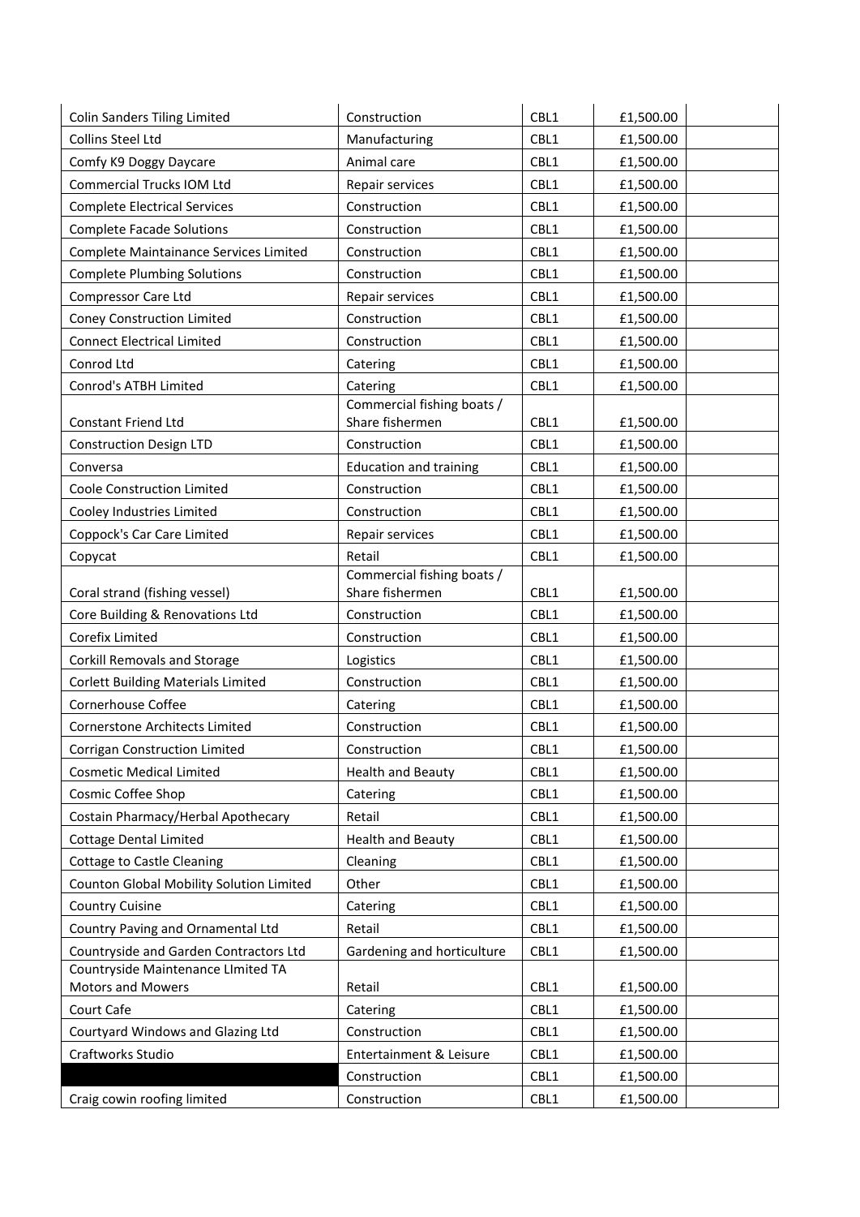| | | | | |
|---|---|---|---|---|
| Colin Sanders Tiling Limited | Construction | CBL1 | £1,500.00 | |
| Collins Steel Ltd | Manufacturing | CBL1 | £1,500.00 | |
| Comfy K9 Doggy Daycare | Animal care | CBL1 | £1,500.00 | |
| Commercial Trucks IOM Ltd | Repair services | CBL1 | £1,500.00 | |
| Complete Electrical Services | Construction | CBL1 | £1,500.00 | |
| Complete Facade Solutions | Construction | CBL1 | £1,500.00 | |
| Complete Maintainance Services Limited | Construction | CBL1 | £1,500.00 | |
| Complete Plumbing Solutions | Construction | CBL1 | £1,500.00 | |
| Compressor Care Ltd | Repair services | CBL1 | £1,500.00 | |
| Coney Construction Limited | Construction | CBL1 | £1,500.00 | |
| Connect Electrical Limited | Construction | CBL1 | £1,500.00 | |
| Conrod Ltd | Catering | CBL1 | £1,500.00 | |
| Conrod's ATBH Limited | Catering | CBL1 | £1,500.00 | |
| Constant Friend Ltd | Commercial fishing boats / Share fishermen | CBL1 | £1,500.00 | |
| Construction Design LTD | Construction | CBL1 | £1,500.00 | |
| Conversa | Education and training | CBL1 | £1,500.00 | |
| Coole Construction Limited | Construction | CBL1 | £1,500.00 | |
| Cooley Industries Limited | Construction | CBL1 | £1,500.00 | |
| Coppock's Car Care Limited | Repair services | CBL1 | £1,500.00 | |
| Copycat | Retail | CBL1 | £1,500.00 | |
| Coral strand (fishing vessel) | Commercial fishing boats / Share fishermen | CBL1 | £1,500.00 | |
| Core Building & Renovations Ltd | Construction | CBL1 | £1,500.00 | |
| Corefix Limited | Construction | CBL1 | £1,500.00 | |
| Corkill Removals and Storage | Logistics | CBL1 | £1,500.00 | |
| Corlett Building Materials Limited | Construction | CBL1 | £1,500.00 | |
| Cornerhouse Coffee | Catering | CBL1 | £1,500.00 | |
| Cornerstone Architects Limited | Construction | CBL1 | £1,500.00 | |
| Corrigan Construction Limited | Construction | CBL1 | £1,500.00 | |
| Cosmetic Medical Limited | Health and Beauty | CBL1 | £1,500.00 | |
| Cosmic Coffee Shop | Catering | CBL1 | £1,500.00 | |
| Costain Pharmacy/Herbal Apothecary | Retail | CBL1 | £1,500.00 | |
| Cottage Dental Limited | Health and Beauty | CBL1 | £1,500.00 | |
| Cottage to Castle Cleaning | Cleaning | CBL1 | £1,500.00 | |
| Counton Global Mobility Solution Limited | Other | CBL1 | £1,500.00 | |
| Country Cuisine | Catering | CBL1 | £1,500.00 | |
| Country Paving and Ornamental Ltd | Retail | CBL1 | £1,500.00 | |
| Countryside and Garden Contractors Ltd | Gardening and horticulture | CBL1 | £1,500.00 | |
| Countryside Maintenance LImited TA Motors and Mowers | Retail | CBL1 | £1,500.00 | |
| Court Cafe | Catering | CBL1 | £1,500.00 | |
| Courtyard Windows and Glazing Ltd | Construction | CBL1 | £1,500.00 | |
| Craftworks Studio | Entertainment & Leisure | CBL1 | £1,500.00 | |
| | Construction | CBL1 | £1,500.00 | |
| Craig cowin roofing limited | Construction | CBL1 | £1,500.00 | |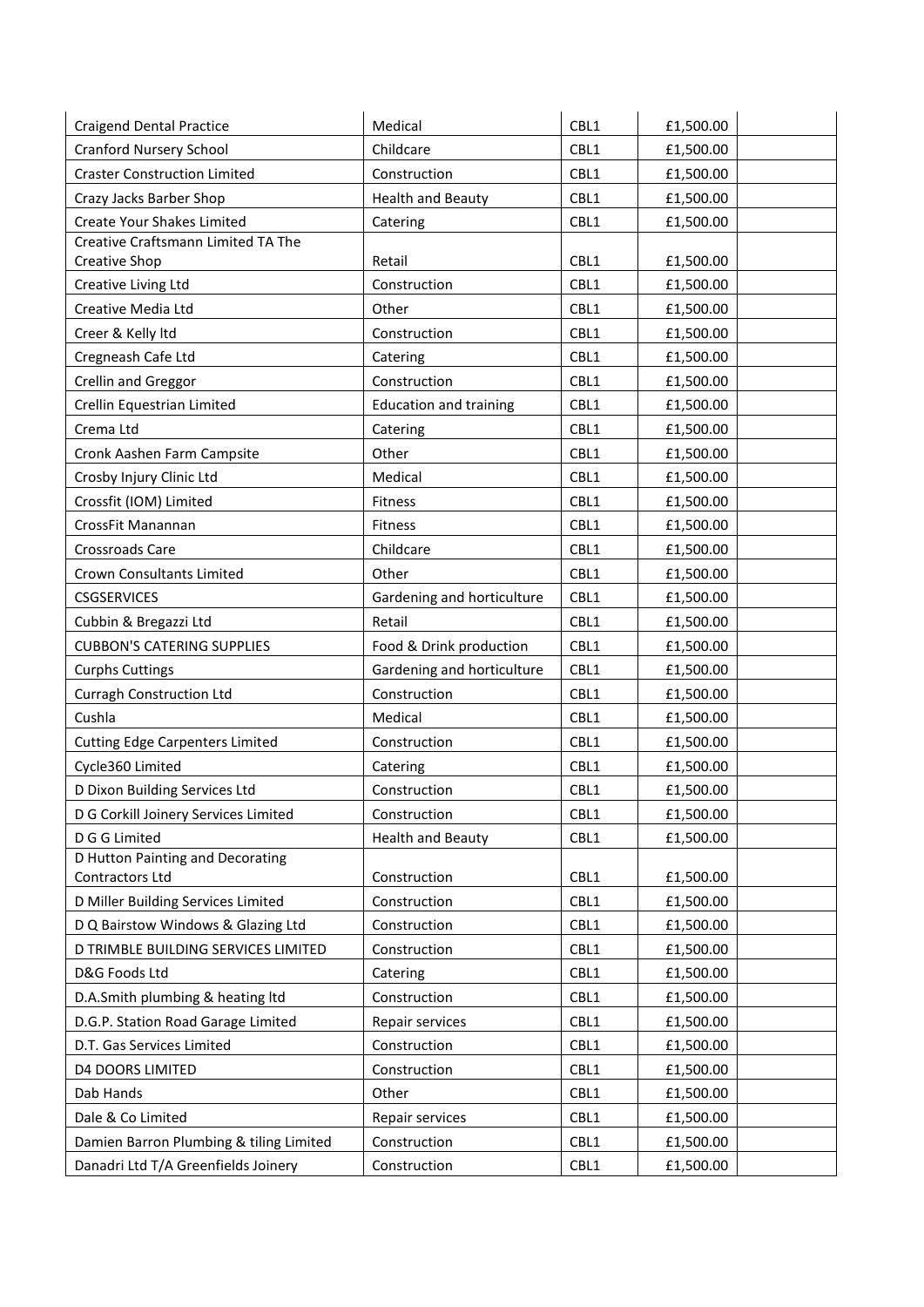| | | | | |
|---|---|---|---|---|
| Craigend Dental Practice | Medical | CBL1 | £1,500.00 | |
| Cranford Nursery School | Childcare | CBL1 | £1,500.00 | |
| Craster Construction Limited | Construction | CBL1 | £1,500.00 | |
| Crazy Jacks Barber Shop | Health and Beauty | CBL1 | £1,500.00 | |
| Create Your Shakes Limited | Catering | CBL1 | £1,500.00 | |
| Creative Craftsmann Limited TA The Creative Shop | Retail | CBL1 | £1,500.00 | |
| Creative Living Ltd | Construction | CBL1 | £1,500.00 | |
| Creative Media Ltd | Other | CBL1 | £1,500.00 | |
| Creer & Kelly ltd | Construction | CBL1 | £1,500.00 | |
| Cregneash Cafe Ltd | Catering | CBL1 | £1,500.00 | |
| Crellin and Greggor | Construction | CBL1 | £1,500.00 | |
| Crellin Equestrian Limited | Education and training | CBL1 | £1,500.00 | |
| Crema Ltd | Catering | CBL1 | £1,500.00 | |
| Cronk Aashen Farm Campsite | Other | CBL1 | £1,500.00 | |
| Crosby Injury Clinic Ltd | Medical | CBL1 | £1,500.00 | |
| Crossfit (IOM) Limited | Fitness | CBL1 | £1,500.00 | |
| CrossFit Manannan | Fitness | CBL1 | £1,500.00 | |
| Crossroads Care | Childcare | CBL1 | £1,500.00 | |
| Crown Consultants Limited | Other | CBL1 | £1,500.00 | |
| CSGSERVICES | Gardening and horticulture | CBL1 | £1,500.00 | |
| Cubbin & Bregazzi Ltd | Retail | CBL1 | £1,500.00 | |
| CUBBON'S CATERING SUPPLIES | Food & Drink production | CBL1 | £1,500.00 | |
| Curphs Cuttings | Gardening and horticulture | CBL1 | £1,500.00 | |
| Curragh Construction Ltd | Construction | CBL1 | £1,500.00 | |
| Cushla | Medical | CBL1 | £1,500.00 | |
| Cutting Edge Carpenters Limited | Construction | CBL1 | £1,500.00 | |
| Cycle360 Limited | Catering | CBL1 | £1,500.00 | |
| D Dixon Building Services Ltd | Construction | CBL1 | £1,500.00 | |
| D G Corkill Joinery Services Limited | Construction | CBL1 | £1,500.00 | |
| D G G Limited | Health and Beauty | CBL1 | £1,500.00 | |
| D Hutton Painting and Decorating Contractors Ltd | Construction | CBL1 | £1,500.00 | |
| D Miller Building Services Limited | Construction | CBL1 | £1,500.00 | |
| D Q Bairstow Windows & Glazing Ltd | Construction | CBL1 | £1,500.00 | |
| D TRIMBLE BUILDING SERVICES LIMITED | Construction | CBL1 | £1,500.00 | |
| D&G Foods Ltd | Catering | CBL1 | £1,500.00 | |
| D.A.Smith plumbing & heating ltd | Construction | CBL1 | £1,500.00 | |
| D.G.P. Station Road Garage Limited | Repair services | CBL1 | £1,500.00 | |
| D.T. Gas Services Limited | Construction | CBL1 | £1,500.00 | |
| D4 DOORS LIMITED | Construction | CBL1 | £1,500.00 | |
| Dab Hands | Other | CBL1 | £1,500.00 | |
| Dale & Co Limited | Repair services | CBL1 | £1,500.00 | |
| Damien Barron Plumbing & tiling Limited | Construction | CBL1 | £1,500.00 | |
| Danadri Ltd T/A Greenfields Joinery | Construction | CBL1 | £1,500.00 | |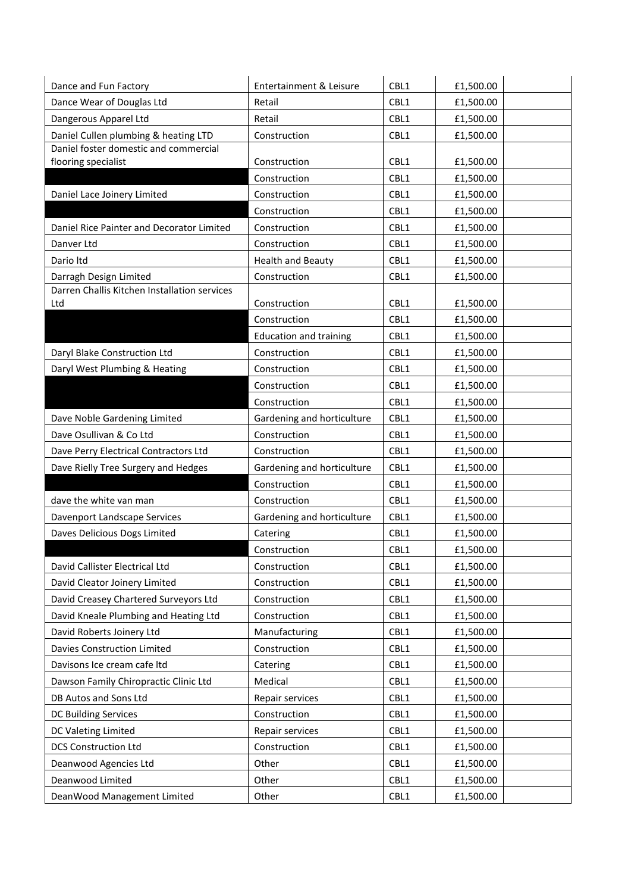| Dance and Fun Factory | Entertainment & Leisure | CBL1 | £1,500.00 | |
|---|---|---|---|---|
| Dance Wear of Douglas Ltd | Retail | CBL1 | £1,500.00 | |
| Dangerous Apparel Ltd | Retail | CBL1 | £1,500.00 | |
| Daniel Cullen plumbing & heating LTD | Construction | CBL1 | £1,500.00 | |
| Daniel foster domestic and commercial flooring specialist | Construction | CBL1 | £1,500.00 | |
| | Construction | CBL1 | £1,500.00 | |
| Daniel Lace Joinery Limited | Construction | CBL1 | £1,500.00 | |
| | Construction | CBL1 | £1,500.00 | |
| Daniel Rice Painter and Decorator Limited | Construction | CBL1 | £1,500.00 | |
| Danver Ltd | Construction | CBL1 | £1,500.00 | |
| Dario ltd | Health and Beauty | CBL1 | £1,500.00 | |
| Darragh Design Limited | Construction | CBL1 | £1,500.00 | |
| Darren Challis Kitchen Installation services Ltd | Construction | CBL1 | £1,500.00 | |
| | Construction | CBL1 | £1,500.00 | |
| | Education and training | CBL1 | £1,500.00 | |
| Daryl Blake Construction Ltd | Construction | CBL1 | £1,500.00 | |
| Daryl West Plumbing & Heating | Construction | CBL1 | £1,500.00 | |
| | Construction | CBL1 | £1,500.00 | |
| | Construction | CBL1 | £1,500.00 | |
| Dave Noble Gardening Limited | Gardening and horticulture | CBL1 | £1,500.00 | |
| Dave Osullivan & Co Ltd | Construction | CBL1 | £1,500.00 | |
| Dave Perry Electrical Contractors Ltd | Construction | CBL1 | £1,500.00 | |
| Dave Rielly Tree Surgery and Hedges | Gardening and horticulture | CBL1 | £1,500.00 | |
| | Construction | CBL1 | £1,500.00 | |
| dave the white van man | Construction | CBL1 | £1,500.00 | |
| Davenport Landscape Services | Gardening and horticulture | CBL1 | £1,500.00 | |
| Daves Delicious Dogs Limited | Catering | CBL1 | £1,500.00 | |
| | Construction | CBL1 | £1,500.00 | |
| David Callister Electrical Ltd | Construction | CBL1 | £1,500.00 | |
| David Cleator Joinery Limited | Construction | CBL1 | £1,500.00 | |
| David Creasey Chartered Surveyors Ltd | Construction | CBL1 | £1,500.00 | |
| David Kneale Plumbing and Heating Ltd | Construction | CBL1 | £1,500.00 | |
| David Roberts Joinery Ltd | Manufacturing | CBL1 | £1,500.00 | |
| Davies Construction Limited | Construction | CBL1 | £1,500.00 | |
| Davisons Ice cream cafe ltd | Catering | CBL1 | £1,500.00 | |
| Dawson Family Chiropractic Clinic Ltd | Medical | CBL1 | £1,500.00 | |
| DB Autos and Sons Ltd | Repair services | CBL1 | £1,500.00 | |
| DC Building Services | Construction | CBL1 | £1,500.00 | |
| DC Valeting Limited | Repair services | CBL1 | £1,500.00 | |
| DCS Construction Ltd | Construction | CBL1 | £1,500.00 | |
| Deanwood Agencies Ltd | Other | CBL1 | £1,500.00 | |
| Deanwood Limited | Other | CBL1 | £1,500.00 | |
| DeanWood Management Limited | Other | CBL1 | £1,500.00 | |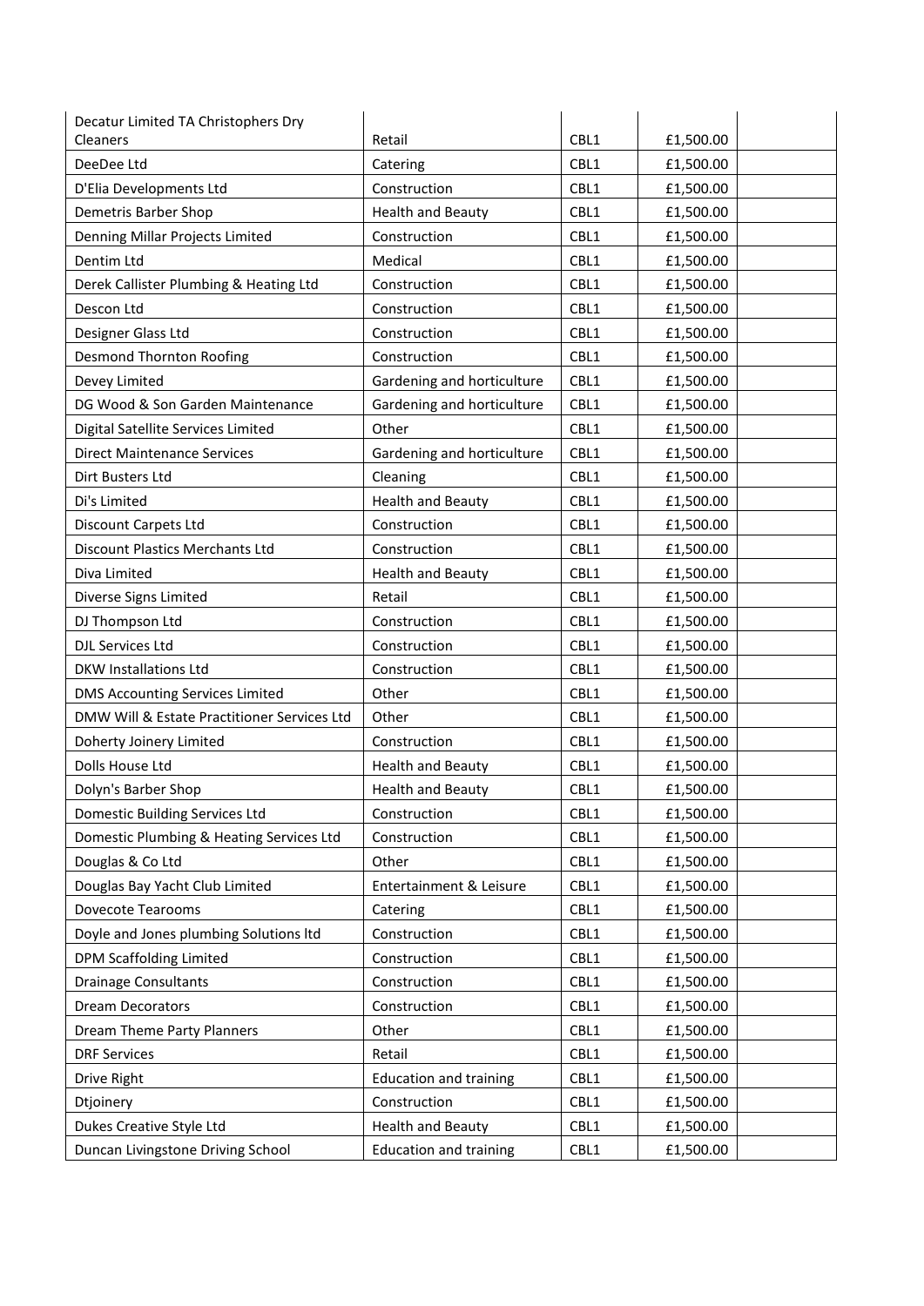| | | | | |
|---|---|---|---|---|
| Decatur Limited TA Christophers Dry Cleaners | Retail | CBL1 | £1,500.00 | |
| DeeDee Ltd | Catering | CBL1 | £1,500.00 | |
| D'Elia Developments Ltd | Construction | CBL1 | £1,500.00 | |
| Demetris Barber Shop | Health and Beauty | CBL1 | £1,500.00 | |
| Denning Millar Projects Limited | Construction | CBL1 | £1,500.00 | |
| Dentim Ltd | Medical | CBL1 | £1,500.00 | |
| Derek Callister Plumbing & Heating Ltd | Construction | CBL1 | £1,500.00 | |
| Descon Ltd | Construction | CBL1 | £1,500.00 | |
| Designer Glass Ltd | Construction | CBL1 | £1,500.00 | |
| Desmond Thornton Roofing | Construction | CBL1 | £1,500.00 | |
| Devey Limited | Gardening and horticulture | CBL1 | £1,500.00 | |
| DG Wood & Son Garden Maintenance | Gardening and horticulture | CBL1 | £1,500.00 | |
| Digital Satellite Services Limited | Other | CBL1 | £1,500.00 | |
| Direct Maintenance Services | Gardening and horticulture | CBL1 | £1,500.00 | |
| Dirt Busters Ltd | Cleaning | CBL1 | £1,500.00 | |
| Di's Limited | Health and Beauty | CBL1 | £1,500.00 | |
| Discount Carpets Ltd | Construction | CBL1 | £1,500.00 | |
| Discount Plastics Merchants Ltd | Construction | CBL1 | £1,500.00 | |
| Diva Limited | Health and Beauty | CBL1 | £1,500.00 | |
| Diverse Signs Limited | Retail | CBL1 | £1,500.00 | |
| DJ Thompson Ltd | Construction | CBL1 | £1,500.00 | |
| DJL Services Ltd | Construction | CBL1 | £1,500.00 | |
| DKW Installations Ltd | Construction | CBL1 | £1,500.00 | |
| DMS Accounting Services Limited | Other | CBL1 | £1,500.00 | |
| DMW Will & Estate Practitioner Services Ltd | Other | CBL1 | £1,500.00 | |
| Doherty Joinery Limited | Construction | CBL1 | £1,500.00 | |
| Dolls House Ltd | Health and Beauty | CBL1 | £1,500.00 | |
| Dolyn's Barber Shop | Health and Beauty | CBL1 | £1,500.00 | |
| Domestic Building Services Ltd | Construction | CBL1 | £1,500.00 | |
| Domestic Plumbing & Heating Services Ltd | Construction | CBL1 | £1,500.00 | |
| Douglas & Co Ltd | Other | CBL1 | £1,500.00 | |
| Douglas Bay Yacht Club Limited | Entertainment & Leisure | CBL1 | £1,500.00 | |
| Dovecote Tearooms | Catering | CBL1 | £1,500.00 | |
| Doyle and Jones plumbing Solutions ltd | Construction | CBL1 | £1,500.00 | |
| DPM Scaffolding Limited | Construction | CBL1 | £1,500.00 | |
| Drainage Consultants | Construction | CBL1 | £1,500.00 | |
| Dream Decorators | Construction | CBL1 | £1,500.00 | |
| Dream Theme Party Planners | Other | CBL1 | £1,500.00 | |
| DRF Services | Retail | CBL1 | £1,500.00 | |
| Drive Right | Education and training | CBL1 | £1,500.00 | |
| Dtjoinery | Construction | CBL1 | £1,500.00 | |
| Dukes Creative Style Ltd | Health and Beauty | CBL1 | £1,500.00 | |
| Duncan Livingstone Driving School | Education and training | CBL1 | £1,500.00 | |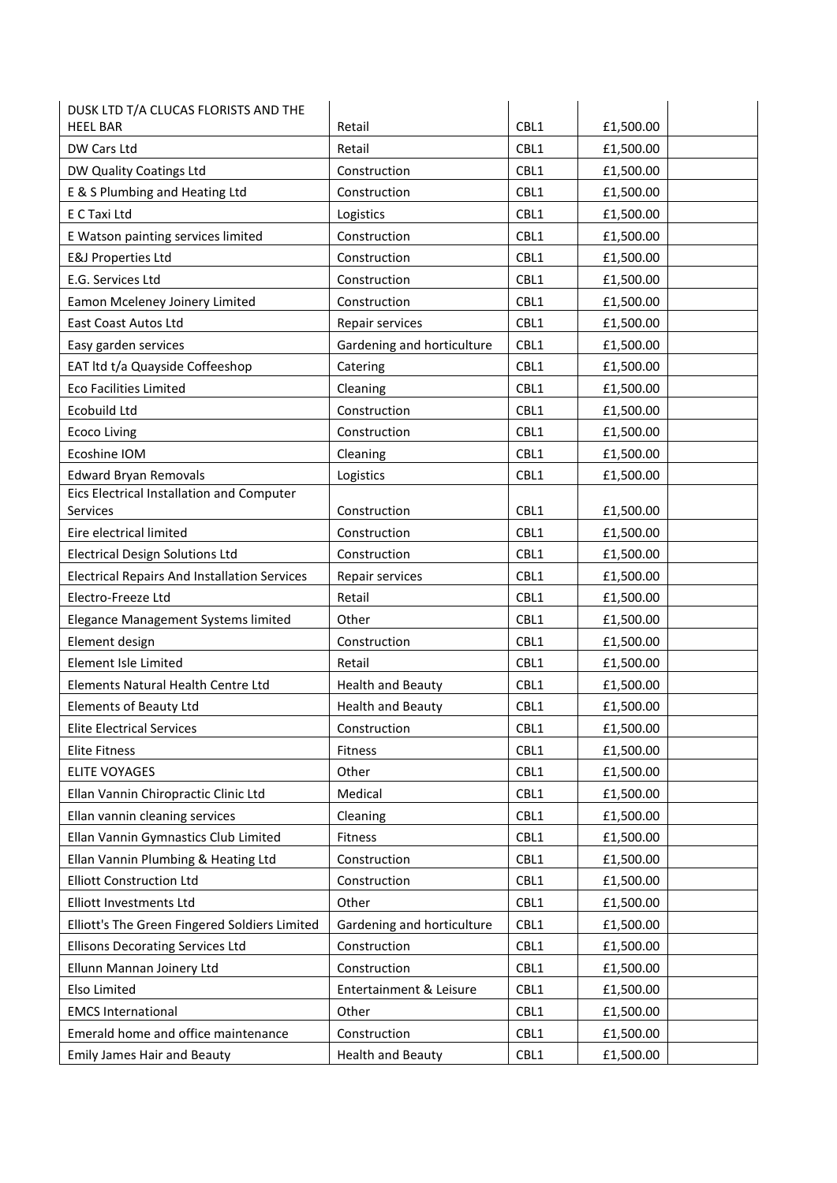| DUSK LTD T/A CLUCAS FLORISTS AND THE HEEL BAR | Retail | CBL1 | £1,500.00 | |
|---|---|---|---|---|
| DW Cars Ltd | Retail | CBL1 | £1,500.00 | |
| DW Quality Coatings Ltd | Construction | CBL1 | £1,500.00 | |
| E & S Plumbing and Heating Ltd | Construction | CBL1 | £1,500.00 | |
| E C Taxi Ltd | Logistics | CBL1 | £1,500.00 | |
| E Watson painting services limited | Construction | CBL1 | £1,500.00 | |
| E&J Properties Ltd | Construction | CBL1 | £1,500.00 | |
| E.G. Services Ltd | Construction | CBL1 | £1,500.00 | |
| Eamon Mceleney Joinery Limited | Construction | CBL1 | £1,500.00 | |
| East Coast Autos Ltd | Repair services | CBL1 | £1,500.00 | |
| Easy garden services | Gardening and horticulture | CBL1 | £1,500.00 | |
| EAT ltd t/a Quayside Coffeeshop | Catering | CBL1 | £1,500.00 | |
| Eco Facilities Limited | Cleaning | CBL1 | £1,500.00 | |
| Ecobuild Ltd | Construction | CBL1 | £1,500.00 | |
| Ecoco Living | Construction | CBL1 | £1,500.00 | |
| Ecoshine IOM | Cleaning | CBL1 | £1,500.00 | |
| Edward Bryan Removals | Logistics | CBL1 | £1,500.00 | |
| Eics Electrical Installation and Computer Services | Construction | CBL1 | £1,500.00 | |
| Eire electrical limited | Construction | CBL1 | £1,500.00 | |
| Electrical Design Solutions Ltd | Construction | CBL1 | £1,500.00 | |
| Electrical Repairs And Installation Services | Repair services | CBL1 | £1,500.00 | |
| Electro-Freeze Ltd | Retail | CBL1 | £1,500.00 | |
| Elegance Management Systems limited | Other | CBL1 | £1,500.00 | |
| Element design | Construction | CBL1 | £1,500.00 | |
| Element Isle Limited | Retail | CBL1 | £1,500.00 | |
| Elements Natural Health Centre Ltd | Health and Beauty | CBL1 | £1,500.00 | |
| Elements of Beauty Ltd | Health and Beauty | CBL1 | £1,500.00 | |
| Elite Electrical Services | Construction | CBL1 | £1,500.00 | |
| Elite Fitness | Fitness | CBL1 | £1,500.00 | |
| ELITE VOYAGES | Other | CBL1 | £1,500.00 | |
| Ellan Vannin Chiropractic Clinic Ltd | Medical | CBL1 | £1,500.00 | |
| Ellan vannin cleaning services | Cleaning | CBL1 | £1,500.00 | |
| Ellan Vannin Gymnastics Club Limited | Fitness | CBL1 | £1,500.00 | |
| Ellan Vannin Plumbing & Heating Ltd | Construction | CBL1 | £1,500.00 | |
| Elliott Construction Ltd | Construction | CBL1 | £1,500.00 | |
| Elliott Investments Ltd | Other | CBL1 | £1,500.00 | |
| Elliott's The Green Fingered Soldiers Limited | Gardening and horticulture | CBL1 | £1,500.00 | |
| Ellisons Decorating Services Ltd | Construction | CBL1 | £1,500.00 | |
| Ellunn Mannan Joinery Ltd | Construction | CBL1 | £1,500.00 | |
| Elso Limited | Entertainment & Leisure | CBL1 | £1,500.00 | |
| EMCS International | Other | CBL1 | £1,500.00 | |
| Emerald home and office maintenance | Construction | CBL1 | £1,500.00 | |
| Emily James Hair and Beauty | Health and Beauty | CBL1 | £1,500.00 | |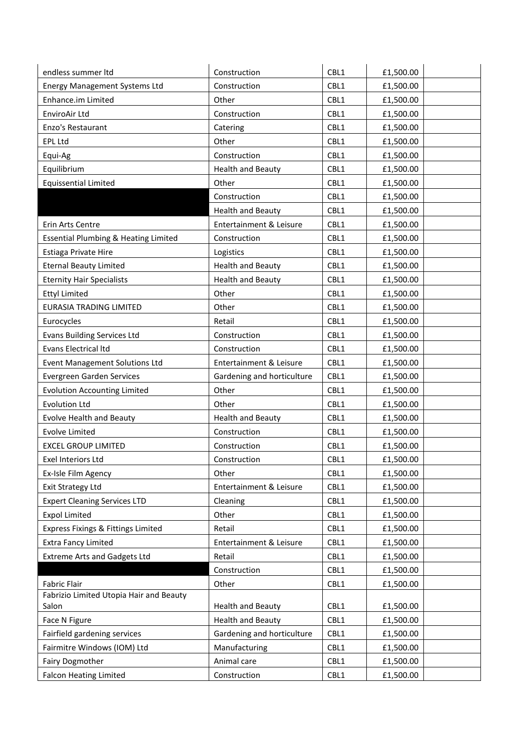| | | | | |
|---|---|---|---|---|
| endless summer ltd | Construction | CBL1 | £1,500.00 | |
| Energy Management Systems Ltd | Construction | CBL1 | £1,500.00 | |
| Enhance.im Limited | Other | CBL1 | £1,500.00 | |
| EnviroAir Ltd | Construction | CBL1 | £1,500.00 | |
| Enzo's Restaurant | Catering | CBL1 | £1,500.00 | |
| EPL Ltd | Other | CBL1 | £1,500.00 | |
| Equi-Ag | Construction | CBL1 | £1,500.00 | |
| Equilibrium | Health and Beauty | CBL1 | £1,500.00 | |
| Equissential Limited | Other | CBL1 | £1,500.00 | |
| | Construction | CBL1 | £1,500.00 | |
| | Health and Beauty | CBL1 | £1,500.00 | |
| Erin Arts Centre | Entertainment & Leisure | CBL1 | £1,500.00 | |
| Essential Plumbing & Heating Limited | Construction | CBL1 | £1,500.00 | |
| Estiaga Private Hire | Logistics | CBL1 | £1,500.00 | |
| Eternal Beauty Limited | Health and Beauty | CBL1 | £1,500.00 | |
| Eternity Hair Specialists | Health and Beauty | CBL1 | £1,500.00 | |
| Ettyl Limited | Other | CBL1 | £1,500.00 | |
| EURASIA TRADING LIMITED | Other | CBL1 | £1,500.00 | |
| Eurocycles | Retail | CBL1 | £1,500.00 | |
| Evans Building Services Ltd | Construction | CBL1 | £1,500.00 | |
| Evans Electrical ltd | Construction | CBL1 | £1,500.00 | |
| Event Management Solutions Ltd | Entertainment & Leisure | CBL1 | £1,500.00 | |
| Evergreen Garden Services | Gardening and horticulture | CBL1 | £1,500.00 | |
| Evolution Accounting Limited | Other | CBL1 | £1,500.00 | |
| Evolution Ltd | Other | CBL1 | £1,500.00 | |
| Evolve Health and Beauty | Health and Beauty | CBL1 | £1,500.00 | |
| Evolve Limited | Construction | CBL1 | £1,500.00 | |
| EXCEL GROUP LIMITED | Construction | CBL1 | £1,500.00 | |
| Exel Interiors Ltd | Construction | CBL1 | £1,500.00 | |
| Ex-Isle Film Agency | Other | CBL1 | £1,500.00 | |
| Exit Strategy Ltd | Entertainment & Leisure | CBL1 | £1,500.00 | |
| Expert Cleaning Services LTD | Cleaning | CBL1 | £1,500.00 | |
| Expol Limited | Other | CBL1 | £1,500.00 | |
| Express Fixings & Fittings Limited | Retail | CBL1 | £1,500.00 | |
| Extra Fancy Limited | Entertainment & Leisure | CBL1 | £1,500.00 | |
| Extreme Arts and Gadgets Ltd | Retail | CBL1 | £1,500.00 | |
| | Construction | CBL1 | £1,500.00 | |
| Fabric Flair | Other | CBL1 | £1,500.00 | |
| Fabrizio Limited Utopia Hair and Beauty Salon | Health and Beauty | CBL1 | £1,500.00 | |
| Face N Figure | Health and Beauty | CBL1 | £1,500.00 | |
| Fairfield gardening services | Gardening and horticulture | CBL1 | £1,500.00 | |
| Fairmitre Windows (IOM) Ltd | Manufacturing | CBL1 | £1,500.00 | |
| Fairy Dogmother | Animal care | CBL1 | £1,500.00 | |
| Falcon Heating Limited | Construction | CBL1 | £1,500.00 | |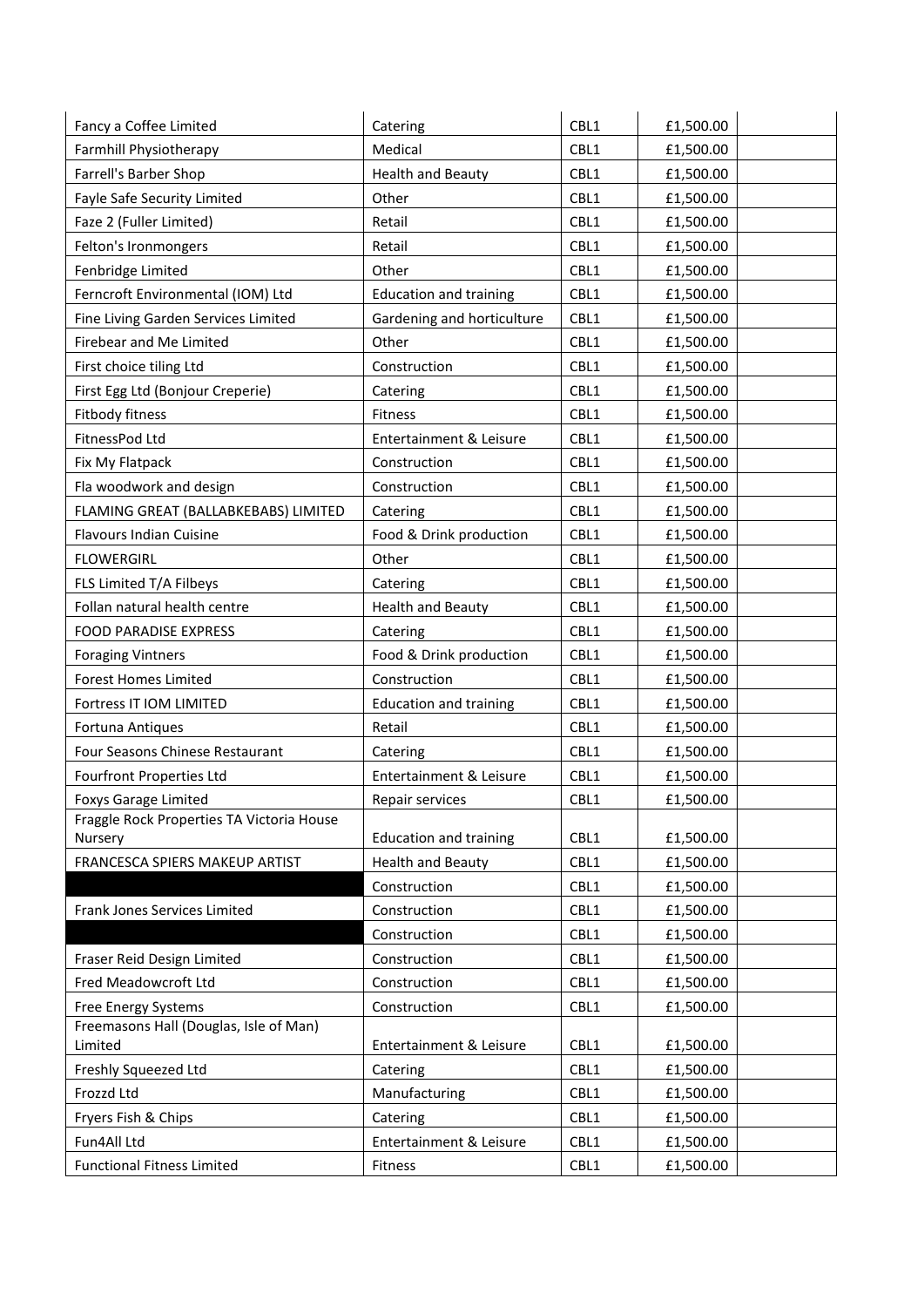| | | | | |
|---|---|---|---|---|
| Fancy a Coffee Limited | Catering | CBL1 | £1,500.00 | |
| Farmhill Physiotherapy | Medical | CBL1 | £1,500.00 | |
| Farrell's Barber Shop | Health and Beauty | CBL1 | £1,500.00 | |
| Fayle Safe Security Limited | Other | CBL1 | £1,500.00 | |
| Faze 2 (Fuller Limited) | Retail | CBL1 | £1,500.00 | |
| Felton's Ironmongers | Retail | CBL1 | £1,500.00 | |
| Fenbridge Limited | Other | CBL1 | £1,500.00 | |
| Ferncroft Environmental (IOM) Ltd | Education and training | CBL1 | £1,500.00 | |
| Fine Living Garden Services Limited | Gardening and horticulture | CBL1 | £1,500.00 | |
| Firebear and Me Limited | Other | CBL1 | £1,500.00 | |
| First choice tiling Ltd | Construction | CBL1 | £1,500.00 | |
| First Egg Ltd (Bonjour Creperie) | Catering | CBL1 | £1,500.00 | |
| Fitbody fitness | Fitness | CBL1 | £1,500.00 | |
| FitnessPod Ltd | Entertainment & Leisure | CBL1 | £1,500.00 | |
| Fix My Flatpack | Construction | CBL1 | £1,500.00 | |
| Fla woodwork and design | Construction | CBL1 | £1,500.00 | |
| FLAMING GREAT (BALLABKEBABS) LIMITED | Catering | CBL1 | £1,500.00 | |
| Flavours Indian Cuisine | Food & Drink production | CBL1 | £1,500.00 | |
| FLOWERGIRL | Other | CBL1 | £1,500.00 | |
| FLS Limited T/A Filbeys | Catering | CBL1 | £1,500.00 | |
| Follan natural health centre | Health and Beauty | CBL1 | £1,500.00 | |
| FOOD PARADISE EXPRESS | Catering | CBL1 | £1,500.00 | |
| Foraging Vintners | Food & Drink production | CBL1 | £1,500.00 | |
| Forest Homes Limited | Construction | CBL1 | £1,500.00 | |
| Fortress IT IOM LIMITED | Education and training | CBL1 | £1,500.00 | |
| Fortuna Antiques | Retail | CBL1 | £1,500.00 | |
| Four Seasons Chinese Restaurant | Catering | CBL1 | £1,500.00 | |
| Fourfront Properties Ltd | Entertainment & Leisure | CBL1 | £1,500.00 | |
| Foxys Garage Limited | Repair services | CBL1 | £1,500.00 | |
| Fraggle Rock Properties TA Victoria House Nursery | Education and training | CBL1 | £1,500.00 | |
| FRANCESCA SPIERS MAKEUP ARTIST | Health and Beauty | CBL1 | £1,500.00 | |
| | Construction | CBL1 | £1,500.00 | |
| Frank Jones Services Limited | Construction | CBL1 | £1,500.00 | |
| | Construction | CBL1 | £1,500.00 | |
| Fraser Reid Design Limited | Construction | CBL1 | £1,500.00 | |
| Fred Meadowcroft Ltd | Construction | CBL1 | £1,500.00 | |
| Free Energy Systems | Construction | CBL1 | £1,500.00 | |
| Freemasons Hall (Douglas, Isle of Man) Limited | Entertainment & Leisure | CBL1 | £1,500.00 | |
| Freshly Squeezed Ltd | Catering | CBL1 | £1,500.00 | |
| Frozzd Ltd | Manufacturing | CBL1 | £1,500.00 | |
| Fryers Fish & Chips | Catering | CBL1 | £1,500.00 | |
| Fun4All Ltd | Entertainment & Leisure | CBL1 | £1,500.00 | |
| Functional Fitness Limited | Fitness | CBL1 | £1,500.00 | |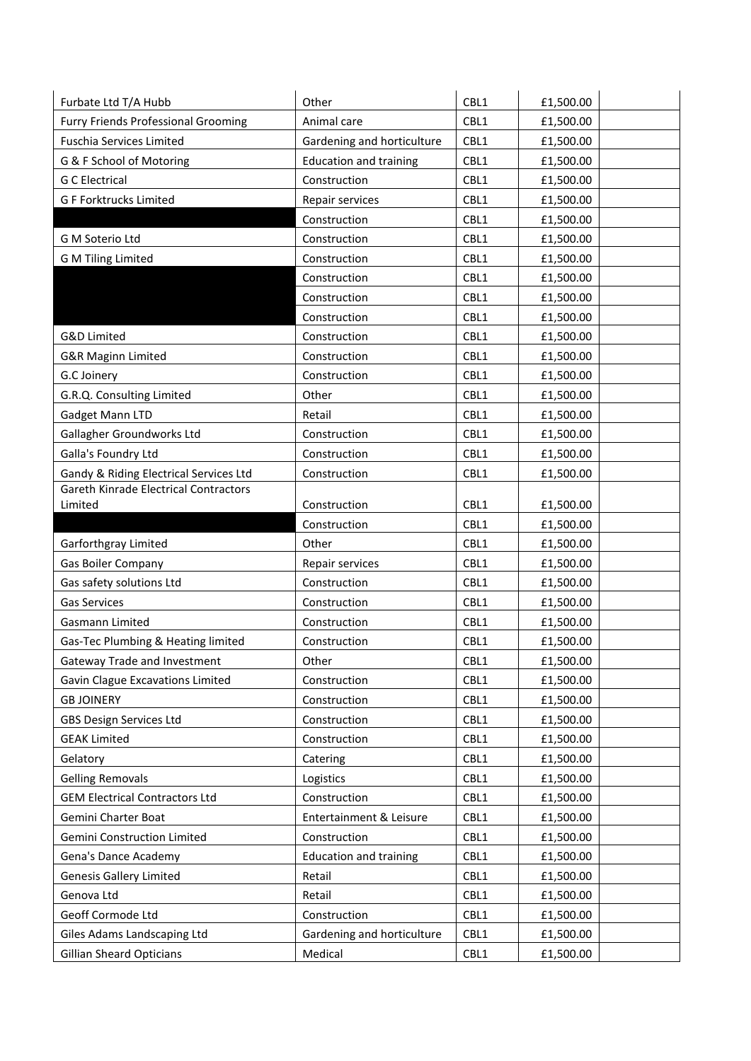| | | | | |
|---|---|---|---|---|
| Furbate Ltd T/A Hubb | Other | CBL1 | £1,500.00 | |
| Furry Friends Professional Grooming | Animal care | CBL1 | £1,500.00 | |
| Fuschia Services Limited | Gardening and horticulture | CBL1 | £1,500.00 | |
| G & F School of Motoring | Education and training | CBL1 | £1,500.00 | |
| G C Electrical | Construction | CBL1 | £1,500.00 | |
| G F Forktrucks Limited | Repair services | CBL1 | £1,500.00 | |
| | Construction | CBL1 | £1,500.00 | |
| G M Soterio Ltd | Construction | CBL1 | £1,500.00 | |
| G M Tiling Limited | Construction | CBL1 | £1,500.00 | |
| | Construction | CBL1 | £1,500.00 | |
| | Construction | CBL1 | £1,500.00 | |
| | Construction | CBL1 | £1,500.00 | |
| G&D Limited | Construction | CBL1 | £1,500.00 | |
| G&R Maginn Limited | Construction | CBL1 | £1,500.00 | |
| G.C Joinery | Construction | CBL1 | £1,500.00 | |
| G.R.Q. Consulting Limited | Other | CBL1 | £1,500.00 | |
| Gadget Mann LTD | Retail | CBL1 | £1,500.00 | |
| Gallagher Groundworks Ltd | Construction | CBL1 | £1,500.00 | |
| Galla's Foundry Ltd | Construction | CBL1 | £1,500.00 | |
| Gandy & Riding Electrical Services Ltd | Construction | CBL1 | £1,500.00 | |
| Gareth Kinrade Electrical Contractors Limited | Construction | CBL1 | £1,500.00 | |
| | Construction | CBL1 | £1,500.00 | |
| Garforthgray Limited | Other | CBL1 | £1,500.00 | |
| Gas Boiler Company | Repair services | CBL1 | £1,500.00 | |
| Gas safety solutions Ltd | Construction | CBL1 | £1,500.00 | |
| Gas Services | Construction | CBL1 | £1,500.00 | |
| Gasmann Limited | Construction | CBL1 | £1,500.00 | |
| Gas-Tec Plumbing & Heating limited | Construction | CBL1 | £1,500.00 | |
| Gateway Trade and Investment | Other | CBL1 | £1,500.00 | |
| Gavin Clague Excavations Limited | Construction | CBL1 | £1,500.00 | |
| GB JOINERY | Construction | CBL1 | £1,500.00 | |
| GBS Design Services Ltd | Construction | CBL1 | £1,500.00 | |
| GEAK Limited | Construction | CBL1 | £1,500.00 | |
| Gelatory | Catering | CBL1 | £1,500.00 | |
| Gelling Removals | Logistics | CBL1 | £1,500.00 | |
| GEM Electrical Contractors Ltd | Construction | CBL1 | £1,500.00 | |
| Gemini Charter Boat | Entertainment & Leisure | CBL1 | £1,500.00 | |
| Gemini Construction Limited | Construction | CBL1 | £1,500.00 | |
| Gena's Dance Academy | Education and training | CBL1 | £1,500.00 | |
| Genesis Gallery Limited | Retail | CBL1 | £1,500.00 | |
| Genova Ltd | Retail | CBL1 | £1,500.00 | |
| Geoff Cormode Ltd | Construction | CBL1 | £1,500.00 | |
| Giles Adams Landscaping Ltd | Gardening and horticulture | CBL1 | £1,500.00 | |
| Gillian Sheard Opticians | Medical | CBL1 | £1,500.00 | |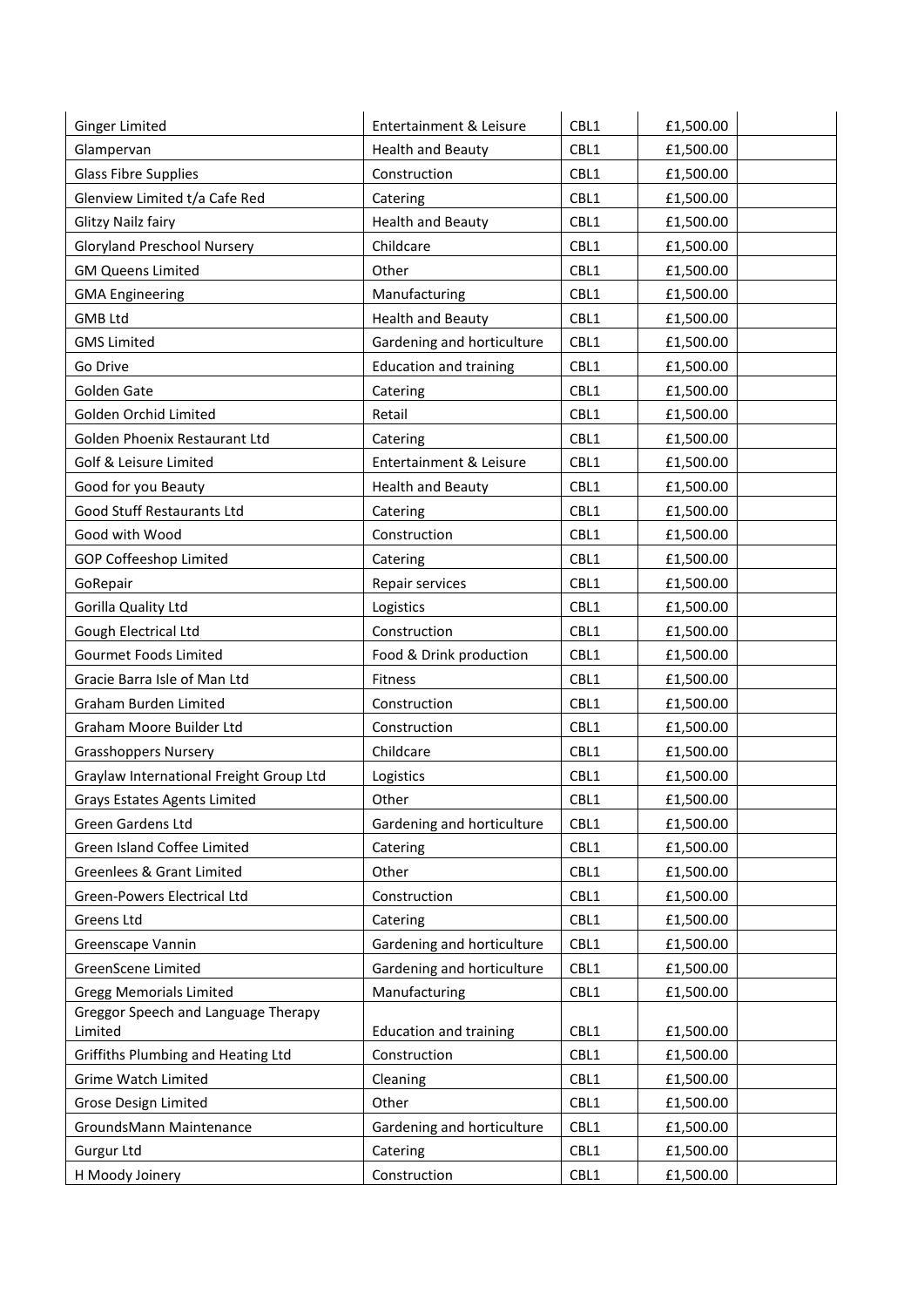| | | | | |
|---|---|---|---|---|
| Ginger Limited | Entertainment & Leisure | CBL1 | £1,500.00 | |
| Glampervan | Health and Beauty | CBL1 | £1,500.00 | |
| Glass Fibre Supplies | Construction | CBL1 | £1,500.00 | |
| Glenview Limited t/a Cafe Red | Catering | CBL1 | £1,500.00 | |
| Glitzy Nailz fairy | Health and Beauty | CBL1 | £1,500.00 | |
| Gloryland Preschool Nursery | Childcare | CBL1 | £1,500.00 | |
| GM Queens Limited | Other | CBL1 | £1,500.00 | |
| GMA Engineering | Manufacturing | CBL1 | £1,500.00 | |
| GMB Ltd | Health and Beauty | CBL1 | £1,500.00 | |
| GMS Limited | Gardening and horticulture | CBL1 | £1,500.00 | |
| Go Drive | Education and training | CBL1 | £1,500.00 | |
| Golden Gate | Catering | CBL1 | £1,500.00 | |
| Golden Orchid Limited | Retail | CBL1 | £1,500.00 | |
| Golden Phoenix Restaurant Ltd | Catering | CBL1 | £1,500.00 | |
| Golf & Leisure Limited | Entertainment & Leisure | CBL1 | £1,500.00 | |
| Good for you Beauty | Health and Beauty | CBL1 | £1,500.00 | |
| Good Stuff Restaurants Ltd | Catering | CBL1 | £1,500.00 | |
| Good with Wood | Construction | CBL1 | £1,500.00 | |
| GOP Coffeeshop Limited | Catering | CBL1 | £1,500.00 | |
| GoRepair | Repair services | CBL1 | £1,500.00 | |
| Gorilla Quality Ltd | Logistics | CBL1 | £1,500.00 | |
| Gough Electrical Ltd | Construction | CBL1 | £1,500.00 | |
| Gourmet Foods Limited | Food & Drink production | CBL1 | £1,500.00 | |
| Gracie Barra Isle of Man Ltd | Fitness | CBL1 | £1,500.00 | |
| Graham Burden Limited | Construction | CBL1 | £1,500.00 | |
| Graham Moore Builder Ltd | Construction | CBL1 | £1,500.00 | |
| Grasshoppers Nursery | Childcare | CBL1 | £1,500.00 | |
| Graylaw International Freight Group Ltd | Logistics | CBL1 | £1,500.00 | |
| Grays Estates Agents Limited | Other | CBL1 | £1,500.00 | |
| Green Gardens Ltd | Gardening and horticulture | CBL1 | £1,500.00 | |
| Green Island Coffee Limited | Catering | CBL1 | £1,500.00 | |
| Greenlees & Grant Limited | Other | CBL1 | £1,500.00 | |
| Green-Powers Electrical Ltd | Construction | CBL1 | £1,500.00 | |
| Greens Ltd | Catering | CBL1 | £1,500.00 | |
| Greenscape Vannin | Gardening and horticulture | CBL1 | £1,500.00 | |
| GreenScene Limited | Gardening and horticulture | CBL1 | £1,500.00 | |
| Gregg Memorials Limited | Manufacturing | CBL1 | £1,500.00 | |
| Greggor Speech and Language Therapy Limited | Education and training | CBL1 | £1,500.00 | |
| Griffiths Plumbing and Heating Ltd | Construction | CBL1 | £1,500.00 | |
| Grime Watch Limited | Cleaning | CBL1 | £1,500.00 | |
| Grose Design Limited | Other | CBL1 | £1,500.00 | |
| GroundsMann Maintenance | Gardening and horticulture | CBL1 | £1,500.00 | |
| Gurgur Ltd | Catering | CBL1 | £1,500.00 | |
| H Moody Joinery | Construction | CBL1 | £1,500.00 | |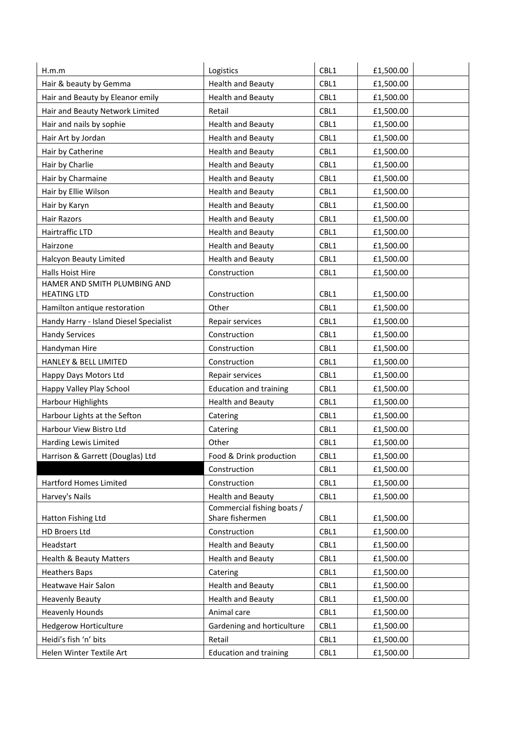| | | | | |
|---|---|---|---|---|
| H.m.m | Logistics | CBL1 | £1,500.00 | |
| Hair & beauty by Gemma | Health and Beauty | CBL1 | £1,500.00 | |
| Hair and Beauty by Eleanor emily | Health and Beauty | CBL1 | £1,500.00 | |
| Hair and Beauty Network Limited | Retail | CBL1 | £1,500.00 | |
| Hair and nails by sophie | Health and Beauty | CBL1 | £1,500.00 | |
| Hair Art by Jordan | Health and Beauty | CBL1 | £1,500.00 | |
| Hair by Catherine | Health and Beauty | CBL1 | £1,500.00 | |
| Hair by Charlie | Health and Beauty | CBL1 | £1,500.00 | |
| Hair by Charmaine | Health and Beauty | CBL1 | £1,500.00 | |
| Hair by Ellie Wilson | Health and Beauty | CBL1 | £1,500.00 | |
| Hair by Karyn | Health and Beauty | CBL1 | £1,500.00 | |
| Hair Razors | Health and Beauty | CBL1 | £1,500.00 | |
| Hairtraffic LTD | Health and Beauty | CBL1 | £1,500.00 | |
| Hairzone | Health and Beauty | CBL1 | £1,500.00 | |
| Halcyon Beauty Limited | Health and Beauty | CBL1 | £1,500.00 | |
| Halls Hoist Hire | Construction | CBL1 | £1,500.00 | |
| HAMER AND SMITH PLUMBING AND HEATING LTD | Construction | CBL1 | £1,500.00 | |
| Hamilton antique restoration | Other | CBL1 | £1,500.00 | |
| Handy Harry - Island Diesel Specialist | Repair services | CBL1 | £1,500.00 | |
| Handy Services | Construction | CBL1 | £1,500.00 | |
| Handyman Hire | Construction | CBL1 | £1,500.00 | |
| HANLEY & BELL LIMITED | Construction | CBL1 | £1,500.00 | |
| Happy Days Motors Ltd | Repair services | CBL1 | £1,500.00 | |
| Happy Valley Play School | Education and training | CBL1 | £1,500.00 | |
| Harbour Highlights | Health and Beauty | CBL1 | £1,500.00 | |
| Harbour Lights at the Sefton | Catering | CBL1 | £1,500.00 | |
| Harbour View Bistro Ltd | Catering | CBL1 | £1,500.00 | |
| Harding Lewis Limited | Other | CBL1 | £1,500.00 | |
| Harrison & Garrett (Douglas) Ltd | Food & Drink production | CBL1 | £1,500.00 | |
| | Construction | CBL1 | £1,500.00 | |
| Hartford Homes Limited | Construction | CBL1 | £1,500.00 | |
| Harvey's Nails | Health and Beauty | CBL1 | £1,500.00 | |
| Hatton Fishing Ltd | Commercial fishing boats / Share fishermen | CBL1 | £1,500.00 | |
| HD Broers Ltd | Construction | CBL1 | £1,500.00 | |
| Headstart | Health and Beauty | CBL1 | £1,500.00 | |
| Health & Beauty Matters | Health and Beauty | CBL1 | £1,500.00 | |
| Heathers Baps | Catering | CBL1 | £1,500.00 | |
| Heatwave Hair Salon | Health and Beauty | CBL1 | £1,500.00 | |
| Heavenly Beauty | Health and Beauty | CBL1 | £1,500.00 | |
| Heavenly Hounds | Animal care | CBL1 | £1,500.00 | |
| Hedgerow Horticulture | Gardening and horticulture | CBL1 | £1,500.00 | |
| Heidi's fish 'n' bits | Retail | CBL1 | £1,500.00 | |
| Helen Winter Textile Art | Education and training | CBL1 | £1,500.00 | |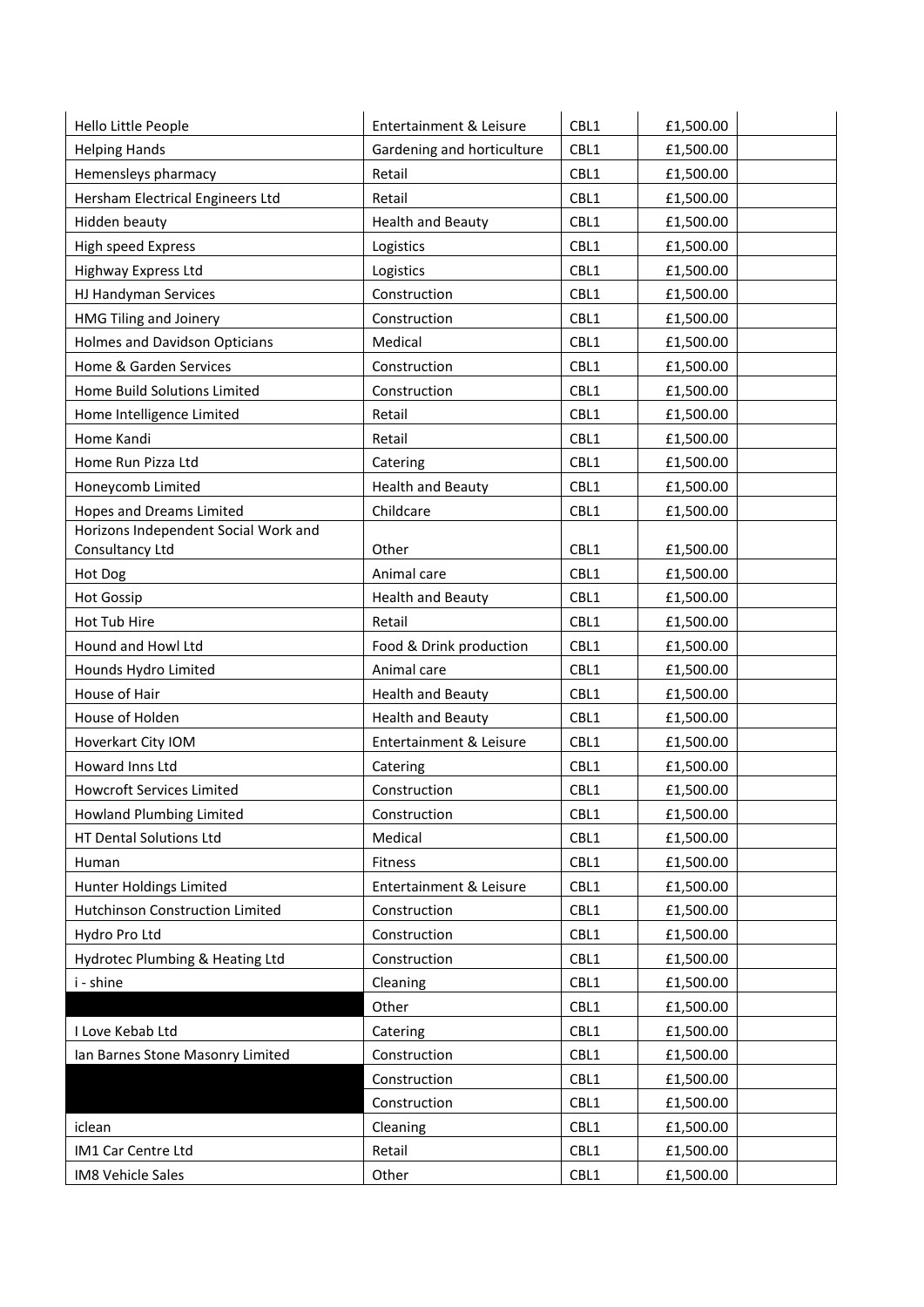| | | | | |
|---|---|---|---|---|
| Hello Little People | Entertainment & Leisure | CBL1 | £1,500.00 | |
| Helping Hands | Gardening and horticulture | CBL1 | £1,500.00 | |
| Hemensleys pharmacy | Retail | CBL1 | £1,500.00 | |
| Hersham Electrical Engineers Ltd | Retail | CBL1 | £1,500.00 | |
| Hidden beauty | Health and Beauty | CBL1 | £1,500.00 | |
| High speed Express | Logistics | CBL1 | £1,500.00 | |
| Highway Express Ltd | Logistics | CBL1 | £1,500.00 | |
| HJ Handyman Services | Construction | CBL1 | £1,500.00 | |
| HMG Tiling and Joinery | Construction | CBL1 | £1,500.00 | |
| Holmes and Davidson Opticians | Medical | CBL1 | £1,500.00 | |
| Home & Garden Services | Construction | CBL1 | £1,500.00 | |
| Home Build Solutions Limited | Construction | CBL1 | £1,500.00 | |
| Home Intelligence Limited | Retail | CBL1 | £1,500.00 | |
| Home Kandi | Retail | CBL1 | £1,500.00 | |
| Home Run Pizza Ltd | Catering | CBL1 | £1,500.00 | |
| Honeycomb Limited | Health and Beauty | CBL1 | £1,500.00 | |
| Hopes and Dreams Limited | Childcare | CBL1 | £1,500.00 | |
| Horizons Independent Social Work and Consultancy Ltd | Other | CBL1 | £1,500.00 | |
| Hot Dog | Animal care | CBL1 | £1,500.00 | |
| Hot Gossip | Health and Beauty | CBL1 | £1,500.00 | |
| Hot Tub Hire | Retail | CBL1 | £1,500.00 | |
| Hound and Howl Ltd | Food & Drink production | CBL1 | £1,500.00 | |
| Hounds Hydro Limited | Animal care | CBL1 | £1,500.00 | |
| House of Hair | Health and Beauty | CBL1 | £1,500.00 | |
| House of Holden | Health and Beauty | CBL1 | £1,500.00 | |
| Hoverkart City IOM | Entertainment & Leisure | CBL1 | £1,500.00 | |
| Howard Inns Ltd | Catering | CBL1 | £1,500.00 | |
| Howcroft Services Limited | Construction | CBL1 | £1,500.00 | |
| Howland Plumbing Limited | Construction | CBL1 | £1,500.00 | |
| HT Dental Solutions Ltd | Medical | CBL1 | £1,500.00 | |
| Human | Fitness | CBL1 | £1,500.00 | |
| Hunter Holdings Limited | Entertainment & Leisure | CBL1 | £1,500.00 | |
| Hutchinson Construction Limited | Construction | CBL1 | £1,500.00 | |
| Hydro Pro Ltd | Construction | CBL1 | £1,500.00 | |
| Hydrotec Plumbing & Heating Ltd | Construction | CBL1 | £1,500.00 | |
| i - shine | Cleaning | CBL1 | £1,500.00 | |
| | Other | CBL1 | £1,500.00 | |
| I Love Kebab Ltd | Catering | CBL1 | £1,500.00 | |
| Ian Barnes Stone Masonry Limited | Construction | CBL1 | £1,500.00 | |
| | Construction | CBL1 | £1,500.00 | |
| | Construction | CBL1 | £1,500.00 | |
| iclean | Cleaning | CBL1 | £1,500.00 | |
| IM1 Car Centre Ltd | Retail | CBL1 | £1,500.00 | |
| IM8 Vehicle Sales | Other | CBL1 | £1,500.00 | |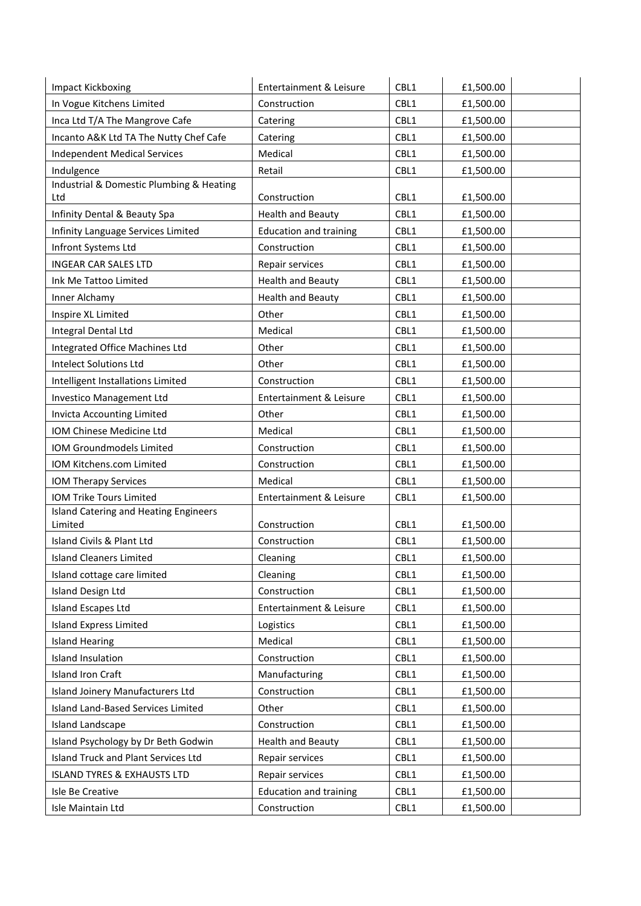| | | | | |
|---|---|---|---|---|
| Impact Kickboxing | Entertainment & Leisure | CBL1 | £1,500.00 | |
| In Vogue Kitchens Limited | Construction | CBL1 | £1,500.00 | |
| Inca Ltd T/A The Mangrove Cafe | Catering | CBL1 | £1,500.00 | |
| Incanto A&K Ltd TA The Nutty Chef Cafe | Catering | CBL1 | £1,500.00 | |
| Independent Medical Services | Medical | CBL1 | £1,500.00 | |
| Indulgence | Retail | CBL1 | £1,500.00 | |
| Industrial & Domestic Plumbing & Heating Ltd | Construction | CBL1 | £1,500.00 | |
| Infinity Dental & Beauty Spa | Health and Beauty | CBL1 | £1,500.00 | |
| Infinity Language Services Limited | Education and training | CBL1 | £1,500.00 | |
| Infront Systems Ltd | Construction | CBL1 | £1,500.00 | |
| INGEAR CAR SALES LTD | Repair services | CBL1 | £1,500.00 | |
| Ink Me Tattoo Limited | Health and Beauty | CBL1 | £1,500.00 | |
| Inner Alchamy | Health and Beauty | CBL1 | £1,500.00 | |
| Inspire XL Limited | Other | CBL1 | £1,500.00 | |
| Integral Dental Ltd | Medical | CBL1 | £1,500.00 | |
| Integrated Office Machines Ltd | Other | CBL1 | £1,500.00 | |
| Intelect Solutions Ltd | Other | CBL1 | £1,500.00 | |
| Intelligent Installations Limited | Construction | CBL1 | £1,500.00 | |
| Investico Management Ltd | Entertainment & Leisure | CBL1 | £1,500.00 | |
| Invicta Accounting Limited | Other | CBL1 | £1,500.00 | |
| IOM Chinese Medicine Ltd | Medical | CBL1 | £1,500.00 | |
| IOM Groundmodels Limited | Construction | CBL1 | £1,500.00 | |
| IOM Kitchens.com Limited | Construction | CBL1 | £1,500.00 | |
| IOM Therapy Services | Medical | CBL1 | £1,500.00 | |
| IOM Trike Tours Limited | Entertainment & Leisure | CBL1 | £1,500.00 | |
| Island Catering and Heating Engineers Limited | Construction | CBL1 | £1,500.00 | |
| Island Civils & Plant Ltd | Construction | CBL1 | £1,500.00 | |
| Island Cleaners Limited | Cleaning | CBL1 | £1,500.00 | |
| Island cottage care limited | Cleaning | CBL1 | £1,500.00 | |
| Island Design Ltd | Construction | CBL1 | £1,500.00 | |
| Island Escapes Ltd | Entertainment & Leisure | CBL1 | £1,500.00 | |
| Island Express Limited | Logistics | CBL1 | £1,500.00 | |
| Island Hearing | Medical | CBL1 | £1,500.00 | |
| Island Insulation | Construction | CBL1 | £1,500.00 | |
| Island Iron Craft | Manufacturing | CBL1 | £1,500.00 | |
| Island Joinery Manufacturers Ltd | Construction | CBL1 | £1,500.00 | |
| Island Land-Based Services Limited | Other | CBL1 | £1,500.00 | |
| Island Landscape | Construction | CBL1 | £1,500.00 | |
| Island Psychology by Dr Beth Godwin | Health and Beauty | CBL1 | £1,500.00 | |
| Island Truck and Plant Services Ltd | Repair services | CBL1 | £1,500.00 | |
| ISLAND TYRES & EXHAUSTS LTD | Repair services | CBL1 | £1,500.00 | |
| Isle Be Creative | Education and training | CBL1 | £1,500.00 | |
| Isle Maintain Ltd | Construction | CBL1 | £1,500.00 | |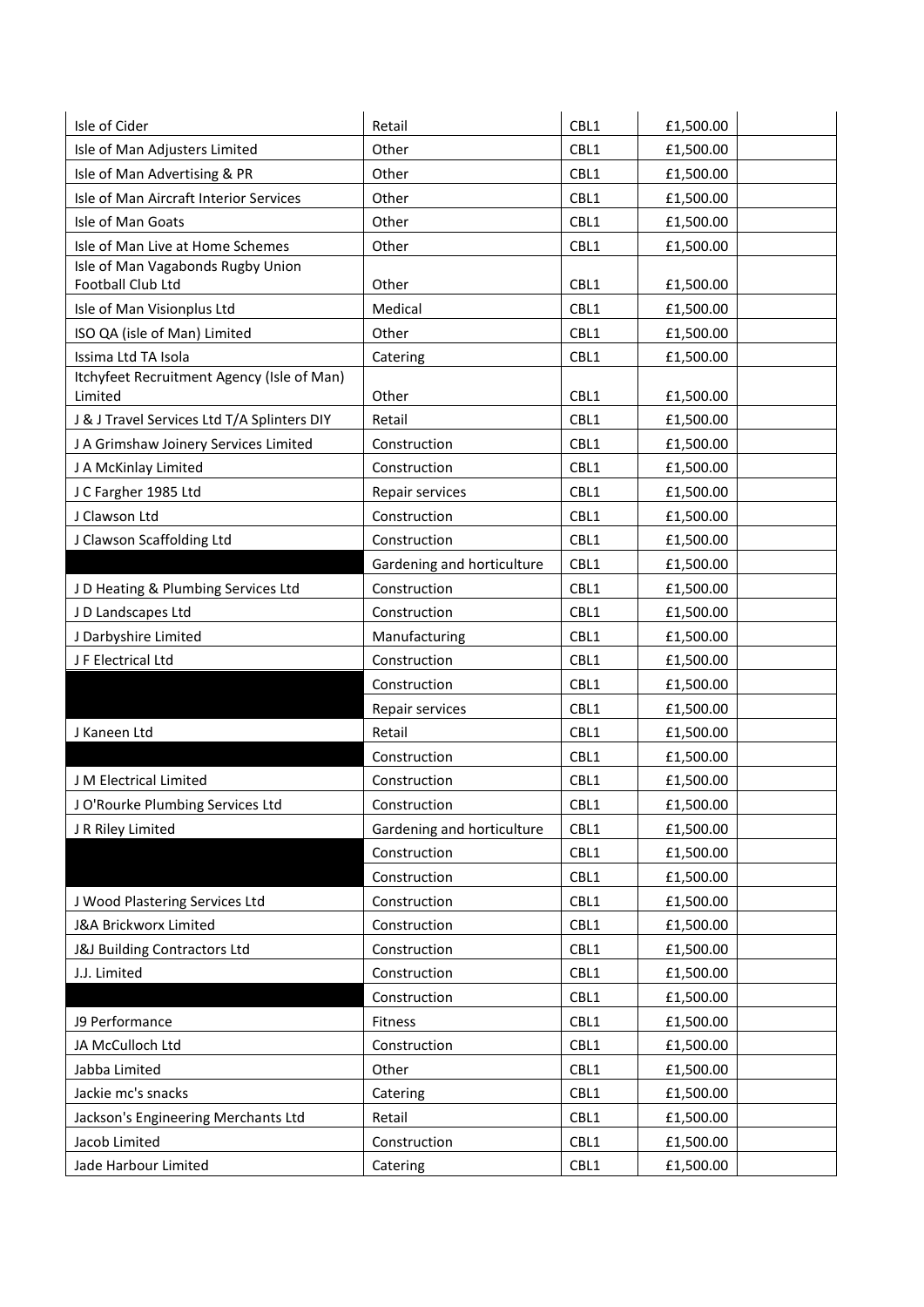| | | | | |
|---|---|---|---|---|
| Isle of Cider | Retail | CBL1 | £1,500.00 | |
| Isle of Man Adjusters Limited | Other | CBL1 | £1,500.00 | |
| Isle of Man Advertising & PR | Other | CBL1 | £1,500.00 | |
| Isle of Man Aircraft Interior Services | Other | CBL1 | £1,500.00 | |
| Isle of Man Goats | Other | CBL1 | £1,500.00 | |
| Isle of Man Live at Home Schemes | Other | CBL1 | £1,500.00 | |
| Isle of Man Vagabonds Rugby Union Football Club Ltd | Other | CBL1 | £1,500.00 | |
| Isle of Man Visionplus Ltd | Medical | CBL1 | £1,500.00 | |
| ISO QA (isle of Man) Limited | Other | CBL1 | £1,500.00 | |
| Issima Ltd TA Isola | Catering | CBL1 | £1,500.00 | |
| Itchyfeet Recruitment Agency (Isle of Man) Limited | Other | CBL1 | £1,500.00 | |
| J & J Travel Services Ltd T/A Splinters DIY | Retail | CBL1 | £1,500.00 | |
| J A Grimshaw Joinery Services Limited | Construction | CBL1 | £1,500.00 | |
| J A McKinlay Limited | Construction | CBL1 | £1,500.00 | |
| J C Fargher 1985 Ltd | Repair services | CBL1 | £1,500.00 | |
| J Clawson Ltd | Construction | CBL1 | £1,500.00 | |
| J Clawson Scaffolding Ltd | Construction | CBL1 | £1,500.00 | |
| | Gardening and horticulture | CBL1 | £1,500.00 | |
| J D Heating & Plumbing Services Ltd | Construction | CBL1 | £1,500.00 | |
| J D Landscapes Ltd | Construction | CBL1 | £1,500.00 | |
| J Darbyshire Limited | Manufacturing | CBL1 | £1,500.00 | |
| J F Electrical Ltd | Construction | CBL1 | £1,500.00 | |
| | Construction | CBL1 | £1,500.00 | |
| | Repair services | CBL1 | £1,500.00 | |
| J Kaneen Ltd | Retail | CBL1 | £1,500.00 | |
| | Construction | CBL1 | £1,500.00 | |
| J M Electrical Limited | Construction | CBL1 | £1,500.00 | |
| J O'Rourke Plumbing Services Ltd | Construction | CBL1 | £1,500.00 | |
| J R Riley Limited | Gardening and horticulture | CBL1 | £1,500.00 | |
| | Construction | CBL1 | £1,500.00 | |
| | Construction | CBL1 | £1,500.00 | |
| J Wood Plastering Services Ltd | Construction | CBL1 | £1,500.00 | |
| J&A Brickworx Limited | Construction | CBL1 | £1,500.00 | |
| J&J Building Contractors Ltd | Construction | CBL1 | £1,500.00 | |
| J.J. Limited | Construction | CBL1 | £1,500.00 | |
| | Construction | CBL1 | £1,500.00 | |
| J9 Performance | Fitness | CBL1 | £1,500.00 | |
| JA McCulloch Ltd | Construction | CBL1 | £1,500.00 | |
| Jabba Limited | Other | CBL1 | £1,500.00 | |
| Jackie mc's snacks | Catering | CBL1 | £1,500.00 | |
| Jackson's Engineering Merchants Ltd | Retail | CBL1 | £1,500.00 | |
| Jacob Limited | Construction | CBL1 | £1,500.00 | |
| Jade Harbour Limited | Catering | CBL1 | £1,500.00 | |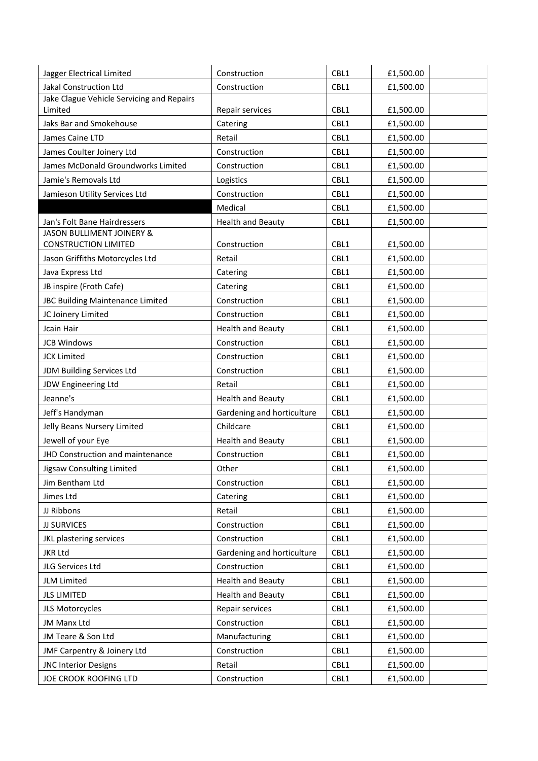| | | | | |
|---|---|---|---|---|
| Jagger Electrical Limited | Construction | CBL1 | £1,500.00 | |
| Jakal Construction Ltd | Construction | CBL1 | £1,500.00 | |
| Jake Clague Vehicle Servicing and Repairs Limited | Repair services | CBL1 | £1,500.00 | |
| Jaks Bar and Smokehouse | Catering | CBL1 | £1,500.00 | |
| James Caine LTD | Retail | CBL1 | £1,500.00 | |
| James Coulter Joinery Ltd | Construction | CBL1 | £1,500.00 | |
| James McDonald Groundworks Limited | Construction | CBL1 | £1,500.00 | |
| Jamie's Removals Ltd | Logistics | CBL1 | £1,500.00 | |
| Jamieson Utility Services Ltd | Construction | CBL1 | £1,500.00 | |
| | Medical | CBL1 | £1,500.00 | |
| Jan's Folt Bane Hairdressers | Health and Beauty | CBL1 | £1,500.00 | |
| JASON BULLIMENT JOINERY & CONSTRUCTION LIMITED | Construction | CBL1 | £1,500.00 | |
| Jason Griffiths Motorcycles Ltd | Retail | CBL1 | £1,500.00 | |
| Java Express Ltd | Catering | CBL1 | £1,500.00 | |
| JB inspire (Froth Cafe) | Catering | CBL1 | £1,500.00 | |
| JBC Building Maintenance Limited | Construction | CBL1 | £1,500.00 | |
| JC Joinery Limited | Construction | CBL1 | £1,500.00 | |
| Jcain Hair | Health and Beauty | CBL1 | £1,500.00 | |
| JCB Windows | Construction | CBL1 | £1,500.00 | |
| JCK Limited | Construction | CBL1 | £1,500.00 | |
| JDM Building Services Ltd | Construction | CBL1 | £1,500.00 | |
| JDW Engineering Ltd | Retail | CBL1 | £1,500.00 | |
| Jeanne's | Health and Beauty | CBL1 | £1,500.00 | |
| Jeff's Handyman | Gardening and horticulture | CBL1 | £1,500.00 | |
| Jelly Beans Nursery Limited | Childcare | CBL1 | £1,500.00 | |
| Jewell of your Eye | Health and Beauty | CBL1 | £1,500.00 | |
| JHD Construction and maintenance | Construction | CBL1 | £1,500.00 | |
| Jigsaw Consulting Limited | Other | CBL1 | £1,500.00 | |
| Jim Bentham Ltd | Construction | CBL1 | £1,500.00 | |
| Jimes Ltd | Catering | CBL1 | £1,500.00 | |
| JJ Ribbons | Retail | CBL1 | £1,500.00 | |
| JJ SURVICES | Construction | CBL1 | £1,500.00 | |
| JKL plastering services | Construction | CBL1 | £1,500.00 | |
| JKR Ltd | Gardening and horticulture | CBL1 | £1,500.00 | |
| JLG Services Ltd | Construction | CBL1 | £1,500.00 | |
| JLM Limited | Health and Beauty | CBL1 | £1,500.00 | |
| JLS LIMITED | Health and Beauty | CBL1 | £1,500.00 | |
| JLS Motorcycles | Repair services | CBL1 | £1,500.00 | |
| JM Manx Ltd | Construction | CBL1 | £1,500.00 | |
| JM Teare & Son Ltd | Manufacturing | CBL1 | £1,500.00 | |
| JMF Carpentry & Joinery Ltd | Construction | CBL1 | £1,500.00 | |
| JNC Interior Designs | Retail | CBL1 | £1,500.00 | |
| JOE CROOK ROOFING LTD | Construction | CBL1 | £1,500.00 | |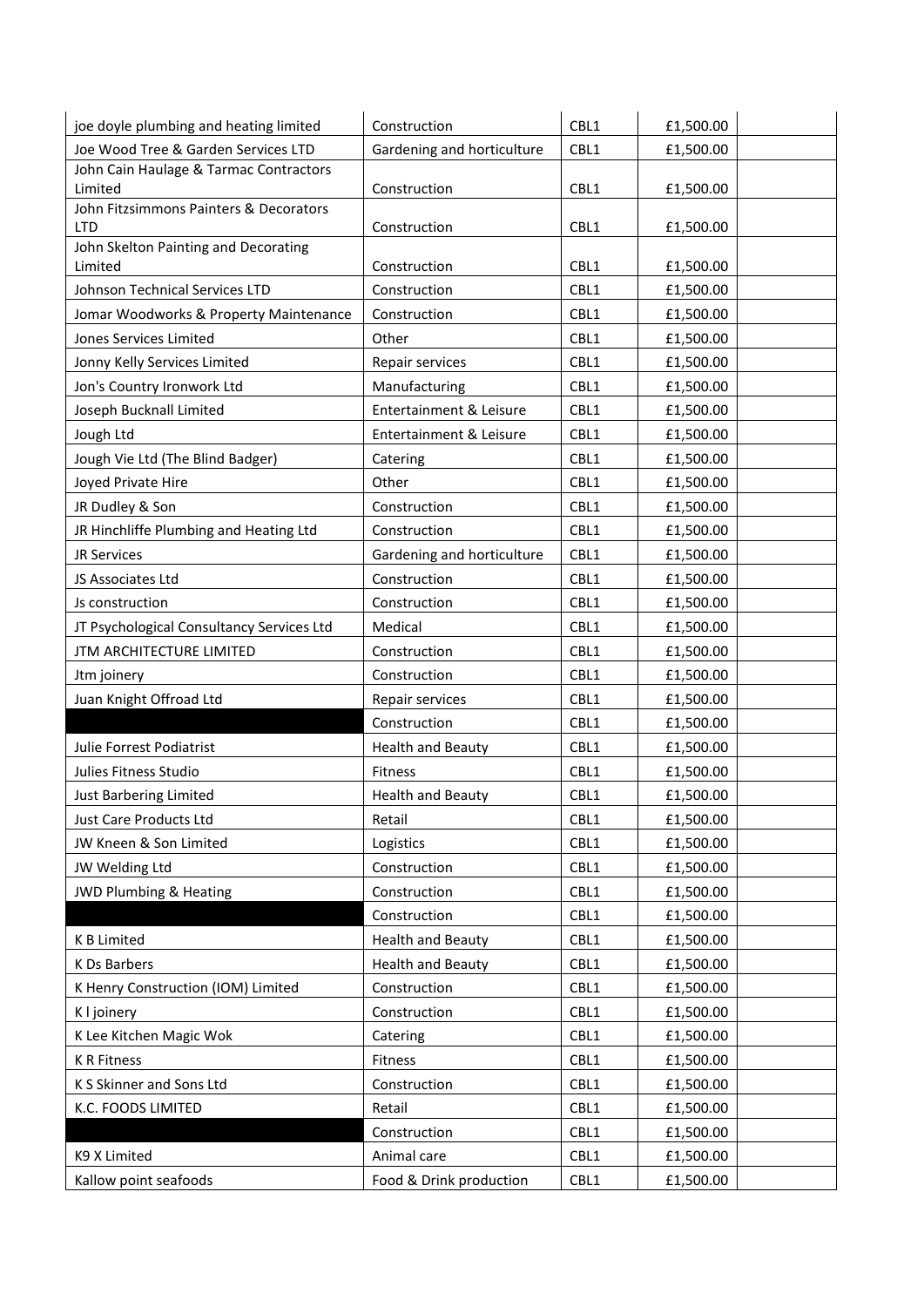| | | | | |
|---|---|---|---|---|
| joe doyle plumbing and heating limited | Construction | CBL1 | £1,500.00 | |
| Joe Wood Tree & Garden Services LTD | Gardening and horticulture | CBL1 | £1,500.00 | |
| John Cain Haulage & Tarmac Contractors Limited | Construction | CBL1 | £1,500.00 | |
| John Fitzsimmons Painters & Decorators LTD | Construction | CBL1 | £1,500.00 | |
| John Skelton Painting and Decorating Limited | Construction | CBL1 | £1,500.00 | |
| Johnson Technical Services LTD | Construction | CBL1 | £1,500.00 | |
| Jomar Woodworks & Property Maintenance | Construction | CBL1 | £1,500.00 | |
| Jones Services Limited | Other | CBL1 | £1,500.00 | |
| Jonny Kelly Services Limited | Repair services | CBL1 | £1,500.00 | |
| Jon's Country Ironwork Ltd | Manufacturing | CBL1 | £1,500.00 | |
| Joseph Bucknall Limited | Entertainment & Leisure | CBL1 | £1,500.00 | |
| Jough Ltd | Entertainment & Leisure | CBL1 | £1,500.00 | |
| Jough Vie Ltd (The Blind Badger) | Catering | CBL1 | £1,500.00 | |
| Joyed Private Hire | Other | CBL1 | £1,500.00 | |
| JR Dudley & Son | Construction | CBL1 | £1,500.00 | |
| JR Hinchliffe Plumbing and Heating Ltd | Construction | CBL1 | £1,500.00 | |
| JR Services | Gardening and horticulture | CBL1 | £1,500.00 | |
| JS Associates Ltd | Construction | CBL1 | £1,500.00 | |
| Js construction | Construction | CBL1 | £1,500.00 | |
| JT Psychological Consultancy Services Ltd | Medical | CBL1 | £1,500.00 | |
| JTM ARCHITECTURE LIMITED | Construction | CBL1 | £1,500.00 | |
| Jtm joinery | Construction | CBL1 | £1,500.00 | |
| Juan Knight Offroad Ltd | Repair services | CBL1 | £1,500.00 | |
| | Construction | CBL1 | £1,500.00 | |
| Julie Forrest Podiatrist | Health and Beauty | CBL1 | £1,500.00 | |
| Julies Fitness Studio | Fitness | CBL1 | £1,500.00 | |
| Just Barbering Limited | Health and Beauty | CBL1 | £1,500.00 | |
| Just Care Products Ltd | Retail | CBL1 | £1,500.00 | |
| JW Kneen & Son Limited | Logistics | CBL1 | £1,500.00 | |
| JW Welding Ltd | Construction | CBL1 | £1,500.00 | |
| JWD Plumbing & Heating | Construction | CBL1 | £1,500.00 | |
| | Construction | CBL1 | £1,500.00 | |
| K B Limited | Health and Beauty | CBL1 | £1,500.00 | |
| K Ds Barbers | Health and Beauty | CBL1 | £1,500.00 | |
| K Henry Construction (IOM) Limited | Construction | CBL1 | £1,500.00 | |
| K l joinery | Construction | CBL1 | £1,500.00 | |
| K Lee Kitchen Magic Wok | Catering | CBL1 | £1,500.00 | |
| K R Fitness | Fitness | CBL1 | £1,500.00 | |
| K S Skinner and Sons Ltd | Construction | CBL1 | £1,500.00 | |
| K.C. FOODS LIMITED | Retail | CBL1 | £1,500.00 | |
| | Construction | CBL1 | £1,500.00 | |
| K9 X Limited | Animal care | CBL1 | £1,500.00 | |
| Kallow point seafoods | Food & Drink production | CBL1 | £1,500.00 | |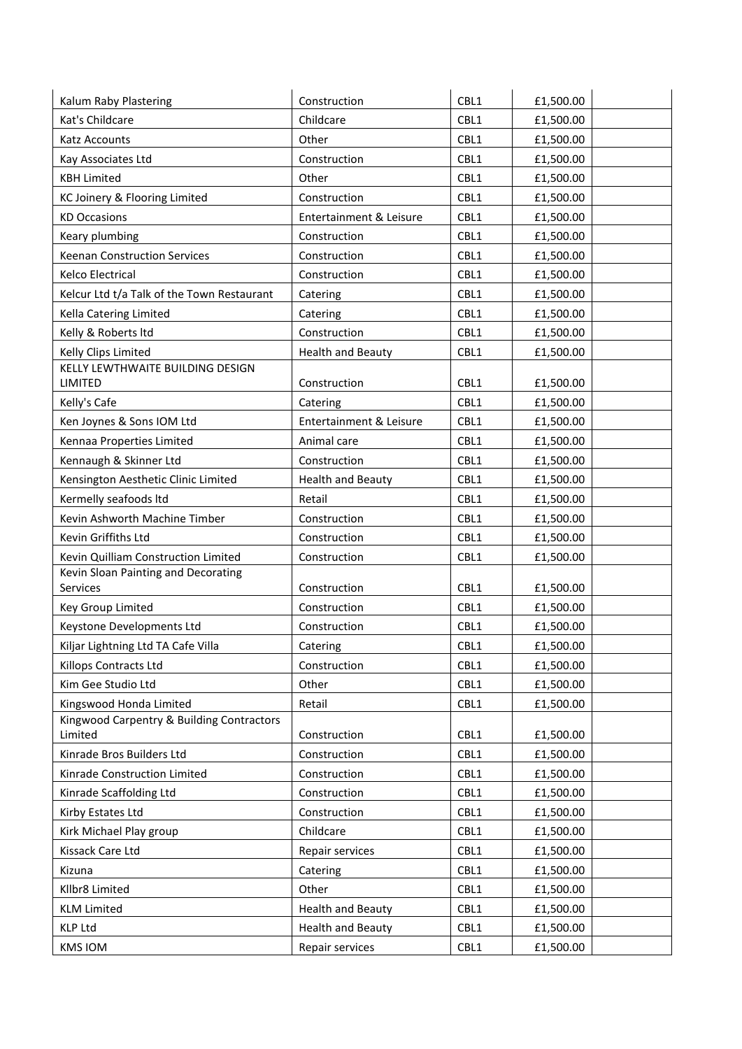| | | | | |
|---|---|---|---|---|
| Kalum Raby Plastering | Construction | CBL1 | £1,500.00 | |
| Kat's Childcare | Childcare | CBL1 | £1,500.00 | |
| Katz Accounts | Other | CBL1 | £1,500.00 | |
| Kay Associates Ltd | Construction | CBL1 | £1,500.00 | |
| KBH Limited | Other | CBL1 | £1,500.00 | |
| KC Joinery & Flooring Limited | Construction | CBL1 | £1,500.00 | |
| KD Occasions | Entertainment & Leisure | CBL1 | £1,500.00 | |
| Keary plumbing | Construction | CBL1 | £1,500.00 | |
| Keenan Construction Services | Construction | CBL1 | £1,500.00 | |
| Kelco Electrical | Construction | CBL1 | £1,500.00 | |
| Kelcur Ltd t/a Talk of the Town Restaurant | Catering | CBL1 | £1,500.00 | |
| Kella Catering Limited | Catering | CBL1 | £1,500.00 | |
| Kelly & Roberts ltd | Construction | CBL1 | £1,500.00 | |
| Kelly Clips Limited | Health and Beauty | CBL1 | £1,500.00 | |
| KELLY LEWTHWAITE BUILDING DESIGN LIMITED | Construction | CBL1 | £1,500.00 | |
| Kelly's Cafe | Catering | CBL1 | £1,500.00 | |
| Ken Joynes & Sons IOM Ltd | Entertainment & Leisure | CBL1 | £1,500.00 | |
| Kennaa Properties Limited | Animal care | CBL1 | £1,500.00 | |
| Kennaugh & Skinner Ltd | Construction | CBL1 | £1,500.00 | |
| Kensington Aesthetic Clinic Limited | Health and Beauty | CBL1 | £1,500.00 | |
| Kermelly seafoods ltd | Retail | CBL1 | £1,500.00 | |
| Kevin Ashworth Machine Timber | Construction | CBL1 | £1,500.00 | |
| Kevin Griffiths Ltd | Construction | CBL1 | £1,500.00 | |
| Kevin Quilliam Construction Limited | Construction | CBL1 | £1,500.00 | |
| Kevin Sloan Painting and Decorating Services | Construction | CBL1 | £1,500.00 | |
| Key Group Limited | Construction | CBL1 | £1,500.00 | |
| Keystone Developments Ltd | Construction | CBL1 | £1,500.00 | |
| Kiljar Lightning Ltd TA Cafe Villa | Catering | CBL1 | £1,500.00 | |
| Killops Contracts Ltd | Construction | CBL1 | £1,500.00 | |
| Kim Gee Studio Ltd | Other | CBL1 | £1,500.00 | |
| Kingswood Honda Limited | Retail | CBL1 | £1,500.00 | |
| Kingwood Carpentry & Building Contractors Limited | Construction | CBL1 | £1,500.00 | |
| Kinrade Bros Builders Ltd | Construction | CBL1 | £1,500.00 | |
| Kinrade Construction Limited | Construction | CBL1 | £1,500.00 | |
| Kinrade Scaffolding Ltd | Construction | CBL1 | £1,500.00 | |
| Kirby Estates Ltd | Construction | CBL1 | £1,500.00 | |
| Kirk Michael Play group | Childcare | CBL1 | £1,500.00 | |
| Kissack Care Ltd | Repair services | CBL1 | £1,500.00 | |
| Kizuna | Catering | CBL1 | £1,500.00 | |
| Kllbr8 Limited | Other | CBL1 | £1,500.00 | |
| KLM Limited | Health and Beauty | CBL1 | £1,500.00 | |
| KLP Ltd | Health and Beauty | CBL1 | £1,500.00 | |
| KMS IOM | Repair services | CBL1 | £1,500.00 | |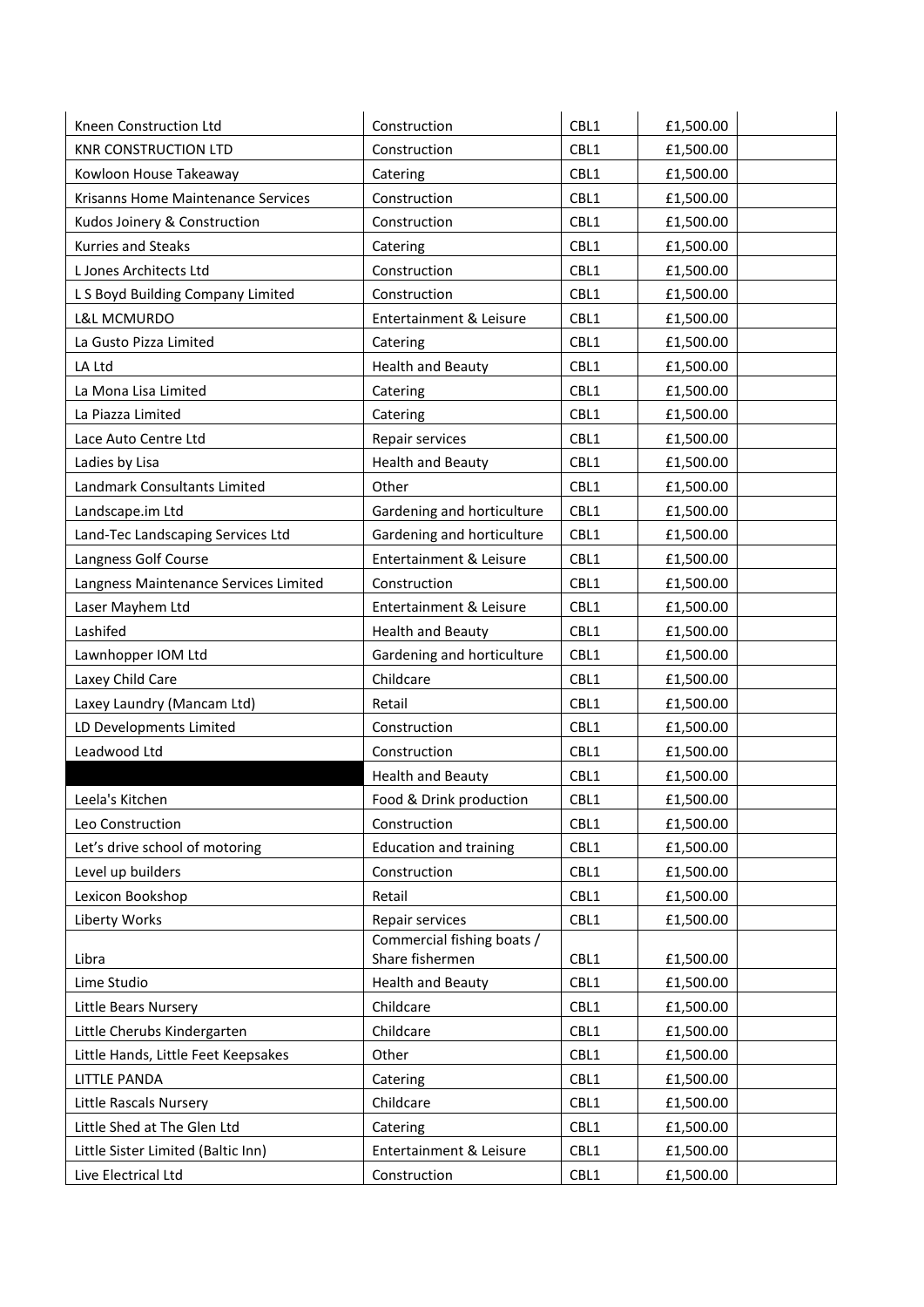| | | | | |
|---|---|---|---|---|
| Kneen Construction Ltd | Construction | CBL1 | £1,500.00 | |
| KNR CONSTRUCTION LTD | Construction | CBL1 | £1,500.00 | |
| Kowloon House Takeaway | Catering | CBL1 | £1,500.00 | |
| Krisanns Home Maintenance Services | Construction | CBL1 | £1,500.00 | |
| Kudos Joinery & Construction | Construction | CBL1 | £1,500.00 | |
| Kurries and Steaks | Catering | CBL1 | £1,500.00 | |
| L Jones Architects Ltd | Construction | CBL1 | £1,500.00 | |
| L S Boyd Building Company Limited | Construction | CBL1 | £1,500.00 | |
| L&L MCMURDO | Entertainment & Leisure | CBL1 | £1,500.00 | |
| La Gusto Pizza Limited | Catering | CBL1 | £1,500.00 | |
| LA Ltd | Health and Beauty | CBL1 | £1,500.00 | |
| La Mona Lisa Limited | Catering | CBL1 | £1,500.00 | |
| La Piazza Limited | Catering | CBL1 | £1,500.00 | |
| Lace Auto Centre Ltd | Repair services | CBL1 | £1,500.00 | |
| Ladies by Lisa | Health and Beauty | CBL1 | £1,500.00 | |
| Landmark Consultants Limited | Other | CBL1 | £1,500.00 | |
| Landscape.im Ltd | Gardening and horticulture | CBL1 | £1,500.00 | |
| Land-Tec Landscaping Services Ltd | Gardening and horticulture | CBL1 | £1,500.00 | |
| Langness Golf Course | Entertainment & Leisure | CBL1 | £1,500.00 | |
| Langness Maintenance Services Limited | Construction | CBL1 | £1,500.00 | |
| Laser Mayhem Ltd | Entertainment & Leisure | CBL1 | £1,500.00 | |
| Lashifed | Health and Beauty | CBL1 | £1,500.00 | |
| Lawnhopper IOM Ltd | Gardening and horticulture | CBL1 | £1,500.00 | |
| Laxey Child Care | Childcare | CBL1 | £1,500.00 | |
| Laxey Laundry (Mancam Ltd) | Retail | CBL1 | £1,500.00 | |
| LD Developments Limited | Construction | CBL1 | £1,500.00 | |
| Leadwood Ltd | Construction | CBL1 | £1,500.00 | |
| | Health and Beauty | CBL1 | £1,500.00 | |
| Leela's Kitchen | Food & Drink production | CBL1 | £1,500.00 | |
| Leo Construction | Construction | CBL1 | £1,500.00 | |
| Let's drive school of motoring | Education and training | CBL1 | £1,500.00 | |
| Level up builders | Construction | CBL1 | £1,500.00 | |
| Lexicon Bookshop | Retail | CBL1 | £1,500.00 | |
| Liberty Works | Repair services | CBL1 | £1,500.00 | |
| Libra | Commercial fishing boats / Share fishermen | CBL1 | £1,500.00 | |
| Lime Studio | Health and Beauty | CBL1 | £1,500.00 | |
| Little Bears Nursery | Childcare | CBL1 | £1,500.00 | |
| Little Cherubs Kindergarten | Childcare | CBL1 | £1,500.00 | |
| Little Hands, Little Feet Keepsakes | Other | CBL1 | £1,500.00 | |
| LITTLE PANDA | Catering | CBL1 | £1,500.00 | |
| Little Rascals Nursery | Childcare | CBL1 | £1,500.00 | |
| Little Shed at The Glen Ltd | Catering | CBL1 | £1,500.00 | |
| Little Sister Limited (Baltic Inn) | Entertainment & Leisure | CBL1 | £1,500.00 | |
| Live Electrical Ltd | Construction | CBL1 | £1,500.00 | |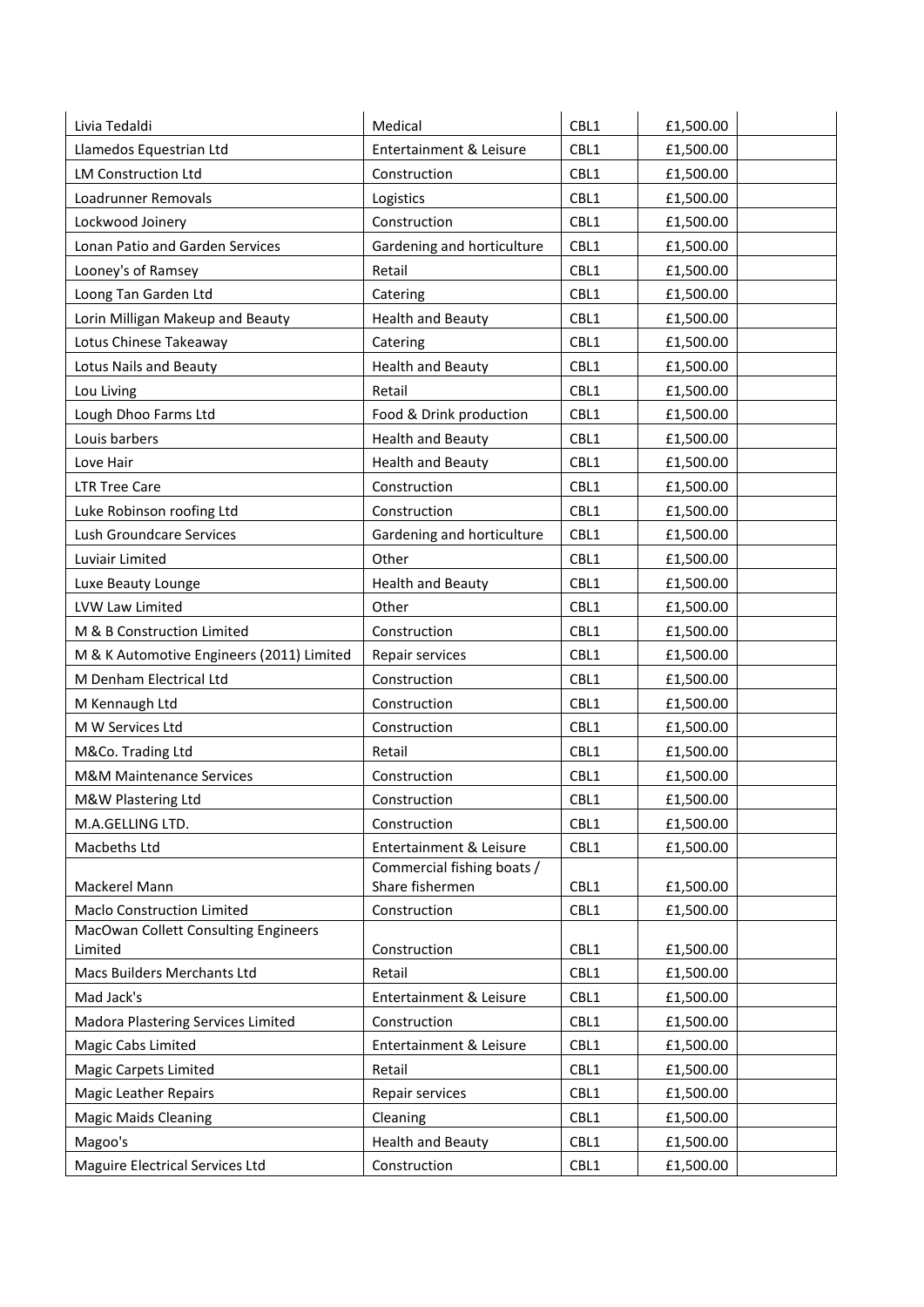| | | | | |
|---|---|---|---|---|
| Livia Tedaldi | Medical | CBL1 | £1,500.00 | |
| Llamedos Equestrian Ltd | Entertainment & Leisure | CBL1 | £1,500.00 | |
| LM Construction Ltd | Construction | CBL1 | £1,500.00 | |
| Loadrunner Removals | Logistics | CBL1 | £1,500.00 | |
| Lockwood Joinery | Construction | CBL1 | £1,500.00 | |
| Lonan Patio and Garden Services | Gardening and horticulture | CBL1 | £1,500.00 | |
| Looney's of Ramsey | Retail | CBL1 | £1,500.00 | |
| Loong Tan Garden Ltd | Catering | CBL1 | £1,500.00 | |
| Lorin Milligan Makeup and Beauty | Health and Beauty | CBL1 | £1,500.00 | |
| Lotus Chinese Takeaway | Catering | CBL1 | £1,500.00 | |
| Lotus Nails and Beauty | Health and Beauty | CBL1 | £1,500.00 | |
| Lou Living | Retail | CBL1 | £1,500.00 | |
| Lough Dhoo Farms Ltd | Food & Drink production | CBL1 | £1,500.00 | |
| Louis barbers | Health and Beauty | CBL1 | £1,500.00 | |
| Love Hair | Health and Beauty | CBL1 | £1,500.00 | |
| LTR Tree Care | Construction | CBL1 | £1,500.00 | |
| Luke Robinson roofing Ltd | Construction | CBL1 | £1,500.00 | |
| Lush Groundcare Services | Gardening and horticulture | CBL1 | £1,500.00 | |
| Luviair Limited | Other | CBL1 | £1,500.00 | |
| Luxe Beauty Lounge | Health and Beauty | CBL1 | £1,500.00 | |
| LVW Law Limited | Other | CBL1 | £1,500.00 | |
| M & B Construction Limited | Construction | CBL1 | £1,500.00 | |
| M & K Automotive Engineers (2011) Limited | Repair services | CBL1 | £1,500.00 | |
| M Denham Electrical Ltd | Construction | CBL1 | £1,500.00 | |
| M Kennaugh Ltd | Construction | CBL1 | £1,500.00 | |
| M W Services Ltd | Construction | CBL1 | £1,500.00 | |
| M&Co. Trading Ltd | Retail | CBL1 | £1,500.00 | |
| M&M Maintenance Services | Construction | CBL1 | £1,500.00 | |
| M&W Plastering Ltd | Construction | CBL1 | £1,500.00 | |
| M.A.GELLING LTD. | Construction | CBL1 | £1,500.00 | |
| Macbeths Ltd | Entertainment & Leisure | CBL1 | £1,500.00 | |
| Mackerel Mann | Commercial fishing boats / Share fishermen | CBL1 | £1,500.00 | |
| Maclo Construction Limited | Construction | CBL1 | £1,500.00 | |
| MacOwan Collett Consulting Engineers Limited | Construction | CBL1 | £1,500.00 | |
| Macs Builders Merchants Ltd | Retail | CBL1 | £1,500.00 | |
| Mad Jack's | Entertainment & Leisure | CBL1 | £1,500.00 | |
| Madora Plastering Services Limited | Construction | CBL1 | £1,500.00 | |
| Magic Cabs Limited | Entertainment & Leisure | CBL1 | £1,500.00 | |
| Magic Carpets Limited | Retail | CBL1 | £1,500.00 | |
| Magic Leather Repairs | Repair services | CBL1 | £1,500.00 | |
| Magic Maids Cleaning | Cleaning | CBL1 | £1,500.00 | |
| Magoo's | Health and Beauty | CBL1 | £1,500.00 | |
| Maguire Electrical Services Ltd | Construction | CBL1 | £1,500.00 | |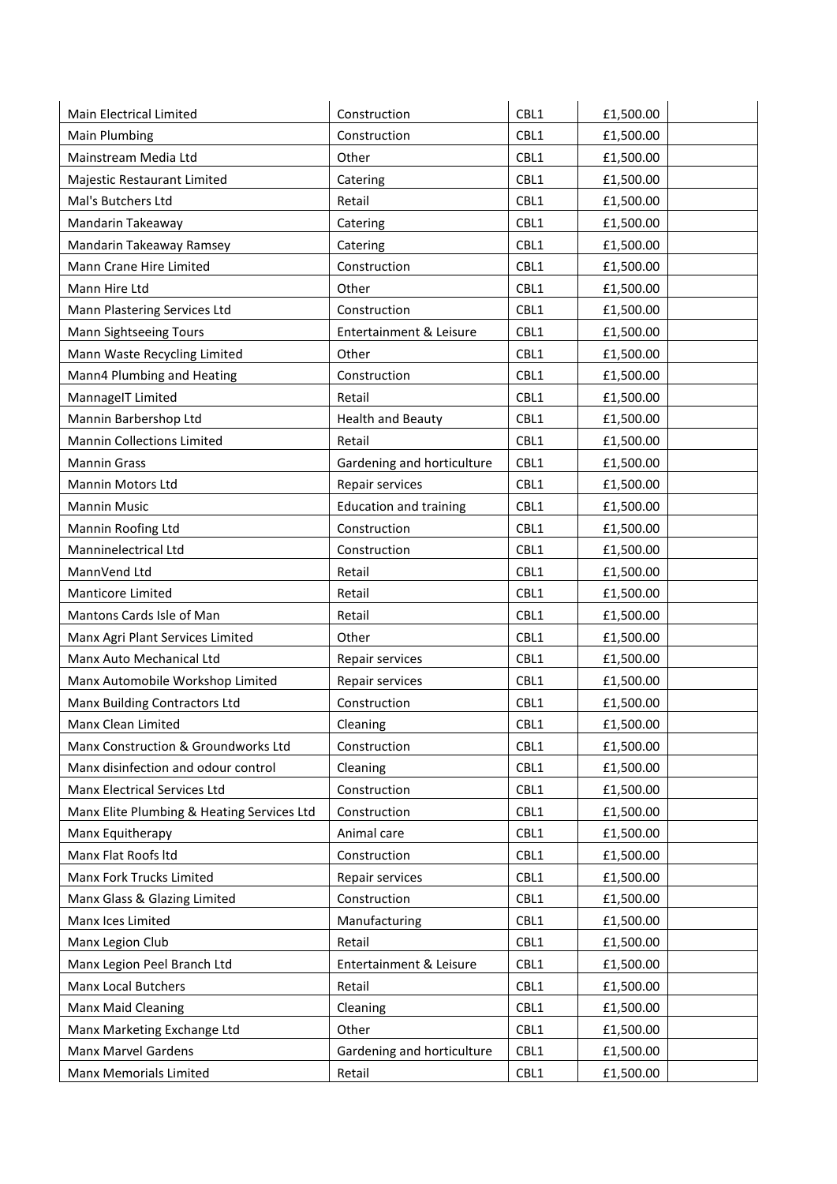| | | | | |
|---|---|---|---|---|
| Main Electrical Limited | Construction | CBL1 | £1,500.00 | |
| Main Plumbing | Construction | CBL1 | £1,500.00 | |
| Mainstream Media Ltd | Other | CBL1 | £1,500.00 | |
| Majestic Restaurant Limited | Catering | CBL1 | £1,500.00 | |
| Mal's Butchers Ltd | Retail | CBL1 | £1,500.00 | |
| Mandarin Takeaway | Catering | CBL1 | £1,500.00 | |
| Mandarin Takeaway Ramsey | Catering | CBL1 | £1,500.00 | |
| Mann Crane Hire Limited | Construction | CBL1 | £1,500.00 | |
| Mann Hire Ltd | Other | CBL1 | £1,500.00 | |
| Mann Plastering Services Ltd | Construction | CBL1 | £1,500.00 | |
| Mann Sightseeing Tours | Entertainment & Leisure | CBL1 | £1,500.00 | |
| Mann Waste Recycling Limited | Other | CBL1 | £1,500.00 | |
| Mann4 Plumbing and Heating | Construction | CBL1 | £1,500.00 | |
| MannageIT Limited | Retail | CBL1 | £1,500.00 | |
| Mannin Barbershop Ltd | Health and Beauty | CBL1 | £1,500.00 | |
| Mannin Collections Limited | Retail | CBL1 | £1,500.00 | |
| Mannin Grass | Gardening and horticulture | CBL1 | £1,500.00 | |
| Mannin Motors Ltd | Repair services | CBL1 | £1,500.00 | |
| Mannin Music | Education and training | CBL1 | £1,500.00 | |
| Mannin Roofing Ltd | Construction | CBL1 | £1,500.00 | |
| Manninelectrical Ltd | Construction | CBL1 | £1,500.00 | |
| MannVend Ltd | Retail | CBL1 | £1,500.00 | |
| Manticore Limited | Retail | CBL1 | £1,500.00 | |
| Mantons Cards Isle of Man | Retail | CBL1 | £1,500.00 | |
| Manx Agri Plant Services Limited | Other | CBL1 | £1,500.00 | |
| Manx Auto Mechanical Ltd | Repair services | CBL1 | £1,500.00 | |
| Manx Automobile Workshop Limited | Repair services | CBL1 | £1,500.00 | |
| Manx Building Contractors Ltd | Construction | CBL1 | £1,500.00 | |
| Manx Clean Limited | Cleaning | CBL1 | £1,500.00 | |
| Manx Construction & Groundworks Ltd | Construction | CBL1 | £1,500.00 | |
| Manx disinfection and odour control | Cleaning | CBL1 | £1,500.00 | |
| Manx Electrical Services Ltd | Construction | CBL1 | £1,500.00 | |
| Manx Elite Plumbing & Heating Services Ltd | Construction | CBL1 | £1,500.00 | |
| Manx Equitherapy | Animal care | CBL1 | £1,500.00 | |
| Manx Flat Roofs ltd | Construction | CBL1 | £1,500.00 | |
| Manx Fork Trucks Limited | Repair services | CBL1 | £1,500.00 | |
| Manx Glass & Glazing Limited | Construction | CBL1 | £1,500.00 | |
| Manx Ices Limited | Manufacturing | CBL1 | £1,500.00 | |
| Manx Legion Club | Retail | CBL1 | £1,500.00 | |
| Manx Legion Peel Branch Ltd | Entertainment & Leisure | CBL1 | £1,500.00 | |
| Manx Local Butchers | Retail | CBL1 | £1,500.00 | |
| Manx Maid Cleaning | Cleaning | CBL1 | £1,500.00 | |
| Manx Marketing Exchange Ltd | Other | CBL1 | £1,500.00 | |
| Manx Marvel Gardens | Gardening and horticulture | CBL1 | £1,500.00 | |
| Manx Memorials Limited | Retail | CBL1 | £1,500.00 | |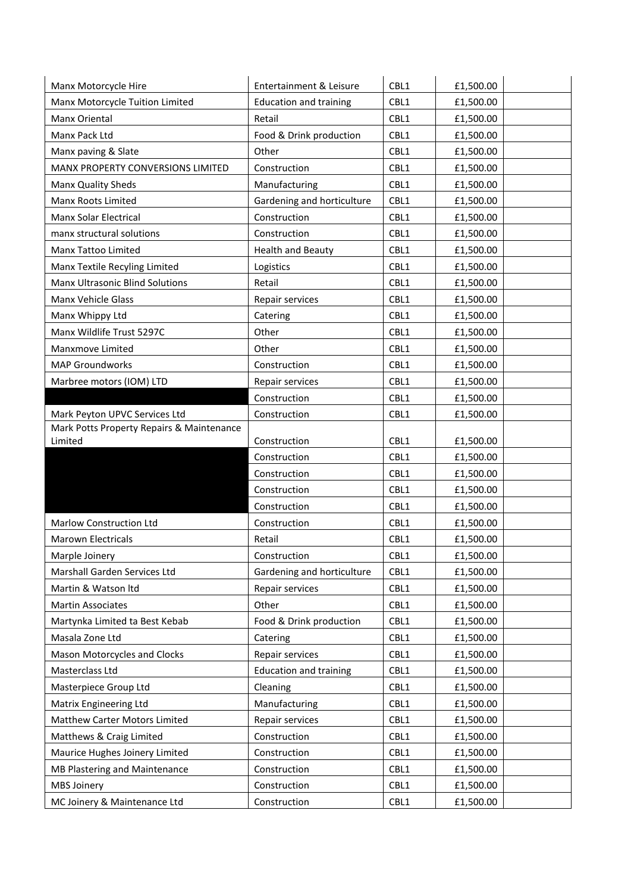| | | | | |
|---|---|---|---|---|
| Manx Motorcycle Hire | Entertainment & Leisure | CBL1 | £1,500.00 | |
| Manx Motorcycle Tuition Limited | Education and training | CBL1 | £1,500.00 | |
| Manx Oriental | Retail | CBL1 | £1,500.00 | |
| Manx Pack Ltd | Food & Drink production | CBL1 | £1,500.00 | |
| Manx paving & Slate | Other | CBL1 | £1,500.00 | |
| MANX PROPERTY CONVERSIONS LIMITED | Construction | CBL1 | £1,500.00 | |
| Manx Quality Sheds | Manufacturing | CBL1 | £1,500.00 | |
| Manx Roots Limited | Gardening and horticulture | CBL1 | £1,500.00 | |
| Manx Solar Electrical | Construction | CBL1 | £1,500.00 | |
| manx structural solutions | Construction | CBL1 | £1,500.00 | |
| Manx Tattoo Limited | Health and Beauty | CBL1 | £1,500.00 | |
| Manx Textile Recyling Limited | Logistics | CBL1 | £1,500.00 | |
| Manx Ultrasonic Blind Solutions | Retail | CBL1 | £1,500.00 | |
| Manx Vehicle Glass | Repair services | CBL1 | £1,500.00 | |
| Manx Whippy Ltd | Catering | CBL1 | £1,500.00 | |
| Manx Wildlife Trust 5297C | Other | CBL1 | £1,500.00 | |
| Manxmove Limited | Other | CBL1 | £1,500.00 | |
| MAP Groundworks | Construction | CBL1 | £1,500.00 | |
| Marbree motors (IOM) LTD | Repair services | CBL1 | £1,500.00 | |
| | Construction | CBL1 | £1,500.00 | |
| Mark Peyton UPVC Services Ltd | Construction | CBL1 | £1,500.00 | |
| Mark Potts Property Repairs & Maintenance Limited | Construction | CBL1 | £1,500.00 | |
| | Construction | CBL1 | £1,500.00 | |
| | Construction | CBL1 | £1,500.00 | |
| | Construction | CBL1 | £1,500.00 | |
| | Construction | CBL1 | £1,500.00 | |
| Marlow Construction Ltd | Construction | CBL1 | £1,500.00 | |
| Marown Electricals | Retail | CBL1 | £1,500.00 | |
| Marple Joinery | Construction | CBL1 | £1,500.00 | |
| Marshall Garden Services Ltd | Gardening and horticulture | CBL1 | £1,500.00 | |
| Martin & Watson ltd | Repair services | CBL1 | £1,500.00 | |
| Martin Associates | Other | CBL1 | £1,500.00 | |
| Martynka Limited ta Best Kebab | Food & Drink production | CBL1 | £1,500.00 | |
| Masala Zone Ltd | Catering | CBL1 | £1,500.00 | |
| Mason Motorcycles and Clocks | Repair services | CBL1 | £1,500.00 | |
| Masterclass Ltd | Education and training | CBL1 | £1,500.00 | |
| Masterpiece Group Ltd | Cleaning | CBL1 | £1,500.00 | |
| Matrix Engineering Ltd | Manufacturing | CBL1 | £1,500.00 | |
| Matthew Carter Motors Limited | Repair services | CBL1 | £1,500.00 | |
| Matthews & Craig Limited | Construction | CBL1 | £1,500.00 | |
| Maurice Hughes Joinery Limited | Construction | CBL1 | £1,500.00 | |
| MB Plastering and Maintenance | Construction | CBL1 | £1,500.00 | |
| MBS Joinery | Construction | CBL1 | £1,500.00 | |
| MC Joinery & Maintenance Ltd | Construction | CBL1 | £1,500.00 | |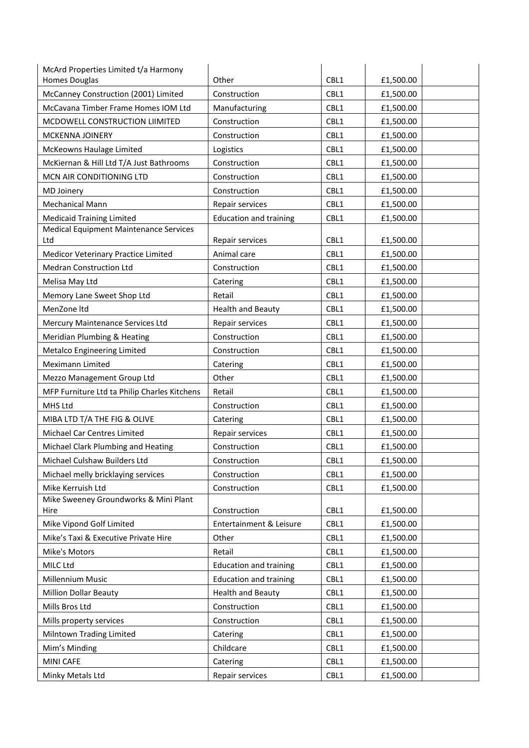| | | | | |
|---|---|---|---|---|
| McArd Properties Limited t/a Harmony Homes Douglas | Other | CBL1 | £1,500.00 | |
| McCanney Construction (2001) Limited | Construction | CBL1 | £1,500.00 | |
| McCavana Timber Frame Homes IOM Ltd | Manufacturing | CBL1 | £1,500.00 | |
| MCDOWELL CONSTRUCTION LIIMITED | Construction | CBL1 | £1,500.00 | |
| MCKENNA JOINERY | Construction | CBL1 | £1,500.00 | |
| McKeowns Haulage Limited | Logistics | CBL1 | £1,500.00 | |
| McKiernan & Hill Ltd T/A Just Bathrooms | Construction | CBL1 | £1,500.00 | |
| MCN AIR CONDITIONING LTD | Construction | CBL1 | £1,500.00 | |
| MD Joinery | Construction | CBL1 | £1,500.00 | |
| Mechanical Mann | Repair services | CBL1 | £1,500.00 | |
| Medicaid Training Limited | Education and training | CBL1 | £1,500.00 | |
| Medical Equipment Maintenance Services Ltd | Repair services | CBL1 | £1,500.00 | |
| Medicor Veterinary Practice Limited | Animal care | CBL1 | £1,500.00 | |
| Medran Construction Ltd | Construction | CBL1 | £1,500.00 | |
| Melisa May Ltd | Catering | CBL1 | £1,500.00 | |
| Memory Lane Sweet Shop Ltd | Retail | CBL1 | £1,500.00 | |
| MenZone ltd | Health and Beauty | CBL1 | £1,500.00 | |
| Mercury Maintenance Services Ltd | Repair services | CBL1 | £1,500.00 | |
| Meridian Plumbing & Heating | Construction | CBL1 | £1,500.00 | |
| Metalco Engineering Limited | Construction | CBL1 | £1,500.00 | |
| Meximann Limited | Catering | CBL1 | £1,500.00 | |
| Mezzo Management Group Ltd | Other | CBL1 | £1,500.00 | |
| MFP Furniture Ltd ta Philip Charles Kitchens | Retail | CBL1 | £1,500.00 | |
| MHS Ltd | Construction | CBL1 | £1,500.00 | |
| MIBA LTD T/A THE FIG & OLIVE | Catering | CBL1 | £1,500.00 | |
| Michael Car Centres Limited | Repair services | CBL1 | £1,500.00 | |
| Michael Clark Plumbing and Heating | Construction | CBL1 | £1,500.00 | |
| Michael Culshaw Builders Ltd | Construction | CBL1 | £1,500.00 | |
| Michael melly bricklaying services | Construction | CBL1 | £1,500.00 | |
| Mike Kerruish Ltd | Construction | CBL1 | £1,500.00 | |
| Mike Sweeney Groundworks & Mini Plant Hire | Construction | CBL1 | £1,500.00 | |
| Mike Vipond Golf Limited | Entertainment & Leisure | CBL1 | £1,500.00 | |
| Mike's Taxi & Executive Private Hire | Other | CBL1 | £1,500.00 | |
| Mike's Motors | Retail | CBL1 | £1,500.00 | |
| MILC Ltd | Education and training | CBL1 | £1,500.00 | |
| Millennium Music | Education and training | CBL1 | £1,500.00 | |
| Million Dollar Beauty | Health and Beauty | CBL1 | £1,500.00 | |
| Mills Bros Ltd | Construction | CBL1 | £1,500.00 | |
| Mills property services | Construction | CBL1 | £1,500.00 | |
| Milntown Trading Limited | Catering | CBL1 | £1,500.00 | |
| Mim's Minding | Childcare | CBL1 | £1,500.00 | |
| MINI CAFE | Catering | CBL1 | £1,500.00 | |
| Minky Metals Ltd | Repair services | CBL1 | £1,500.00 | |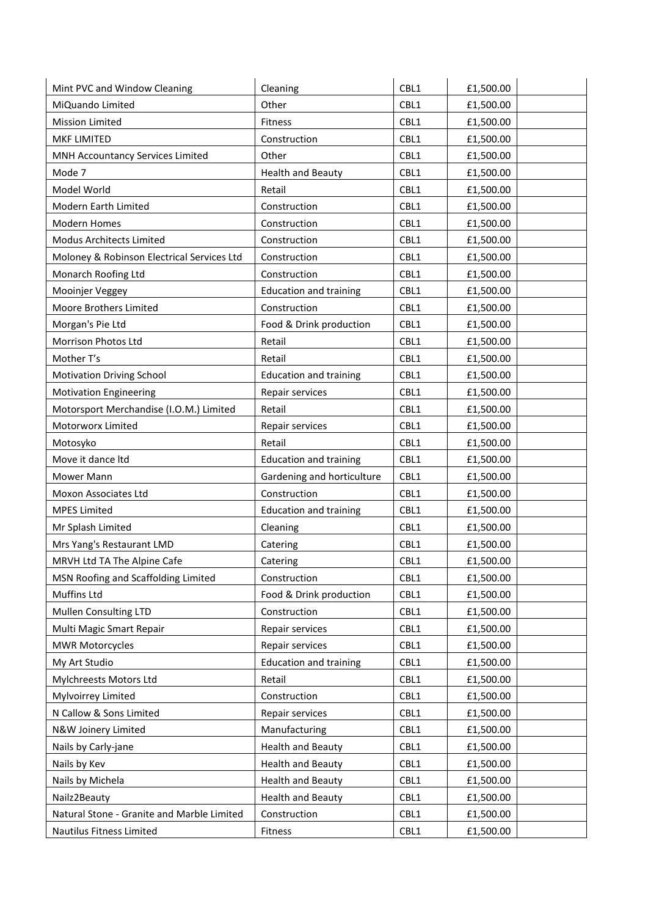| | | | | |
|---|---|---|---|---|
| Mint PVC and Window Cleaning | Cleaning | CBL1 | £1,500.00 | |
| MiQuando Limited | Other | CBL1 | £1,500.00 | |
| Mission Limited | Fitness | CBL1 | £1,500.00 | |
| MKF LIMITED | Construction | CBL1 | £1,500.00 | |
| MNH Accountancy Services Limited | Other | CBL1 | £1,500.00 | |
| Mode 7 | Health and Beauty | CBL1 | £1,500.00 | |
| Model World | Retail | CBL1 | £1,500.00 | |
| Modern Earth Limited | Construction | CBL1 | £1,500.00 | |
| Modern Homes | Construction | CBL1 | £1,500.00 | |
| Modus Architects Limited | Construction | CBL1 | £1,500.00 | |
| Moloney & Robinson Electrical Services Ltd | Construction | CBL1 | £1,500.00 | |
| Monarch Roofing Ltd | Construction | CBL1 | £1,500.00 | |
| Mooinjer Veggey | Education and training | CBL1 | £1,500.00 | |
| Moore Brothers Limited | Construction | CBL1 | £1,500.00 | |
| Morgan's Pie Ltd | Food & Drink production | CBL1 | £1,500.00 | |
| Morrison Photos Ltd | Retail | CBL1 | £1,500.00 | |
| Mother T's | Retail | CBL1 | £1,500.00 | |
| Motivation Driving School | Education and training | CBL1 | £1,500.00 | |
| Motivation Engineering | Repair services | CBL1 | £1,500.00 | |
| Motorsport Merchandise (I.O.M.) Limited | Retail | CBL1 | £1,500.00 | |
| Motorworx Limited | Repair services | CBL1 | £1,500.00 | |
| Motosyko | Retail | CBL1 | £1,500.00 | |
| Move it dance ltd | Education and training | CBL1 | £1,500.00 | |
| Mower Mann | Gardening and horticulture | CBL1 | £1,500.00 | |
| Moxon Associates Ltd | Construction | CBL1 | £1,500.00 | |
| MPES Limited | Education and training | CBL1 | £1,500.00 | |
| Mr Splash Limited | Cleaning | CBL1 | £1,500.00 | |
| Mrs Yang's Restaurant LMD | Catering | CBL1 | £1,500.00 | |
| MRVH Ltd TA The Alpine Cafe | Catering | CBL1 | £1,500.00 | |
| MSN Roofing and Scaffolding Limited | Construction | CBL1 | £1,500.00 | |
| Muffins Ltd | Food & Drink production | CBL1 | £1,500.00 | |
| Mullen Consulting LTD | Construction | CBL1 | £1,500.00 | |
| Multi Magic Smart Repair | Repair services | CBL1 | £1,500.00 | |
| MWR Motorcycles | Repair services | CBL1 | £1,500.00 | |
| My Art Studio | Education and training | CBL1 | £1,500.00 | |
| Mylchreests Motors Ltd | Retail | CBL1 | £1,500.00 | |
| Mylvoirrey Limited | Construction | CBL1 | £1,500.00 | |
| N Callow & Sons Limited | Repair services | CBL1 | £1,500.00 | |
| N&W Joinery Limited | Manufacturing | CBL1 | £1,500.00 | |
| Nails by Carly-jane | Health and Beauty | CBL1 | £1,500.00 | |
| Nails by Kev | Health and Beauty | CBL1 | £1,500.00 | |
| Nails by Michela | Health and Beauty | CBL1 | £1,500.00 | |
| Nailz2Beauty | Health and Beauty | CBL1 | £1,500.00 | |
| Natural Stone - Granite and Marble Limited | Construction | CBL1 | £1,500.00 | |
| Nautilus Fitness Limited | Fitness | CBL1 | £1,500.00 | |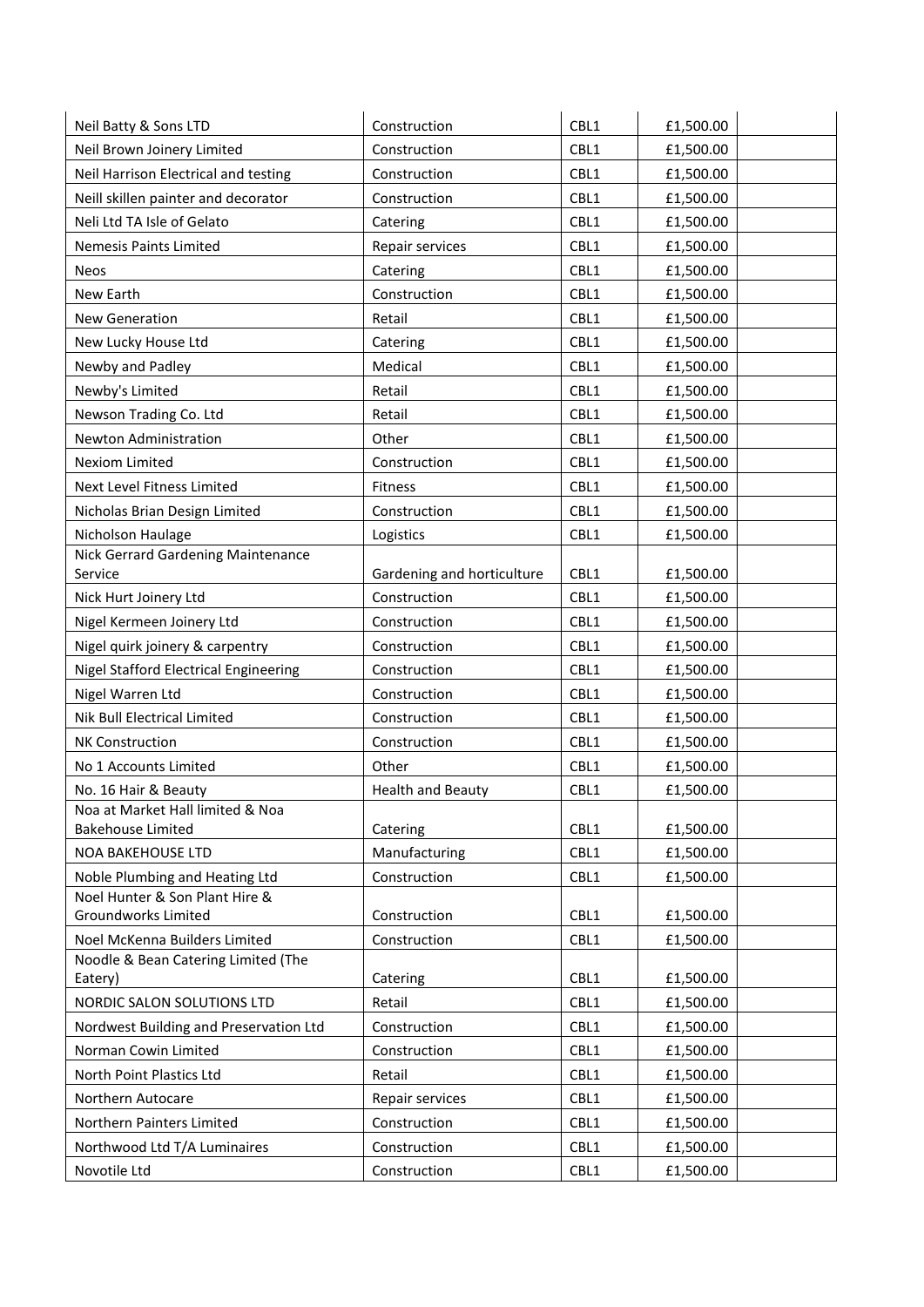| | | | | |
|---|---|---|---|---|
| Neil Batty & Sons LTD | Construction | CBL1 | £1,500.00 | |
| Neil Brown Joinery Limited | Construction | CBL1 | £1,500.00 | |
| Neil Harrison Electrical and testing | Construction | CBL1 | £1,500.00 | |
| Neill skillen painter and decorator | Construction | CBL1 | £1,500.00 | |
| Neli Ltd TA Isle of Gelato | Catering | CBL1 | £1,500.00 | |
| Nemesis Paints Limited | Repair services | CBL1 | £1,500.00 | |
| Neos | Catering | CBL1 | £1,500.00 | |
| New Earth | Construction | CBL1 | £1,500.00 | |
| New Generation | Retail | CBL1 | £1,500.00 | |
| New Lucky House Ltd | Catering | CBL1 | £1,500.00 | |
| Newby and Padley | Medical | CBL1 | £1,500.00 | |
| Newby's Limited | Retail | CBL1 | £1,500.00 | |
| Newson Trading Co. Ltd | Retail | CBL1 | £1,500.00 | |
| Newton Administration | Other | CBL1 | £1,500.00 | |
| Nexiom Limited | Construction | CBL1 | £1,500.00 | |
| Next Level Fitness Limited | Fitness | CBL1 | £1,500.00 | |
| Nicholas Brian Design Limited | Construction | CBL1 | £1,500.00 | |
| Nicholson Haulage | Logistics | CBL1 | £1,500.00 | |
| Nick Gerrard Gardening Maintenance Service | Gardening and horticulture | CBL1 | £1,500.00 | |
| Nick Hurt Joinery Ltd | Construction | CBL1 | £1,500.00 | |
| Nigel Kermeen Joinery Ltd | Construction | CBL1 | £1,500.00 | |
| Nigel quirk joinery & carpentry | Construction | CBL1 | £1,500.00 | |
| Nigel Stafford Electrical Engineering | Construction | CBL1 | £1,500.00 | |
| Nigel Warren Ltd | Construction | CBL1 | £1,500.00 | |
| Nik Bull Electrical Limited | Construction | CBL1 | £1,500.00 | |
| NK Construction | Construction | CBL1 | £1,500.00 | |
| No 1 Accounts Limited | Other | CBL1 | £1,500.00 | |
| No. 16 Hair & Beauty | Health and Beauty | CBL1 | £1,500.00 | |
| Noa at Market Hall limited & Noa Bakehouse Limited | Catering | CBL1 | £1,500.00 | |
| NOA BAKEHOUSE LTD | Manufacturing | CBL1 | £1,500.00 | |
| Noble Plumbing and Heating Ltd | Construction | CBL1 | £1,500.00 | |
| Noel Hunter & Son Plant Hire & Groundworks Limited | Construction | CBL1 | £1,500.00 | |
| Noel McKenna Builders Limited | Construction | CBL1 | £1,500.00 | |
| Noodle & Bean Catering Limited (The Eatery) | Catering | CBL1 | £1,500.00 | |
| NORDIC SALON SOLUTIONS LTD | Retail | CBL1 | £1,500.00 | |
| Nordwest Building and Preservation Ltd | Construction | CBL1 | £1,500.00 | |
| Norman Cowin Limited | Construction | CBL1 | £1,500.00 | |
| North Point Plastics Ltd | Retail | CBL1 | £1,500.00 | |
| Northern Autocare | Repair services | CBL1 | £1,500.00 | |
| Northern Painters Limited | Construction | CBL1 | £1,500.00 | |
| Northwood Ltd T/A Luminaires | Construction | CBL1 | £1,500.00 | |
| Novotile Ltd | Construction | CBL1 | £1,500.00 | |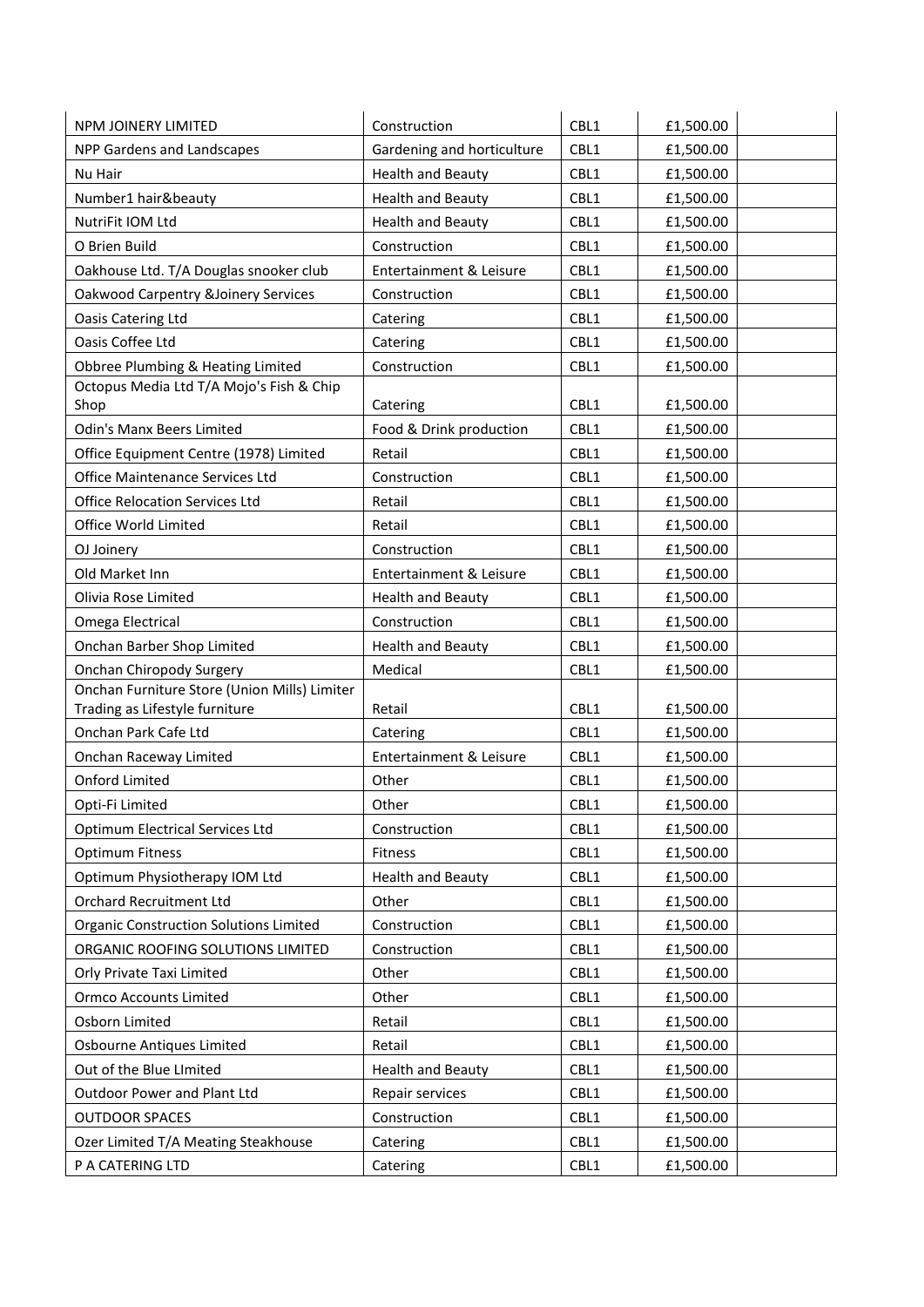| NPM JOINERY LIMITED | Construction | CBL1 | £1,500.00 | |
|---|---|---|---|---|
| NPP Gardens and Landscapes | Gardening and horticulture | CBL1 | £1,500.00 | |
| Nu Hair | Health and Beauty | CBL1 | £1,500.00 | |
| Number1 hair&beauty | Health and Beauty | CBL1 | £1,500.00 | |
| NutriFit IOM Ltd | Health and Beauty | CBL1 | £1,500.00 | |
| O Brien Build | Construction | CBL1 | £1,500.00 | |
| Oakhouse Ltd. T/A Douglas snooker club | Entertainment & Leisure | CBL1 | £1,500.00 | |
| Oakwood Carpentry &Joinery Services | Construction | CBL1 | £1,500.00 | |
| Oasis Catering Ltd | Catering | CBL1 | £1,500.00 | |
| Oasis Coffee Ltd | Catering | CBL1 | £1,500.00 | |
| Obbree Plumbing & Heating Limited | Construction | CBL1 | £1,500.00 | |
| Octopus Media Ltd T/A Mojo's Fish & Chip Shop | Catering | CBL1 | £1,500.00 | |
| Odin's Manx Beers Limited | Food & Drink production | CBL1 | £1,500.00 | |
| Office Equipment Centre (1978) Limited | Retail | CBL1 | £1,500.00 | |
| Office Maintenance Services Ltd | Construction | CBL1 | £1,500.00 | |
| Office Relocation Services Ltd | Retail | CBL1 | £1,500.00 | |
| Office World Limited | Retail | CBL1 | £1,500.00 | |
| OJ Joinery | Construction | CBL1 | £1,500.00 | |
| Old Market Inn | Entertainment & Leisure | CBL1 | £1,500.00 | |
| Olivia Rose Limited | Health and Beauty | CBL1 | £1,500.00 | |
| Omega Electrical | Construction | CBL1 | £1,500.00 | |
| Onchan Barber Shop Limited | Health and Beauty | CBL1 | £1,500.00 | |
| Onchan Chiropody Surgery | Medical | CBL1 | £1,500.00 | |
| Onchan Furniture Store (Union Mills) Limiter Trading as Lifestyle furniture | Retail | CBL1 | £1,500.00 | |
| Onchan Park Cafe Ltd | Catering | CBL1 | £1,500.00 | |
| Onchan Raceway Limited | Entertainment & Leisure | CBL1 | £1,500.00 | |
| Onford Limited | Other | CBL1 | £1,500.00 | |
| Opti-Fi Limited | Other | CBL1 | £1,500.00 | |
| Optimum Electrical Services Ltd | Construction | CBL1 | £1,500.00 | |
| Optimum Fitness | Fitness | CBL1 | £1,500.00 | |
| Optimum Physiotherapy IOM Ltd | Health and Beauty | CBL1 | £1,500.00 | |
| Orchard Recruitment Ltd | Other | CBL1 | £1,500.00 | |
| Organic Construction Solutions Limited | Construction | CBL1 | £1,500.00 | |
| ORGANIC ROOFING SOLUTIONS LIMITED | Construction | CBL1 | £1,500.00 | |
| Orly Private Taxi Limited | Other | CBL1 | £1,500.00 | |
| Ormco Accounts Limited | Other | CBL1 | £1,500.00 | |
| Osborn Limited | Retail | CBL1 | £1,500.00 | |
| Osbourne Antiques Limited | Retail | CBL1 | £1,500.00 | |
| Out of the Blue LImited | Health and Beauty | CBL1 | £1,500.00 | |
| Outdoor Power and Plant Ltd | Repair services | CBL1 | £1,500.00 | |
| OUTDOOR SPACES | Construction | CBL1 | £1,500.00 | |
| Ozer Limited T/A Meating Steakhouse | Catering | CBL1 | £1,500.00 | |
| P A CATERING LTD | Catering | CBL1 | £1,500.00 | |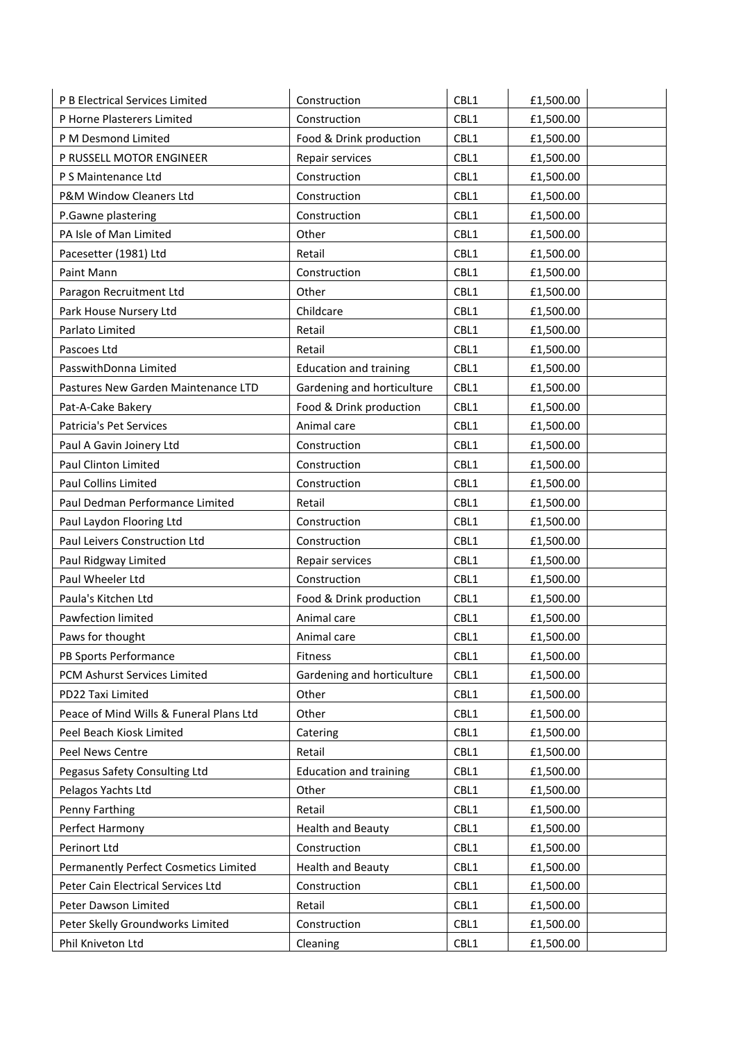| P B Electrical Services Limited | Construction | CBL1 | £1,500.00 | |
|---|---|---|---|---|
| P Horne Plasterers Limited | Construction | CBL1 | £1,500.00 | |
| P M Desmond Limited | Food & Drink production | CBL1 | £1,500.00 | |
| P RUSSELL MOTOR ENGINEER | Repair services | CBL1 | £1,500.00 | |
| P S Maintenance Ltd | Construction | CBL1 | £1,500.00 | |
| P&M Window Cleaners Ltd | Construction | CBL1 | £1,500.00 | |
| P.Gawne plastering | Construction | CBL1 | £1,500.00 | |
| PA Isle of Man Limited | Other | CBL1 | £1,500.00 | |
| Pacesetter (1981) Ltd | Retail | CBL1 | £1,500.00 | |
| Paint Mann | Construction | CBL1 | £1,500.00 | |
| Paragon Recruitment Ltd | Other | CBL1 | £1,500.00 | |
| Park House Nursery Ltd | Childcare | CBL1 | £1,500.00 | |
| Parlato Limited | Retail | CBL1 | £1,500.00 | |
| Pascoes Ltd | Retail | CBL1 | £1,500.00 | |
| PasswithDonna Limited | Education and training | CBL1 | £1,500.00 | |
| Pastures New Garden Maintenance LTD | Gardening and horticulture | CBL1 | £1,500.00 | |
| Pat-A-Cake Bakery | Food & Drink production | CBL1 | £1,500.00 | |
| Patricia's Pet Services | Animal care | CBL1 | £1,500.00 | |
| Paul A Gavin Joinery Ltd | Construction | CBL1 | £1,500.00 | |
| Paul Clinton Limited | Construction | CBL1 | £1,500.00 | |
| Paul Collins Limited | Construction | CBL1 | £1,500.00 | |
| Paul Dedman Performance Limited | Retail | CBL1 | £1,500.00 | |
| Paul Laydon Flooring Ltd | Construction | CBL1 | £1,500.00 | |
| Paul Leivers Construction Ltd | Construction | CBL1 | £1,500.00 | |
| Paul Ridgway Limited | Repair services | CBL1 | £1,500.00 | |
| Paul Wheeler Ltd | Construction | CBL1 | £1,500.00 | |
| Paula's Kitchen Ltd | Food & Drink production | CBL1 | £1,500.00 | |
| Pawfection limited | Animal care | CBL1 | £1,500.00 | |
| Paws for thought | Animal care | CBL1 | £1,500.00 | |
| PB Sports Performance | Fitness | CBL1 | £1,500.00 | |
| PCM Ashurst Services Limited | Gardening and horticulture | CBL1 | £1,500.00 | |
| PD22 Taxi Limited | Other | CBL1 | £1,500.00 | |
| Peace of Mind Wills & Funeral Plans Ltd | Other | CBL1 | £1,500.00 | |
| Peel Beach Kiosk Limited | Catering | CBL1 | £1,500.00 | |
| Peel News Centre | Retail | CBL1 | £1,500.00 | |
| Pegasus Safety Consulting Ltd | Education and training | CBL1 | £1,500.00 | |
| Pelagos Yachts Ltd | Other | CBL1 | £1,500.00 | |
| Penny Farthing | Retail | CBL1 | £1,500.00 | |
| Perfect Harmony | Health and Beauty | CBL1 | £1,500.00 | |
| Perinort Ltd | Construction | CBL1 | £1,500.00 | |
| Permanently Perfect Cosmetics Limited | Health and Beauty | CBL1 | £1,500.00 | |
| Peter Cain Electrical Services Ltd | Construction | CBL1 | £1,500.00 | |
| Peter Dawson Limited | Retail | CBL1 | £1,500.00 | |
| Peter Skelly Groundworks Limited | Construction | CBL1 | £1,500.00 | |
| Phil Kniveton Ltd | Cleaning | CBL1 | £1,500.00 | |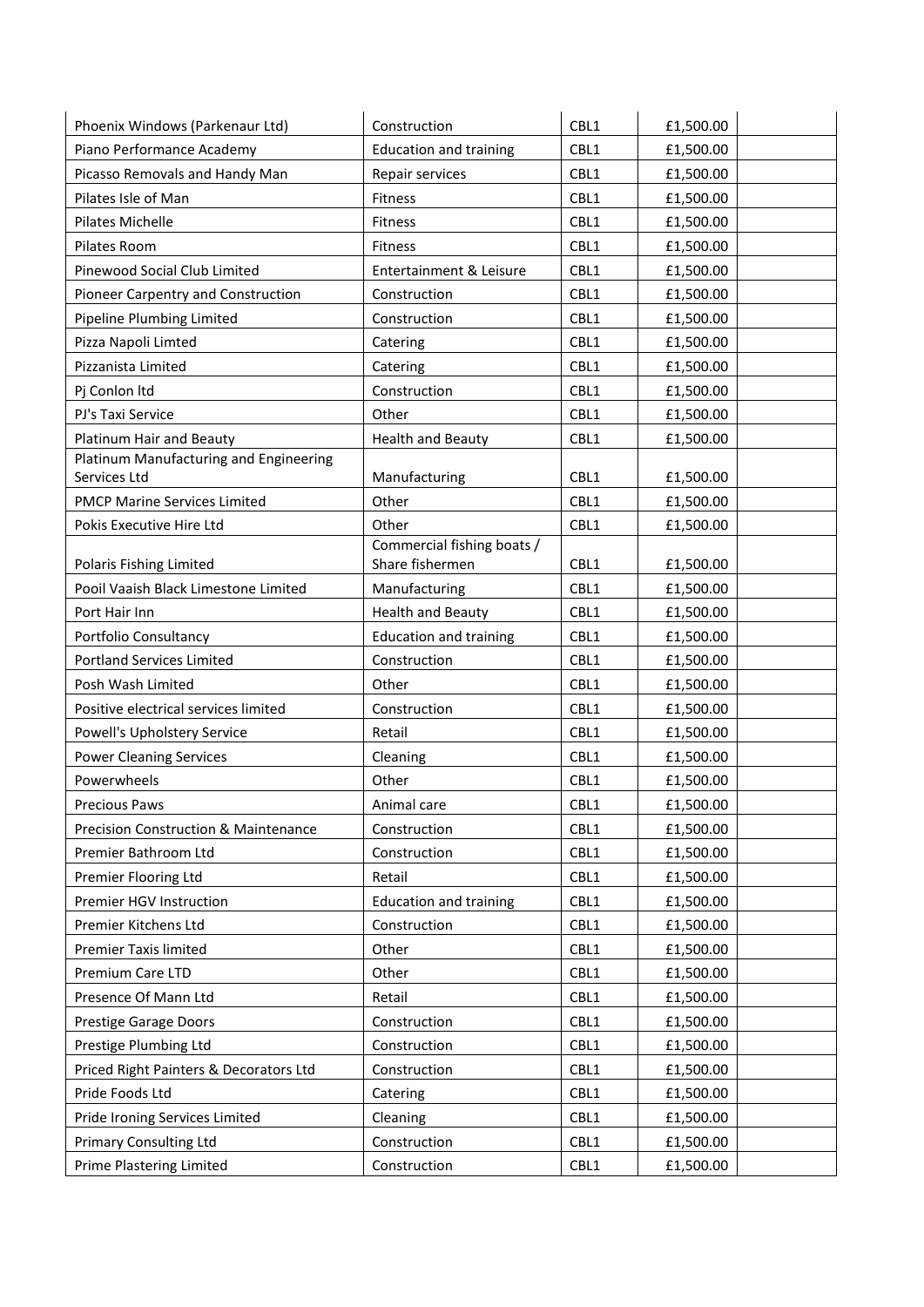| | | | | |
|---|---|---|---|---|
| Phoenix Windows (Parkenaur Ltd) | Construction | CBL1 | £1,500.00 | |
| Piano Performance Academy | Education and training | CBL1 | £1,500.00 | |
| Picasso Removals and Handy Man | Repair services | CBL1 | £1,500.00 | |
| Pilates Isle of Man | Fitness | CBL1 | £1,500.00 | |
| Pilates Michelle | Fitness | CBL1 | £1,500.00 | |
| Pilates Room | Fitness | CBL1 | £1,500.00 | |
| Pinewood Social Club Limited | Entertainment & Leisure | CBL1 | £1,500.00 | |
| Pioneer Carpentry and Construction | Construction | CBL1 | £1,500.00 | |
| Pipeline Plumbing Limited | Construction | CBL1 | £1,500.00 | |
| Pizza Napoli Limted | Catering | CBL1 | £1,500.00 | |
| Pizzanista Limited | Catering | CBL1 | £1,500.00 | |
| Pj Conlon ltd | Construction | CBL1 | £1,500.00 | |
| PJ's Taxi Service | Other | CBL1 | £1,500.00 | |
| Platinum Hair and Beauty | Health and Beauty | CBL1 | £1,500.00 | |
| Platinum Manufacturing and Engineering Services Ltd | Manufacturing | CBL1 | £1,500.00 | |
| PMCP Marine Services Limited | Other | CBL1 | £1,500.00 | |
| Pokis Executive Hire Ltd | Other | CBL1 | £1,500.00 | |
| Polaris Fishing Limited | Commercial fishing boats / Share fishermen | CBL1 | £1,500.00 | |
| Pooil Vaaish Black Limestone Limited | Manufacturing | CBL1 | £1,500.00 | |
| Port Hair Inn | Health and Beauty | CBL1 | £1,500.00 | |
| Portfolio Consultancy | Education and training | CBL1 | £1,500.00 | |
| Portland Services Limited | Construction | CBL1 | £1,500.00 | |
| Posh Wash Limited | Other | CBL1 | £1,500.00 | |
| Positive electrical services limited | Construction | CBL1 | £1,500.00 | |
| Powell's Upholstery Service | Retail | CBL1 | £1,500.00 | |
| Power Cleaning Services | Cleaning | CBL1 | £1,500.00 | |
| Powerwheels | Other | CBL1 | £1,500.00 | |
| Precious Paws | Animal care | CBL1 | £1,500.00 | |
| Precision Construction & Maintenance | Construction | CBL1 | £1,500.00 | |
| Premier Bathroom Ltd | Construction | CBL1 | £1,500.00 | |
| Premier Flooring Ltd | Retail | CBL1 | £1,500.00 | |
| Premier HGV Instruction | Education and training | CBL1 | £1,500.00 | |
| Premier Kitchens Ltd | Construction | CBL1 | £1,500.00 | |
| Premier Taxis limited | Other | CBL1 | £1,500.00 | |
| Premium Care LTD | Other | CBL1 | £1,500.00 | |
| Presence Of Mann Ltd | Retail | CBL1 | £1,500.00 | |
| Prestige Garage Doors | Construction | CBL1 | £1,500.00 | |
| Prestige Plumbing Ltd | Construction | CBL1 | £1,500.00 | |
| Priced Right Painters & Decorators Ltd | Construction | CBL1 | £1,500.00 | |
| Pride Foods Ltd | Catering | CBL1 | £1,500.00 | |
| Pride Ironing Services Limited | Cleaning | CBL1 | £1,500.00 | |
| Primary Consulting Ltd | Construction | CBL1 | £1,500.00 | |
| Prime Plastering Limited | Construction | CBL1 | £1,500.00 | |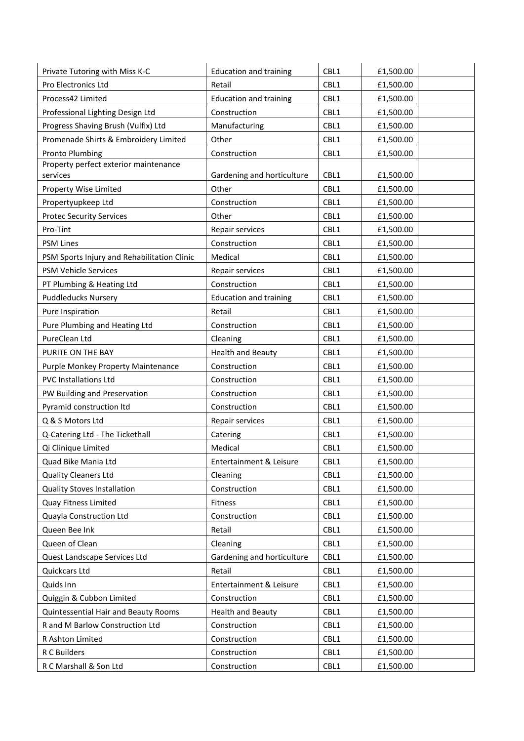| | | | | |
|---|---|---|---|---|
| Private Tutoring with Miss K-C | Education and training | CBL1 | £1,500.00 | |
| Pro Electronics Ltd | Retail | CBL1 | £1,500.00 | |
| Process42 Limited | Education and training | CBL1 | £1,500.00 | |
| Professional Lighting Design Ltd | Construction | CBL1 | £1,500.00 | |
| Progress Shaving Brush (Vulfix) Ltd | Manufacturing | CBL1 | £1,500.00 | |
| Promenade Shirts & Embroidery Limited | Other | CBL1 | £1,500.00 | |
| Pronto Plumbing | Construction | CBL1 | £1,500.00 | |
| Property perfect exterior maintenance services | Gardening and horticulture | CBL1 | £1,500.00 | |
| Property Wise Limited | Other | CBL1 | £1,500.00 | |
| Propertyupkeep Ltd | Construction | CBL1 | £1,500.00 | |
| Protec Security Services | Other | CBL1 | £1,500.00 | |
| Pro-Tint | Repair services | CBL1 | £1,500.00 | |
| PSM Lines | Construction | CBL1 | £1,500.00 | |
| PSM Sports Injury and Rehabilitation Clinic | Medical | CBL1 | £1,500.00 | |
| PSM Vehicle Services | Repair services | CBL1 | £1,500.00 | |
| PT Plumbing & Heating Ltd | Construction | CBL1 | £1,500.00 | |
| Puddleducks Nursery | Education and training | CBL1 | £1,500.00 | |
| Pure Inspiration | Retail | CBL1 | £1,500.00 | |
| Pure Plumbing and Heating Ltd | Construction | CBL1 | £1,500.00 | |
| PureClean Ltd | Cleaning | CBL1 | £1,500.00 | |
| PURITE ON THE BAY | Health and Beauty | CBL1 | £1,500.00 | |
| Purple Monkey Property Maintenance | Construction | CBL1 | £1,500.00 | |
| PVC Installations Ltd | Construction | CBL1 | £1,500.00 | |
| PW Building and Preservation | Construction | CBL1 | £1,500.00 | |
| Pyramid construction ltd | Construction | CBL1 | £1,500.00 | |
| Q & S Motors Ltd | Repair services | CBL1 | £1,500.00 | |
| Q-Catering Ltd - The Tickethall | Catering | CBL1 | £1,500.00 | |
| Qi Clinique Limited | Medical | CBL1 | £1,500.00 | |
| Quad Bike Mania Ltd | Entertainment & Leisure | CBL1 | £1,500.00 | |
| Quality Cleaners Ltd | Cleaning | CBL1 | £1,500.00 | |
| Quality Stoves Installation | Construction | CBL1 | £1,500.00 | |
| Quay Fitness Limited | Fitness | CBL1 | £1,500.00 | |
| Quayla Construction Ltd | Construction | CBL1 | £1,500.00 | |
| Queen Bee Ink | Retail | CBL1 | £1,500.00 | |
| Queen of Clean | Cleaning | CBL1 | £1,500.00 | |
| Quest Landscape Services Ltd | Gardening and horticulture | CBL1 | £1,500.00 | |
| Quickcars Ltd | Retail | CBL1 | £1,500.00 | |
| Quids Inn | Entertainment & Leisure | CBL1 | £1,500.00 | |
| Quiggin & Cubbon Limited | Construction | CBL1 | £1,500.00 | |
| Quintessential Hair and Beauty Rooms | Health and Beauty | CBL1 | £1,500.00 | |
| R and M Barlow Construction Ltd | Construction | CBL1 | £1,500.00 | |
| R Ashton Limited | Construction | CBL1 | £1,500.00 | |
| R C Builders | Construction | CBL1 | £1,500.00 | |
| R C Marshall & Son Ltd | Construction | CBL1 | £1,500.00 | |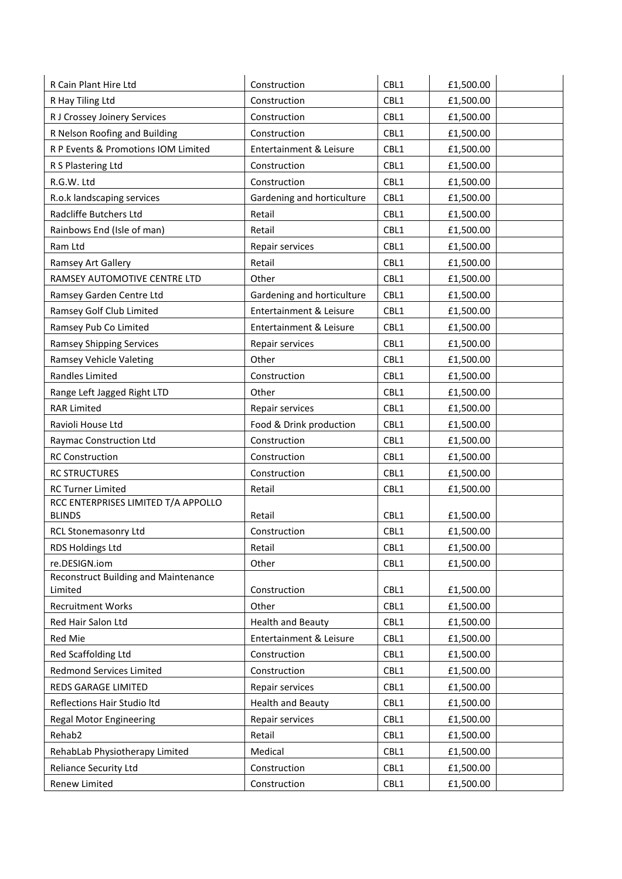| | | | | |
|---|---|---|---|---|
| R Cain Plant Hire Ltd | Construction | CBL1 | £1,500.00 | |
| R Hay Tiling Ltd | Construction | CBL1 | £1,500.00 | |
| R J Crossey Joinery Services | Construction | CBL1 | £1,500.00 | |
| R Nelson Roofing and Building | Construction | CBL1 | £1,500.00 | |
| R P Events & Promotions IOM Limited | Entertainment & Leisure | CBL1 | £1,500.00 | |
| R S Plastering Ltd | Construction | CBL1 | £1,500.00 | |
| R.G.W. Ltd | Construction | CBL1 | £1,500.00 | |
| R.o.k landscaping services | Gardening and horticulture | CBL1 | £1,500.00 | |
| Radcliffe Butchers Ltd | Retail | CBL1 | £1,500.00 | |
| Rainbows End (Isle of man) | Retail | CBL1 | £1,500.00 | |
| Ram Ltd | Repair services | CBL1 | £1,500.00 | |
| Ramsey Art Gallery | Retail | CBL1 | £1,500.00 | |
| RAMSEY AUTOMOTIVE CENTRE LTD | Other | CBL1 | £1,500.00 | |
| Ramsey Garden Centre Ltd | Gardening and horticulture | CBL1 | £1,500.00 | |
| Ramsey Golf Club Limited | Entertainment & Leisure | CBL1 | £1,500.00 | |
| Ramsey Pub Co Limited | Entertainment & Leisure | CBL1 | £1,500.00 | |
| Ramsey Shipping Services | Repair services | CBL1 | £1,500.00 | |
| Ramsey Vehicle Valeting | Other | CBL1 | £1,500.00 | |
| Randles Limited | Construction | CBL1 | £1,500.00 | |
| Range Left Jagged Right LTD | Other | CBL1 | £1,500.00 | |
| RAR Limited | Repair services | CBL1 | £1,500.00 | |
| Ravioli House Ltd | Food & Drink production | CBL1 | £1,500.00 | |
| Raymac Construction Ltd | Construction | CBL1 | £1,500.00 | |
| RC Construction | Construction | CBL1 | £1,500.00 | |
| RC STRUCTURES | Construction | CBL1 | £1,500.00 | |
| RC Turner Limited | Retail | CBL1 | £1,500.00 | |
| RCC ENTERPRISES LIMITED T/A APPOLLO BLINDS | Retail | CBL1 | £1,500.00 | |
| RCL Stonemasonry Ltd | Construction | CBL1 | £1,500.00 | |
| RDS Holdings Ltd | Retail | CBL1 | £1,500.00 | |
| re.DESIGN.iom | Other | CBL1 | £1,500.00 | |
| Reconstruct Building and Maintenance Limited | Construction | CBL1 | £1,500.00 | |
| Recruitment Works | Other | CBL1 | £1,500.00 | |
| Red Hair Salon Ltd | Health and Beauty | CBL1 | £1,500.00 | |
| Red Mie | Entertainment & Leisure | CBL1 | £1,500.00 | |
| Red Scaffolding Ltd | Construction | CBL1 | £1,500.00 | |
| Redmond Services Limited | Construction | CBL1 | £1,500.00 | |
| REDS GARAGE LIMITED | Repair services | CBL1 | £1,500.00 | |
| Reflections Hair Studio ltd | Health and Beauty | CBL1 | £1,500.00 | |
| Regal Motor Engineering | Repair services | CBL1 | £1,500.00 | |
| Rehab2 | Retail | CBL1 | £1,500.00 | |
| RehabLab Physiotherapy Limited | Medical | CBL1 | £1,500.00 | |
| Reliance Security Ltd | Construction | CBL1 | £1,500.00 | |
| Renew Limited | Construction | CBL1 | £1,500.00 | |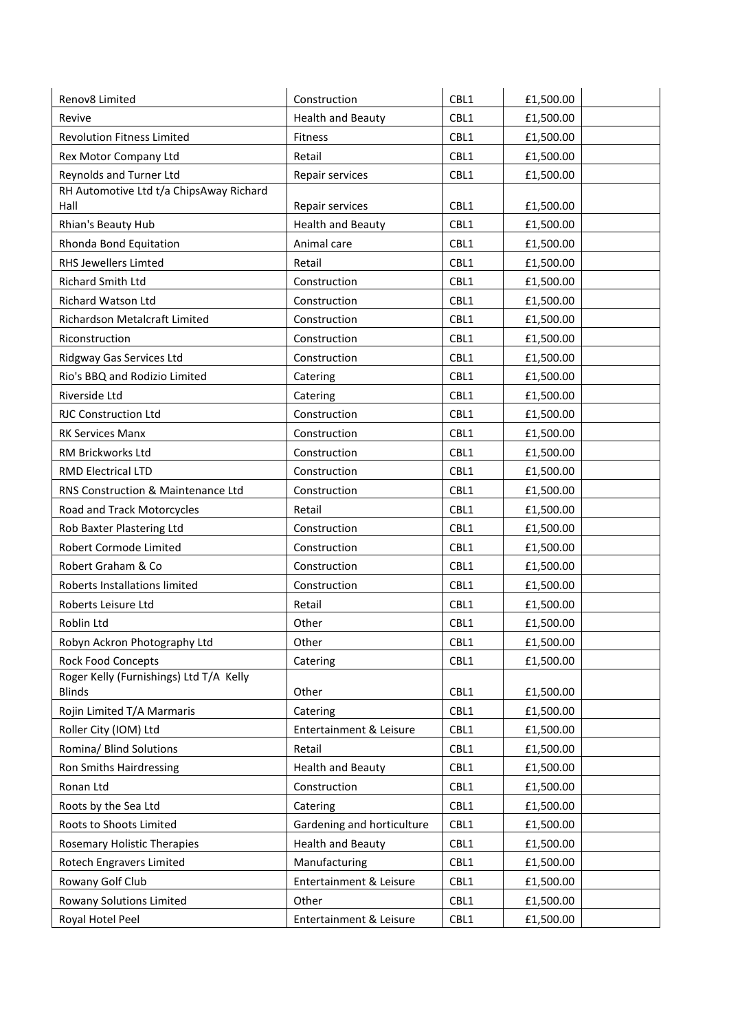| Renov8 Limited | Construction | CBL1 | £1,500.00 | |
|---|---|---|---|---|
| Revive | Health and Beauty | CBL1 | £1,500.00 | |
| Revolution Fitness Limited | Fitness | CBL1 | £1,500.00 | |
| Rex Motor Company Ltd | Retail | CBL1 | £1,500.00 | |
| Reynolds and Turner Ltd | Repair services | CBL1 | £1,500.00 | |
| RH Automotive Ltd t/a ChipsAway Richard Hall | Repair services | CBL1 | £1,500.00 | |
| Rhian's Beauty Hub | Health and Beauty | CBL1 | £1,500.00 | |
| Rhonda Bond Equitation | Animal care | CBL1 | £1,500.00 | |
| RHS Jewellers Limted | Retail | CBL1 | £1,500.00 | |
| Richard Smith Ltd | Construction | CBL1 | £1,500.00 | |
| Richard Watson Ltd | Construction | CBL1 | £1,500.00 | |
| Richardson Metalcraft Limited | Construction | CBL1 | £1,500.00 | |
| Riconstruction | Construction | CBL1 | £1,500.00 | |
| Ridgway Gas Services Ltd | Construction | CBL1 | £1,500.00 | |
| Rio's BBQ and Rodizio Limited | Catering | CBL1 | £1,500.00 | |
| Riverside Ltd | Catering | CBL1 | £1,500.00 | |
| RJC Construction Ltd | Construction | CBL1 | £1,500.00 | |
| RK Services Manx | Construction | CBL1 | £1,500.00 | |
| RM Brickworks Ltd | Construction | CBL1 | £1,500.00 | |
| RMD Electrical LTD | Construction | CBL1 | £1,500.00 | |
| RNS Construction & Maintenance Ltd | Construction | CBL1 | £1,500.00 | |
| Road and Track Motorcycles | Retail | CBL1 | £1,500.00 | |
| Rob Baxter Plastering Ltd | Construction | CBL1 | £1,500.00 | |
| Robert Cormode Limited | Construction | CBL1 | £1,500.00 | |
| Robert Graham & Co | Construction | CBL1 | £1,500.00 | |
| Roberts Installations limited | Construction | CBL1 | £1,500.00 | |
| Roberts Leisure Ltd | Retail | CBL1 | £1,500.00 | |
| Roblin Ltd | Other | CBL1 | £1,500.00 | |
| Robyn Ackron Photography Ltd | Other | CBL1 | £1,500.00 | |
| Rock Food Concepts | Catering | CBL1 | £1,500.00 | |
| Roger Kelly (Furnishings) Ltd T/A Kelly Blinds | Other | CBL1 | £1,500.00 | |
| Rojin Limited T/A Marmaris | Catering | CBL1 | £1,500.00 | |
| Roller City (IOM) Ltd | Entertainment & Leisure | CBL1 | £1,500.00 | |
| Romina/ Blind Solutions | Retail | CBL1 | £1,500.00 | |
| Ron Smiths Hairdressing | Health and Beauty | CBL1 | £1,500.00 | |
| Ronan Ltd | Construction | CBL1 | £1,500.00 | |
| Roots by the Sea Ltd | Catering | CBL1 | £1,500.00 | |
| Roots to Shoots Limited | Gardening and horticulture | CBL1 | £1,500.00 | |
| Rosemary Holistic Therapies | Health and Beauty | CBL1 | £1,500.00 | |
| Rotech Engravers Limited | Manufacturing | CBL1 | £1,500.00 | |
| Rowany Golf Club | Entertainment & Leisure | CBL1 | £1,500.00 | |
| Rowany Solutions Limited | Other | CBL1 | £1,500.00 | |
| Royal Hotel Peel | Entertainment & Leisure | CBL1 | £1,500.00 | |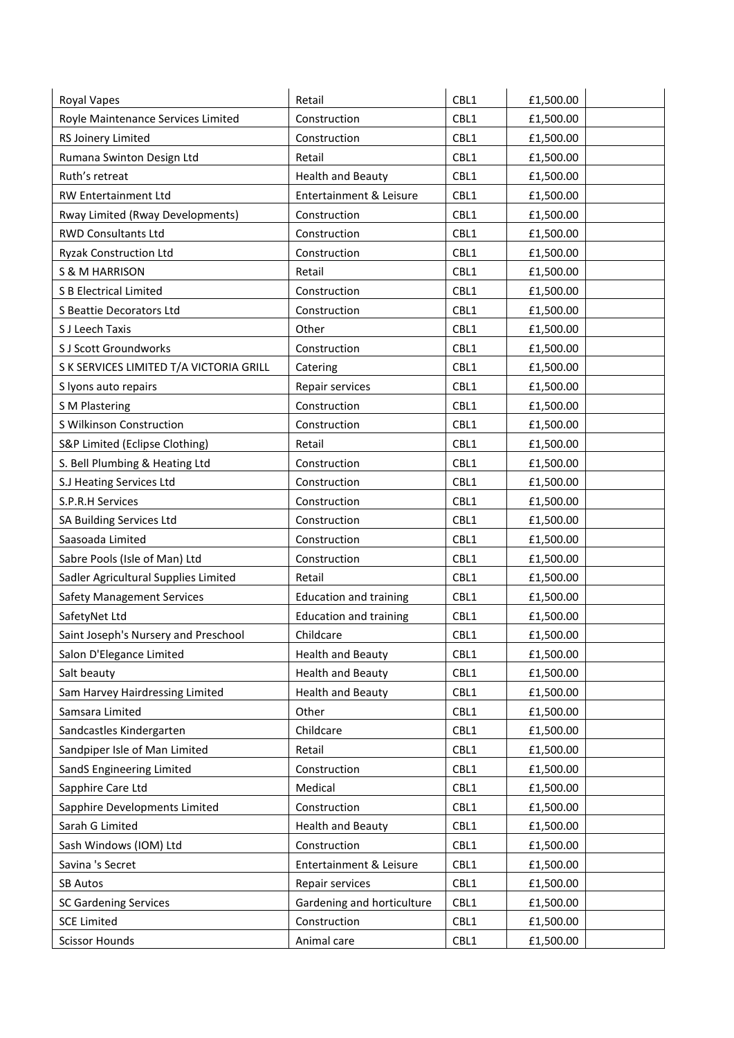| Royal Vapes | Retail | CBL1 | £1,500.00 | |
|---|---|---|---|---|
| Royle Maintenance Services Limited | Construction | CBL1 | £1,500.00 | |
| RS Joinery Limited | Construction | CBL1 | £1,500.00 | |
| Rumana Swinton Design Ltd | Retail | CBL1 | £1,500.00 | |
| Ruth's retreat | Health and Beauty | CBL1 | £1,500.00 | |
| RW Entertainment Ltd | Entertainment & Leisure | CBL1 | £1,500.00 | |
| Rway Limited (Rway Developments) | Construction | CBL1 | £1,500.00 | |
| RWD Consultants Ltd | Construction | CBL1 | £1,500.00 | |
| Ryzak Construction Ltd | Construction | CBL1 | £1,500.00 | |
| S & M HARRISON | Retail | CBL1 | £1,500.00 | |
| S B Electrical Limited | Construction | CBL1 | £1,500.00 | |
| S Beattie Decorators Ltd | Construction | CBL1 | £1,500.00 | |
| S J Leech Taxis | Other | CBL1 | £1,500.00 | |
| S J Scott Groundworks | Construction | CBL1 | £1,500.00 | |
| S K SERVICES LIMITED T/A VICTORIA GRILL | Catering | CBL1 | £1,500.00 | |
| S lyons auto repairs | Repair services | CBL1 | £1,500.00 | |
| S M Plastering | Construction | CBL1 | £1,500.00 | |
| S Wilkinson Construction | Construction | CBL1 | £1,500.00 | |
| S&P Limited (Eclipse Clothing) | Retail | CBL1 | £1,500.00 | |
| S. Bell Plumbing & Heating Ltd | Construction | CBL1 | £1,500.00 | |
| S.J Heating Services Ltd | Construction | CBL1 | £1,500.00 | |
| S.P.R.H Services | Construction | CBL1 | £1,500.00 | |
| SA Building Services Ltd | Construction | CBL1 | £1,500.00 | |
| Saasoada Limited | Construction | CBL1 | £1,500.00 | |
| Sabre Pools (Isle of Man) Ltd | Construction | CBL1 | £1,500.00 | |
| Sadler Agricultural Supplies Limited | Retail | CBL1 | £1,500.00 | |
| Safety Management Services | Education and training | CBL1 | £1,500.00 | |
| SafetyNet Ltd | Education and training | CBL1 | £1,500.00 | |
| Saint Joseph's Nursery and Preschool | Childcare | CBL1 | £1,500.00 | |
| Salon D'Elegance Limited | Health and Beauty | CBL1 | £1,500.00 | |
| Salt beauty | Health and Beauty | CBL1 | £1,500.00 | |
| Sam Harvey Hairdressing Limited | Health and Beauty | CBL1 | £1,500.00 | |
| Samsara Limited | Other | CBL1 | £1,500.00 | |
| Sandcastles Kindergarten | Childcare | CBL1 | £1,500.00 | |
| Sandpiper Isle of Man Limited | Retail | CBL1 | £1,500.00 | |
| SandS Engineering Limited | Construction | CBL1 | £1,500.00 | |
| Sapphire Care Ltd | Medical | CBL1 | £1,500.00 | |
| Sapphire Developments Limited | Construction | CBL1 | £1,500.00 | |
| Sarah G Limited | Health and Beauty | CBL1 | £1,500.00 | |
| Sash Windows (IOM) Ltd | Construction | CBL1 | £1,500.00 | |
| Savina 's Secret | Entertainment & Leisure | CBL1 | £1,500.00 | |
| SB Autos | Repair services | CBL1 | £1,500.00 | |
| SC Gardening Services | Gardening and horticulture | CBL1 | £1,500.00 | |
| SCE Limited | Construction | CBL1 | £1,500.00 | |
| Scissor Hounds | Animal care | CBL1 | £1,500.00 | |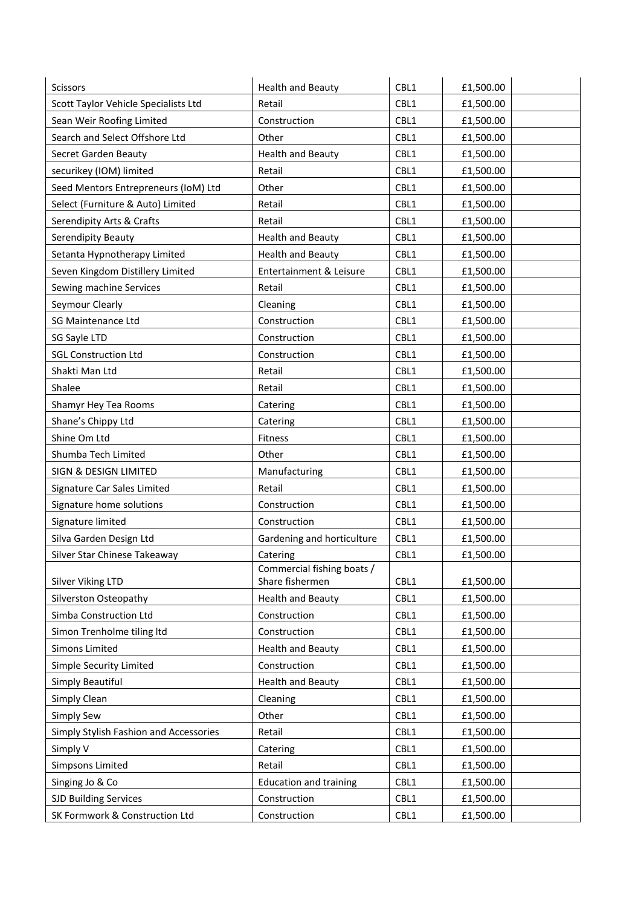| Scissors | Health and Beauty | CBL1 | £1,500.00 | |
|---|---|---|---|---|
| Scott Taylor Vehicle Specialists Ltd | Retail | CBL1 | £1,500.00 | |
| Sean Weir Roofing Limited | Construction | CBL1 | £1,500.00 | |
| Search and Select Offshore Ltd | Other | CBL1 | £1,500.00 | |
| Secret Garden Beauty | Health and Beauty | CBL1 | £1,500.00 | |
| securikey (IOM) limited | Retail | CBL1 | £1,500.00 | |
| Seed Mentors Entrepreneurs (IoM) Ltd | Other | CBL1 | £1,500.00 | |
| Select (Furniture & Auto) Limited | Retail | CBL1 | £1,500.00 | |
| Serendipity Arts & Crafts | Retail | CBL1 | £1,500.00 | |
| Serendipity Beauty | Health and Beauty | CBL1 | £1,500.00 | |
| Setanta Hypnotherapy Limited | Health and Beauty | CBL1 | £1,500.00 | |
| Seven Kingdom Distillery Limited | Entertainment & Leisure | CBL1 | £1,500.00 | |
| Sewing machine Services | Retail | CBL1 | £1,500.00 | |
| Seymour Clearly | Cleaning | CBL1 | £1,500.00 | |
| SG Maintenance Ltd | Construction | CBL1 | £1,500.00 | |
| SG Sayle LTD | Construction | CBL1 | £1,500.00 | |
| SGL Construction Ltd | Construction | CBL1 | £1,500.00 | |
| Shakti Man Ltd | Retail | CBL1 | £1,500.00 | |
| Shalee | Retail | CBL1 | £1,500.00 | |
| Shamyr Hey Tea Rooms | Catering | CBL1 | £1,500.00 | |
| Shane's Chippy Ltd | Catering | CBL1 | £1,500.00 | |
| Shine Om Ltd | Fitness | CBL1 | £1,500.00 | |
| Shumba Tech Limited | Other | CBL1 | £1,500.00 | |
| SIGN & DESIGN LIMITED | Manufacturing | CBL1 | £1,500.00 | |
| Signature Car Sales Limited | Retail | CBL1 | £1,500.00 | |
| Signature home solutions | Construction | CBL1 | £1,500.00 | |
| Signature limited | Construction | CBL1 | £1,500.00 | |
| Silva Garden Design Ltd | Gardening and horticulture | CBL1 | £1,500.00 | |
| Silver Star Chinese Takeaway | Catering | CBL1 | £1,500.00 | |
| Silver Viking LTD | Commercial fishing boats / Share fishermen | CBL1 | £1,500.00 | |
| Silverston Osteopathy | Health and Beauty | CBL1 | £1,500.00 | |
| Simba Construction Ltd | Construction | CBL1 | £1,500.00 | |
| Simon Trenholme tiling ltd | Construction | CBL1 | £1,500.00 | |
| Simons Limited | Health and Beauty | CBL1 | £1,500.00 | |
| Simple Security Limited | Construction | CBL1 | £1,500.00 | |
| Simply Beautiful | Health and Beauty | CBL1 | £1,500.00 | |
| Simply Clean | Cleaning | CBL1 | £1,500.00 | |
| Simply Sew | Other | CBL1 | £1,500.00 | |
| Simply Stylish Fashion and Accessories | Retail | CBL1 | £1,500.00 | |
| Simply V | Catering | CBL1 | £1,500.00 | |
| Simpsons Limited | Retail | CBL1 | £1,500.00 | |
| Singing Jo & Co | Education and training | CBL1 | £1,500.00 | |
| SJD Building Services | Construction | CBL1 | £1,500.00 | |
| SK Formwork & Construction Ltd | Construction | CBL1 | £1,500.00 | |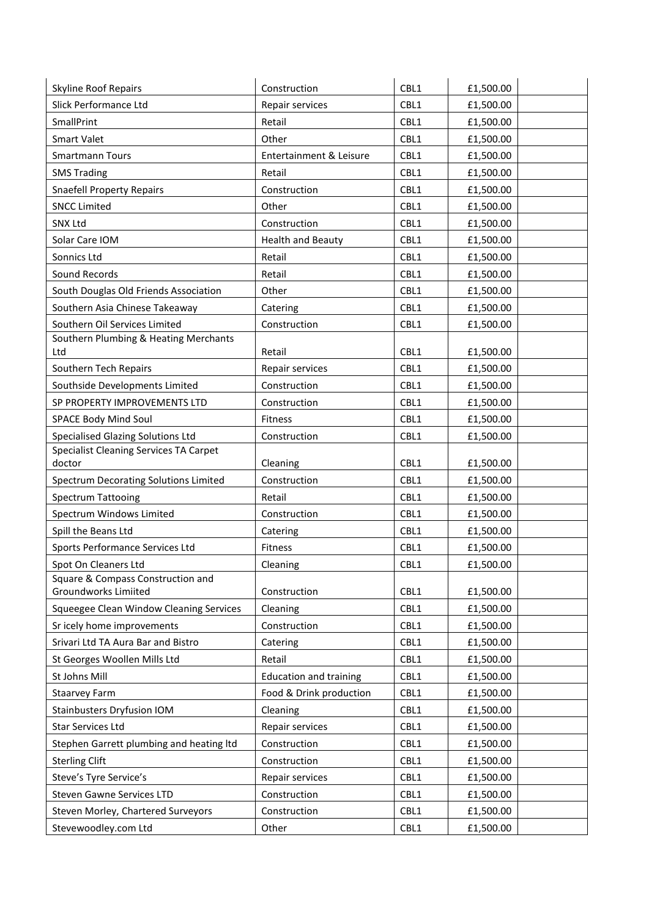| | | | | |
|---|---|---|---|---|
| Skyline Roof Repairs | Construction | CBL1 | £1,500.00 | |
| Slick Performance Ltd | Repair services | CBL1 | £1,500.00 | |
| SmallPrint | Retail | CBL1 | £1,500.00 | |
| Smart Valet | Other | CBL1 | £1,500.00 | |
| Smartmann Tours | Entertainment & Leisure | CBL1 | £1,500.00 | |
| SMS Trading | Retail | CBL1 | £1,500.00 | |
| Snaefell Property Repairs | Construction | CBL1 | £1,500.00 | |
| SNCC Limited | Other | CBL1 | £1,500.00 | |
| SNX Ltd | Construction | CBL1 | £1,500.00 | |
| Solar Care IOM | Health and Beauty | CBL1 | £1,500.00 | |
| Sonnics Ltd | Retail | CBL1 | £1,500.00 | |
| Sound Records | Retail | CBL1 | £1,500.00 | |
| South Douglas Old Friends Association | Other | CBL1 | £1,500.00 | |
| Southern Asia Chinese Takeaway | Catering | CBL1 | £1,500.00 | |
| Southern Oil Services Limited | Construction | CBL1 | £1,500.00 | |
| Southern Plumbing & Heating Merchants Ltd | Retail | CBL1 | £1,500.00 | |
| Southern Tech Repairs | Repair services | CBL1 | £1,500.00 | |
| Southside Developments Limited | Construction | CBL1 | £1,500.00 | |
| SP PROPERTY IMPROVEMENTS LTD | Construction | CBL1 | £1,500.00 | |
| SPACE Body Mind Soul | Fitness | CBL1 | £1,500.00 | |
| Specialised Glazing Solutions Ltd | Construction | CBL1 | £1,500.00 | |
| Specialist Cleaning Services TA Carpet doctor | Cleaning | CBL1 | £1,500.00 | |
| Spectrum Decorating Solutions Limited | Construction | CBL1 | £1,500.00 | |
| Spectrum Tattooing | Retail | CBL1 | £1,500.00 | |
| Spectrum Windows Limited | Construction | CBL1 | £1,500.00 | |
| Spill the Beans Ltd | Catering | CBL1 | £1,500.00 | |
| Sports Performance Services Ltd | Fitness | CBL1 | £1,500.00 | |
| Spot On Cleaners Ltd | Cleaning | CBL1 | £1,500.00 | |
| Square & Compass Construction and Groundworks Limiited | Construction | CBL1 | £1,500.00 | |
| Squeegee Clean Window Cleaning Services | Cleaning | CBL1 | £1,500.00 | |
| Sr icely home improvements | Construction | CBL1 | £1,500.00 | |
| Srivari Ltd TA Aura Bar and Bistro | Catering | CBL1 | £1,500.00 | |
| St Georges Woollen Mills Ltd | Retail | CBL1 | £1,500.00 | |
| St Johns Mill | Education and training | CBL1 | £1,500.00 | |
| Staarvey Farm | Food & Drink production | CBL1 | £1,500.00 | |
| Stainbusters Dryfusion IOM | Cleaning | CBL1 | £1,500.00 | |
| Star Services Ltd | Repair services | CBL1 | £1,500.00 | |
| Stephen Garrett plumbing and heating ltd | Construction | CBL1 | £1,500.00 | |
| Sterling Clift | Construction | CBL1 | £1,500.00 | |
| Steve's Tyre Service's | Repair services | CBL1 | £1,500.00 | |
| Steven Gawne Services LTD | Construction | CBL1 | £1,500.00 | |
| Steven Morley, Chartered Surveyors | Construction | CBL1 | £1,500.00 | |
| Stevewoodley.com Ltd | Other | CBL1 | £1,500.00 | |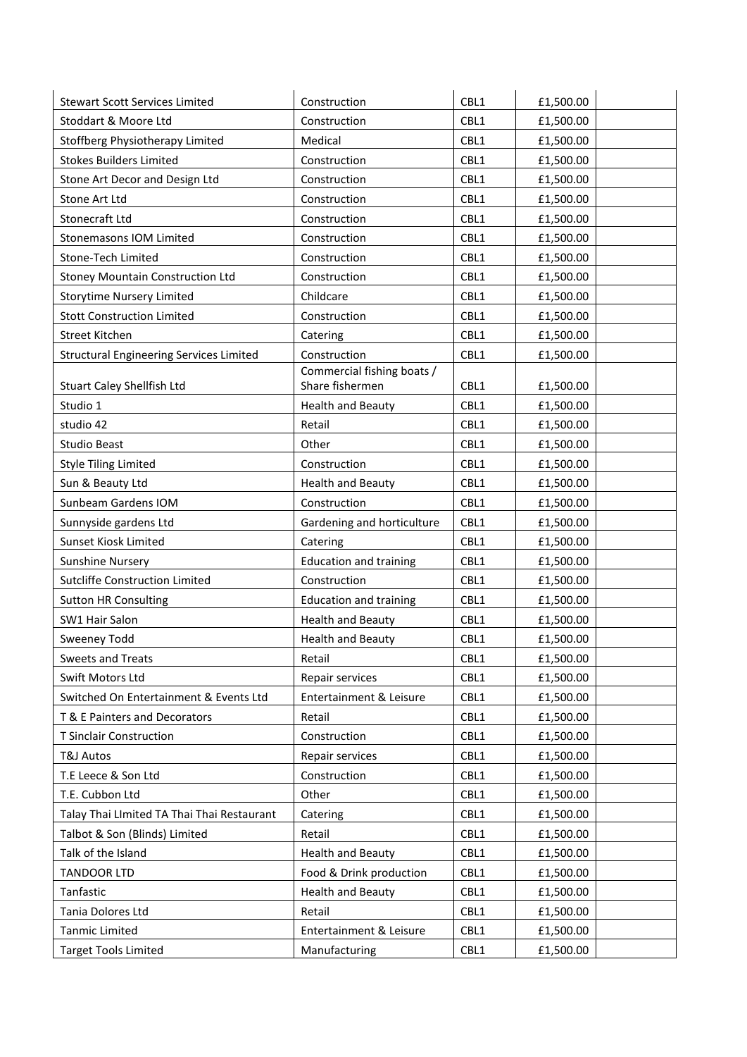| Stewart Scott Services Limited | Construction | CBL1 | £1,500.00 | |
|---|---|---|---|---|
| Stoddart & Moore Ltd | Construction | CBL1 | £1,500.00 | |
| Stoffberg Physiotherapy Limited | Medical | CBL1 | £1,500.00 | |
| Stokes Builders Limited | Construction | CBL1 | £1,500.00 | |
| Stone Art Decor and Design Ltd | Construction | CBL1 | £1,500.00 | |
| Stone Art Ltd | Construction | CBL1 | £1,500.00 | |
| Stonecraft Ltd | Construction | CBL1 | £1,500.00 | |
| Stonemasons IOM Limited | Construction | CBL1 | £1,500.00 | |
| Stone-Tech Limited | Construction | CBL1 | £1,500.00 | |
| Stoney Mountain Construction Ltd | Construction | CBL1 | £1,500.00 | |
| Storytime Nursery Limited | Childcare | CBL1 | £1,500.00 | |
| Stott Construction Limited | Construction | CBL1 | £1,500.00 | |
| Street Kitchen | Catering | CBL1 | £1,500.00 | |
| Structural Engineering Services Limited | Construction | CBL1 | £1,500.00 | |
| Stuart Caley Shellfish Ltd | Commercial fishing boats / Share fishermen | CBL1 | £1,500.00 | |
| Studio 1 | Health and Beauty | CBL1 | £1,500.00 | |
| studio 42 | Retail | CBL1 | £1,500.00 | |
| Studio Beast | Other | CBL1 | £1,500.00 | |
| Style Tiling Limited | Construction | CBL1 | £1,500.00 | |
| Sun & Beauty Ltd | Health and Beauty | CBL1 | £1,500.00 | |
| Sunbeam Gardens IOM | Construction | CBL1 | £1,500.00 | |
| Sunnyside gardens Ltd | Gardening and horticulture | CBL1 | £1,500.00 | |
| Sunset Kiosk Limited | Catering | CBL1 | £1,500.00 | |
| Sunshine Nursery | Education and training | CBL1 | £1,500.00 | |
| Sutcliffe Construction Limited | Construction | CBL1 | £1,500.00 | |
| Sutton HR Consulting | Education and training | CBL1 | £1,500.00 | |
| SW1 Hair Salon | Health and Beauty | CBL1 | £1,500.00 | |
| Sweeney Todd | Health and Beauty | CBL1 | £1,500.00 | |
| Sweets and Treats | Retail | CBL1 | £1,500.00 | |
| Swift Motors Ltd | Repair services | CBL1 | £1,500.00 | |
| Switched On Entertainment & Events Ltd | Entertainment & Leisure | CBL1 | £1,500.00 | |
| T & E Painters and Decorators | Retail | CBL1 | £1,500.00 | |
| T Sinclair Construction | Construction | CBL1 | £1,500.00 | |
| T&J Autos | Repair services | CBL1 | £1,500.00 | |
| T.E Leece & Son Ltd | Construction | CBL1 | £1,500.00 | |
| T.E. Cubbon Ltd | Other | CBL1 | £1,500.00 | |
| Talay Thai LImited TA Thai Thai Restaurant | Catering | CBL1 | £1,500.00 | |
| Talbot & Son (Blinds) Limited | Retail | CBL1 | £1,500.00 | |
| Talk of the Island | Health and Beauty | CBL1 | £1,500.00 | |
| TANDOOR LTD | Food & Drink production | CBL1 | £1,500.00 | |
| Tanfastic | Health and Beauty | CBL1 | £1,500.00 | |
| Tania Dolores Ltd | Retail | CBL1 | £1,500.00 | |
| Tanmic Limited | Entertainment & Leisure | CBL1 | £1,500.00 | |
| Target Tools Limited | Manufacturing | CBL1 | £1,500.00 | |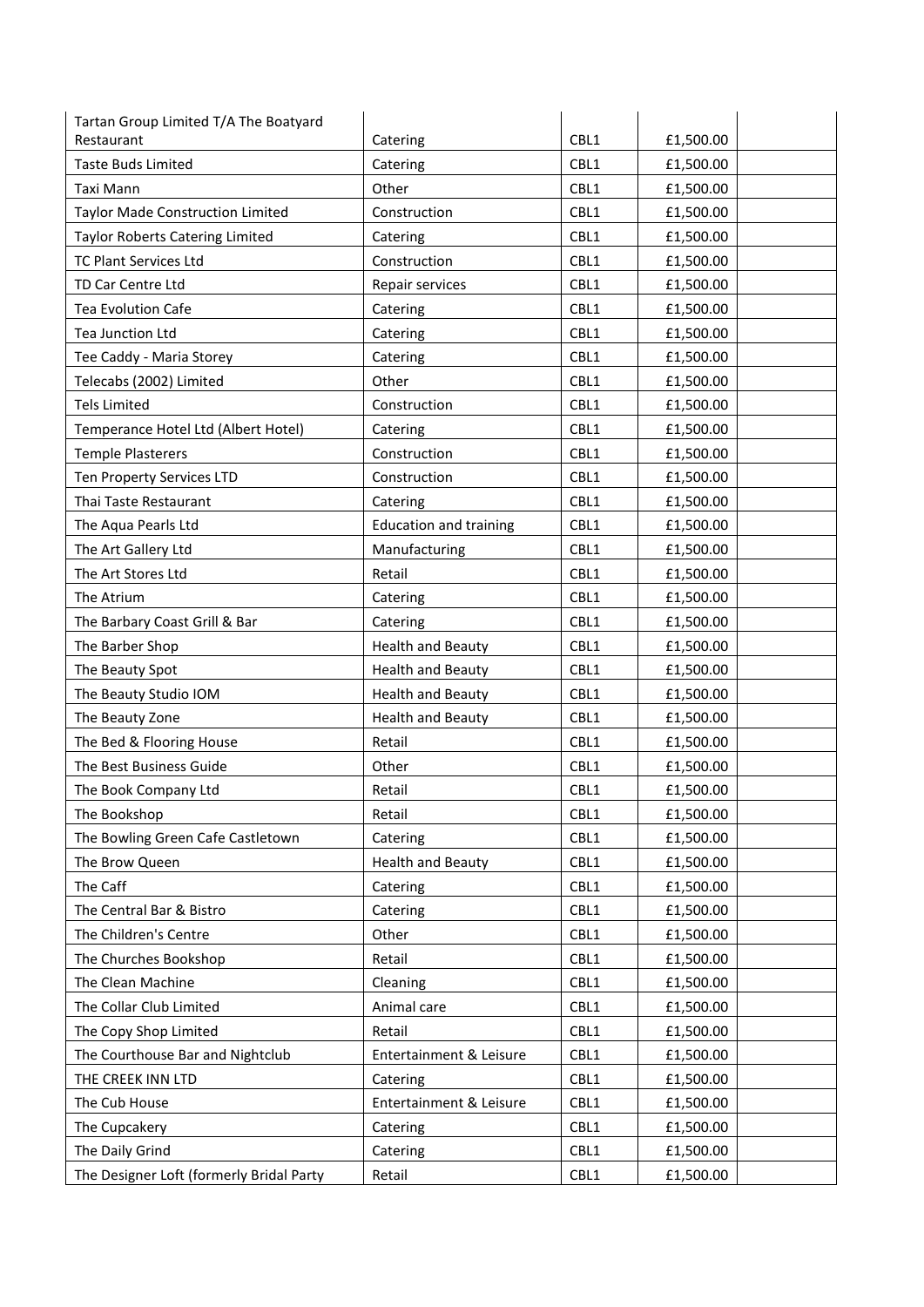| | | | | |
|---|---|---|---|---|
| Tartan Group Limited T/A The Boatyard Restaurant | Catering | CBL1 | £1,500.00 | |
| Taste Buds Limited | Catering | CBL1 | £1,500.00 | |
| Taxi Mann | Other | CBL1 | £1,500.00 | |
| Taylor Made Construction Limited | Construction | CBL1 | £1,500.00 | |
| Taylor Roberts Catering Limited | Catering | CBL1 | £1,500.00 | |
| TC Plant Services Ltd | Construction | CBL1 | £1,500.00 | |
| TD Car Centre Ltd | Repair services | CBL1 | £1,500.00 | |
| Tea Evolution Cafe | Catering | CBL1 | £1,500.00 | |
| Tea Junction Ltd | Catering | CBL1 | £1,500.00 | |
| Tee Caddy - Maria Storey | Catering | CBL1 | £1,500.00 | |
| Telecabs (2002) Limited | Other | CBL1 | £1,500.00 | |
| Tels Limited | Construction | CBL1 | £1,500.00 | |
| Temperance Hotel Ltd (Albert Hotel) | Catering | CBL1 | £1,500.00 | |
| Temple Plasterers | Construction | CBL1 | £1,500.00 | |
| Ten Property Services LTD | Construction | CBL1 | £1,500.00 | |
| Thai Taste Restaurant | Catering | CBL1 | £1,500.00 | |
| The Aqua Pearls Ltd | Education and training | CBL1 | £1,500.00 | |
| The Art Gallery Ltd | Manufacturing | CBL1 | £1,500.00 | |
| The Art Stores Ltd | Retail | CBL1 | £1,500.00 | |
| The Atrium | Catering | CBL1 | £1,500.00 | |
| The Barbary Coast Grill & Bar | Catering | CBL1 | £1,500.00 | |
| The Barber Shop | Health and Beauty | CBL1 | £1,500.00 | |
| The Beauty Spot | Health and Beauty | CBL1 | £1,500.00 | |
| The Beauty Studio IOM | Health and Beauty | CBL1 | £1,500.00 | |
| The Beauty Zone | Health and Beauty | CBL1 | £1,500.00 | |
| The Bed & Flooring House | Retail | CBL1 | £1,500.00 | |
| The Best Business Guide | Other | CBL1 | £1,500.00 | |
| The Book Company Ltd | Retail | CBL1 | £1,500.00 | |
| The Bookshop | Retail | CBL1 | £1,500.00 | |
| The Bowling Green Cafe Castletown | Catering | CBL1 | £1,500.00 | |
| The Brow Queen | Health and Beauty | CBL1 | £1,500.00 | |
| The Caff | Catering | CBL1 | £1,500.00 | |
| The Central Bar & Bistro | Catering | CBL1 | £1,500.00 | |
| The Children's Centre | Other | CBL1 | £1,500.00 | |
| The Churches Bookshop | Retail | CBL1 | £1,500.00 | |
| The Clean Machine | Cleaning | CBL1 | £1,500.00 | |
| The Collar Club Limited | Animal care | CBL1 | £1,500.00 | |
| The Copy Shop Limited | Retail | CBL1 | £1,500.00 | |
| The Courthouse Bar and Nightclub | Entertainment & Leisure | CBL1 | £1,500.00 | |
| THE CREEK INN LTD | Catering | CBL1 | £1,500.00 | |
| The Cub House | Entertainment & Leisure | CBL1 | £1,500.00 | |
| The Cupcakery | Catering | CBL1 | £1,500.00 | |
| The Daily Grind | Catering | CBL1 | £1,500.00 | |
| The Designer Loft (formerly Bridal Party | Retail | CBL1 | £1,500.00 | |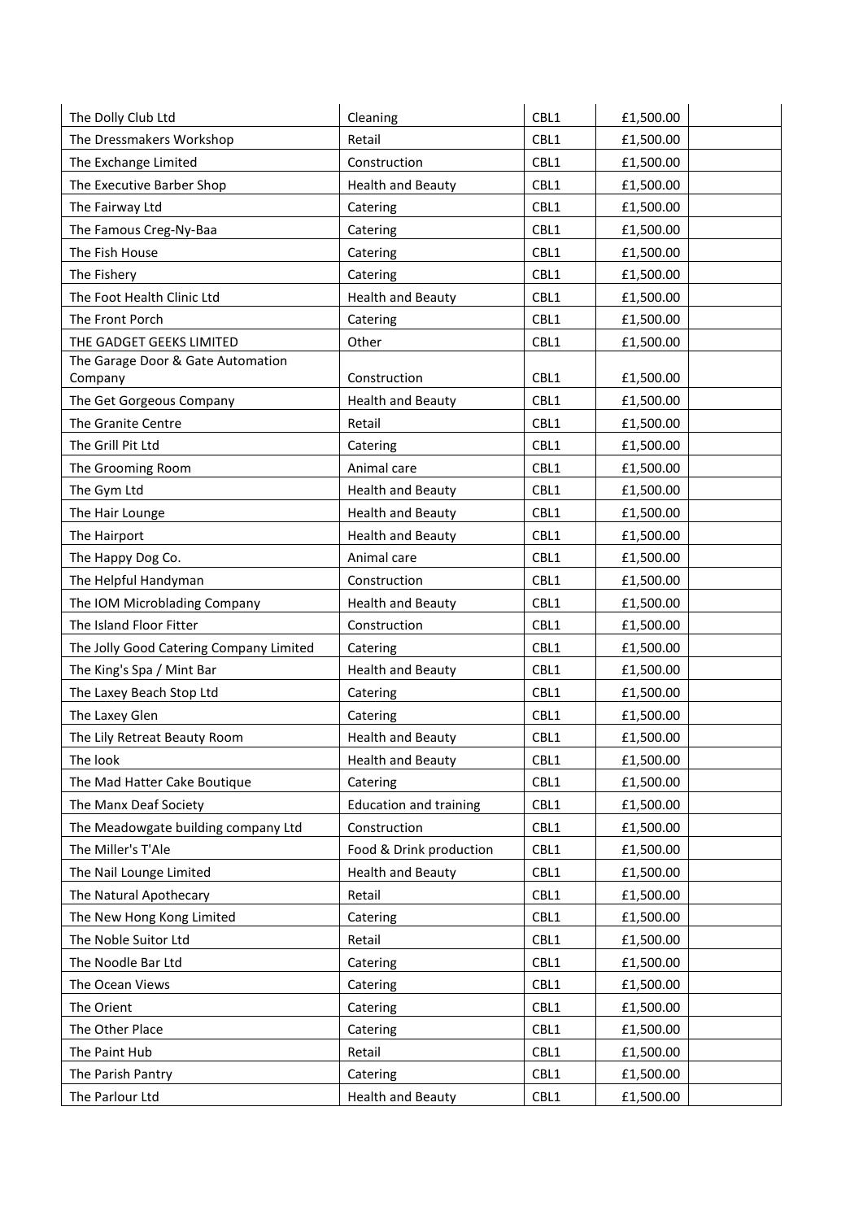| The Dolly Club Ltd | Cleaning | CBL1 | £1,500.00 | |
|---|---|---|---|---|
| The Dressmakers Workshop | Retail | CBL1 | £1,500.00 | |
| The Exchange Limited | Construction | CBL1 | £1,500.00 | |
| The Executive Barber Shop | Health and Beauty | CBL1 | £1,500.00 | |
| The Fairway Ltd | Catering | CBL1 | £1,500.00 | |
| The Famous Creg-Ny-Baa | Catering | CBL1 | £1,500.00 | |
| The Fish House | Catering | CBL1 | £1,500.00 | |
| The Fishery | Catering | CBL1 | £1,500.00 | |
| The Foot Health Clinic Ltd | Health and Beauty | CBL1 | £1,500.00 | |
| The Front Porch | Catering | CBL1 | £1,500.00 | |
| THE GADGET GEEKS LIMITED | Other | CBL1 | £1,500.00 | |
| The Garage Door & Gate Automation Company | Construction | CBL1 | £1,500.00 | |
| The Get Gorgeous Company | Health and Beauty | CBL1 | £1,500.00 | |
| The Granite Centre | Retail | CBL1 | £1,500.00 | |
| The Grill Pit Ltd | Catering | CBL1 | £1,500.00 | |
| The Grooming Room | Animal care | CBL1 | £1,500.00 | |
| The Gym Ltd | Health and Beauty | CBL1 | £1,500.00 | |
| The Hair Lounge | Health and Beauty | CBL1 | £1,500.00 | |
| The Hairport | Health and Beauty | CBL1 | £1,500.00 | |
| The Happy Dog Co. | Animal care | CBL1 | £1,500.00 | |
| The Helpful Handyman | Construction | CBL1 | £1,500.00 | |
| The IOM Microblading Company | Health and Beauty | CBL1 | £1,500.00 | |
| The Island Floor Fitter | Construction | CBL1 | £1,500.00 | |
| The Jolly Good Catering Company Limited | Catering | CBL1 | £1,500.00 | |
| The King's Spa / Mint Bar | Health and Beauty | CBL1 | £1,500.00 | |
| The Laxey Beach Stop Ltd | Catering | CBL1 | £1,500.00 | |
| The Laxey Glen | Catering | CBL1 | £1,500.00 | |
| The Lily Retreat Beauty Room | Health and Beauty | CBL1 | £1,500.00 | |
| The look | Health and Beauty | CBL1 | £1,500.00 | |
| The Mad Hatter Cake Boutique | Catering | CBL1 | £1,500.00 | |
| The Manx Deaf Society | Education and training | CBL1 | £1,500.00 | |
| The Meadowgate building company Ltd | Construction | CBL1 | £1,500.00 | |
| The Miller's T'Ale | Food & Drink production | CBL1 | £1,500.00 | |
| The Nail Lounge Limited | Health and Beauty | CBL1 | £1,500.00 | |
| The Natural Apothecary | Retail | CBL1 | £1,500.00 | |
| The New Hong Kong Limited | Catering | CBL1 | £1,500.00 | |
| The Noble Suitor Ltd | Retail | CBL1 | £1,500.00 | |
| The Noodle Bar Ltd | Catering | CBL1 | £1,500.00 | |
| The Ocean Views | Catering | CBL1 | £1,500.00 | |
| The Orient | Catering | CBL1 | £1,500.00 | |
| The Other Place | Catering | CBL1 | £1,500.00 | |
| The Paint Hub | Retail | CBL1 | £1,500.00 | |
| The Parish Pantry | Catering | CBL1 | £1,500.00 | |
| The Parlour Ltd | Health and Beauty | CBL1 | £1,500.00 | |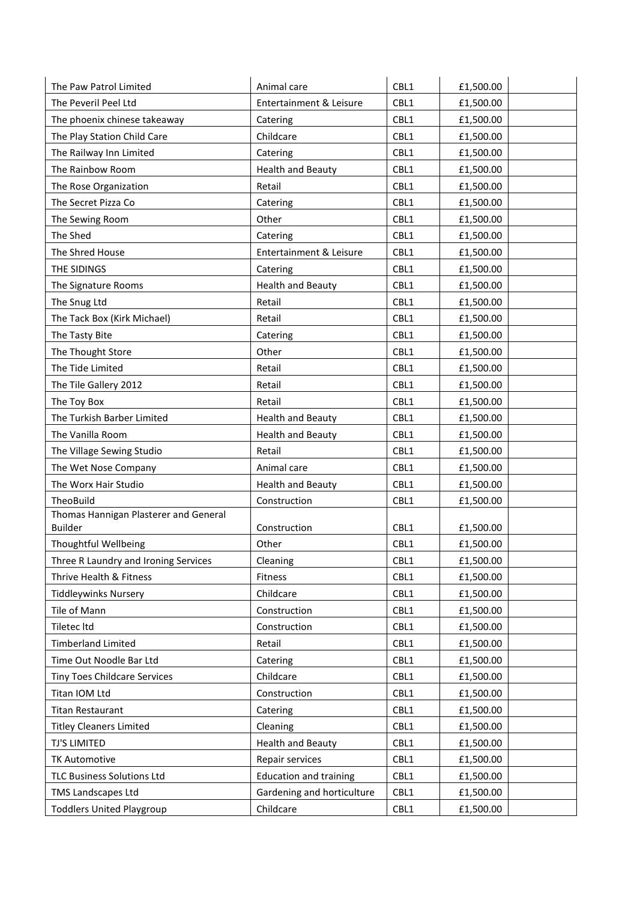| The Paw Patrol Limited | Animal care | CBL1 | £1,500.00 | |
|---|---|---|---|---|
| The Peveril Peel Ltd | Entertainment & Leisure | CBL1 | £1,500.00 | |
| The phoenix chinese takeaway | Catering | CBL1 | £1,500.00 | |
| The Play Station Child Care | Childcare | CBL1 | £1,500.00 | |
| The Railway Inn Limited | Catering | CBL1 | £1,500.00 | |
| The Rainbow Room | Health and Beauty | CBL1 | £1,500.00 | |
| The Rose Organization | Retail | CBL1 | £1,500.00 | |
| The Secret Pizza Co | Catering | CBL1 | £1,500.00 | |
| The Sewing Room | Other | CBL1 | £1,500.00 | |
| The Shed | Catering | CBL1 | £1,500.00 | |
| The Shred House | Entertainment & Leisure | CBL1 | £1,500.00 | |
| THE SIDINGS | Catering | CBL1 | £1,500.00 | |
| The Signature Rooms | Health and Beauty | CBL1 | £1,500.00 | |
| The Snug Ltd | Retail | CBL1 | £1,500.00 | |
| The Tack Box (Kirk Michael) | Retail | CBL1 | £1,500.00 | |
| The Tasty Bite | Catering | CBL1 | £1,500.00 | |
| The Thought Store | Other | CBL1 | £1,500.00 | |
| The Tide Limited | Retail | CBL1 | £1,500.00 | |
| The Tile Gallery 2012 | Retail | CBL1 | £1,500.00 | |
| The Toy Box | Retail | CBL1 | £1,500.00 | |
| The Turkish Barber Limited | Health and Beauty | CBL1 | £1,500.00 | |
| The Vanilla Room | Health and Beauty | CBL1 | £1,500.00 | |
| The Village Sewing Studio | Retail | CBL1 | £1,500.00 | |
| The Wet Nose Company | Animal care | CBL1 | £1,500.00 | |
| The Worx Hair Studio | Health and Beauty | CBL1 | £1,500.00 | |
| TheoBuild | Construction | CBL1 | £1,500.00 | |
| Thomas Hannigan Plasterer and General Builder | Construction | CBL1 | £1,500.00 | |
| Thoughtful Wellbeing | Other | CBL1 | £1,500.00 | |
| Three R Laundry and Ironing Services | Cleaning | CBL1 | £1,500.00 | |
| Thrive Health & Fitness | Fitness | CBL1 | £1,500.00 | |
| Tiddleywinks Nursery | Childcare | CBL1 | £1,500.00 | |
| Tile of Mann | Construction | CBL1 | £1,500.00 | |
| Tiletec ltd | Construction | CBL1 | £1,500.00 | |
| Timberland Limited | Retail | CBL1 | £1,500.00 | |
| Time Out Noodle Bar Ltd | Catering | CBL1 | £1,500.00 | |
| Tiny Toes Childcare Services | Childcare | CBL1 | £1,500.00 | |
| Titan IOM Ltd | Construction | CBL1 | £1,500.00 | |
| Titan Restaurant | Catering | CBL1 | £1,500.00 | |
| Titley Cleaners Limited | Cleaning | CBL1 | £1,500.00 | |
| TJ'S LIMITED | Health and Beauty | CBL1 | £1,500.00 | |
| TK Automotive | Repair services | CBL1 | £1,500.00 | |
| TLC Business Solutions Ltd | Education and training | CBL1 | £1,500.00 | |
| TMS Landscapes Ltd | Gardening and horticulture | CBL1 | £1,500.00 | |
| Toddlers United Playgroup | Childcare | CBL1 | £1,500.00 | |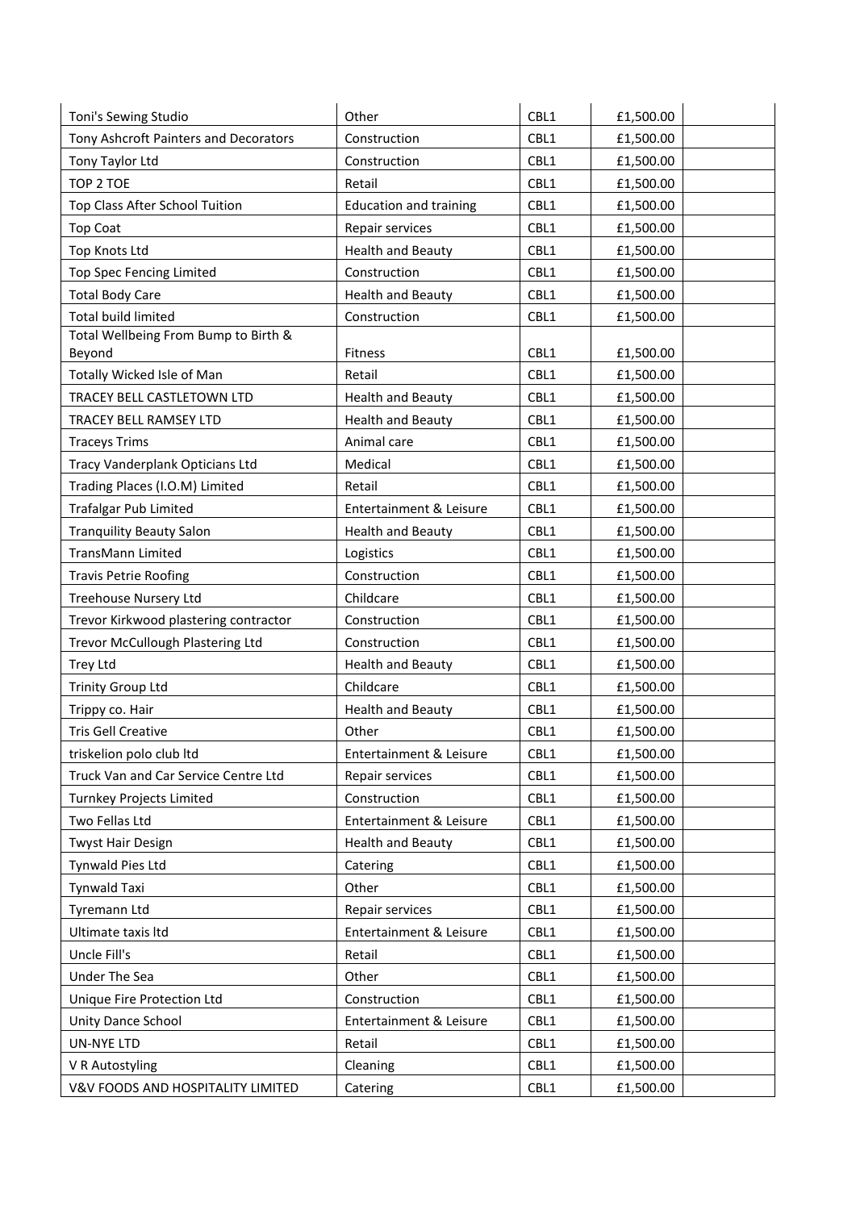| | | | | |
|---|---|---|---|---|
| Toni's Sewing Studio | Other | CBL1 | £1,500.00 | |
| Tony Ashcroft Painters and Decorators | Construction | CBL1 | £1,500.00 | |
| Tony Taylor Ltd | Construction | CBL1 | £1,500.00 | |
| TOP 2 TOE | Retail | CBL1 | £1,500.00 | |
| Top Class After School Tuition | Education and training | CBL1 | £1,500.00 | |
| Top Coat | Repair services | CBL1 | £1,500.00 | |
| Top Knots Ltd | Health and Beauty | CBL1 | £1,500.00 | |
| Top Spec Fencing Limited | Construction | CBL1 | £1,500.00 | |
| Total Body Care | Health and Beauty | CBL1 | £1,500.00 | |
| Total build limited | Construction | CBL1 | £1,500.00 | |
| Total Wellbeing From Bump to Birth & Beyond | Fitness | CBL1 | £1,500.00 | |
| Totally Wicked Isle of Man | Retail | CBL1 | £1,500.00 | |
| TRACEY BELL CASTLETOWN LTD | Health and Beauty | CBL1 | £1,500.00 | |
| TRACEY BELL RAMSEY LTD | Health and Beauty | CBL1 | £1,500.00 | |
| Traceys Trims | Animal care | CBL1 | £1,500.00 | |
| Tracy Vanderplank Opticians Ltd | Medical | CBL1 | £1,500.00 | |
| Trading Places (I.O.M) Limited | Retail | CBL1 | £1,500.00 | |
| Trafalgar Pub Limited | Entertainment & Leisure | CBL1 | £1,500.00 | |
| Tranquility Beauty Salon | Health and Beauty | CBL1 | £1,500.00 | |
| TransMann Limited | Logistics | CBL1 | £1,500.00 | |
| Travis Petrie Roofing | Construction | CBL1 | £1,500.00 | |
| Treehouse Nursery Ltd | Childcare | CBL1 | £1,500.00 | |
| Trevor Kirkwood plastering contractor | Construction | CBL1 | £1,500.00 | |
| Trevor McCullough Plastering Ltd | Construction | CBL1 | £1,500.00 | |
| Trey Ltd | Health and Beauty | CBL1 | £1,500.00 | |
| Trinity Group Ltd | Childcare | CBL1 | £1,500.00 | |
| Trippy co. Hair | Health and Beauty | CBL1 | £1,500.00 | |
| Tris Gell Creative | Other | CBL1 | £1,500.00 | |
| triskelion polo club ltd | Entertainment & Leisure | CBL1 | £1,500.00 | |
| Truck Van and Car Service Centre Ltd | Repair services | CBL1 | £1,500.00 | |
| Turnkey Projects Limited | Construction | CBL1 | £1,500.00 | |
| Two Fellas Ltd | Entertainment & Leisure | CBL1 | £1,500.00 | |
| Twyst Hair Design | Health and Beauty | CBL1 | £1,500.00 | |
| Tynwald Pies Ltd | Catering | CBL1 | £1,500.00 | |
| Tynwald Taxi | Other | CBL1 | £1,500.00 | |
| Tyremann Ltd | Repair services | CBL1 | £1,500.00 | |
| Ultimate taxis ltd | Entertainment & Leisure | CBL1 | £1,500.00 | |
| Uncle Fill's | Retail | CBL1 | £1,500.00 | |
| Under The Sea | Other | CBL1 | £1,500.00 | |
| Unique Fire Protection Ltd | Construction | CBL1 | £1,500.00 | |
| Unity Dance School | Entertainment & Leisure | CBL1 | £1,500.00 | |
| UN-NYE LTD | Retail | CBL1 | £1,500.00 | |
| V R Autostyling | Cleaning | CBL1 | £1,500.00 | |
| V&V FOODS AND HOSPITALITY LIMITED | Catering | CBL1 | £1,500.00 | |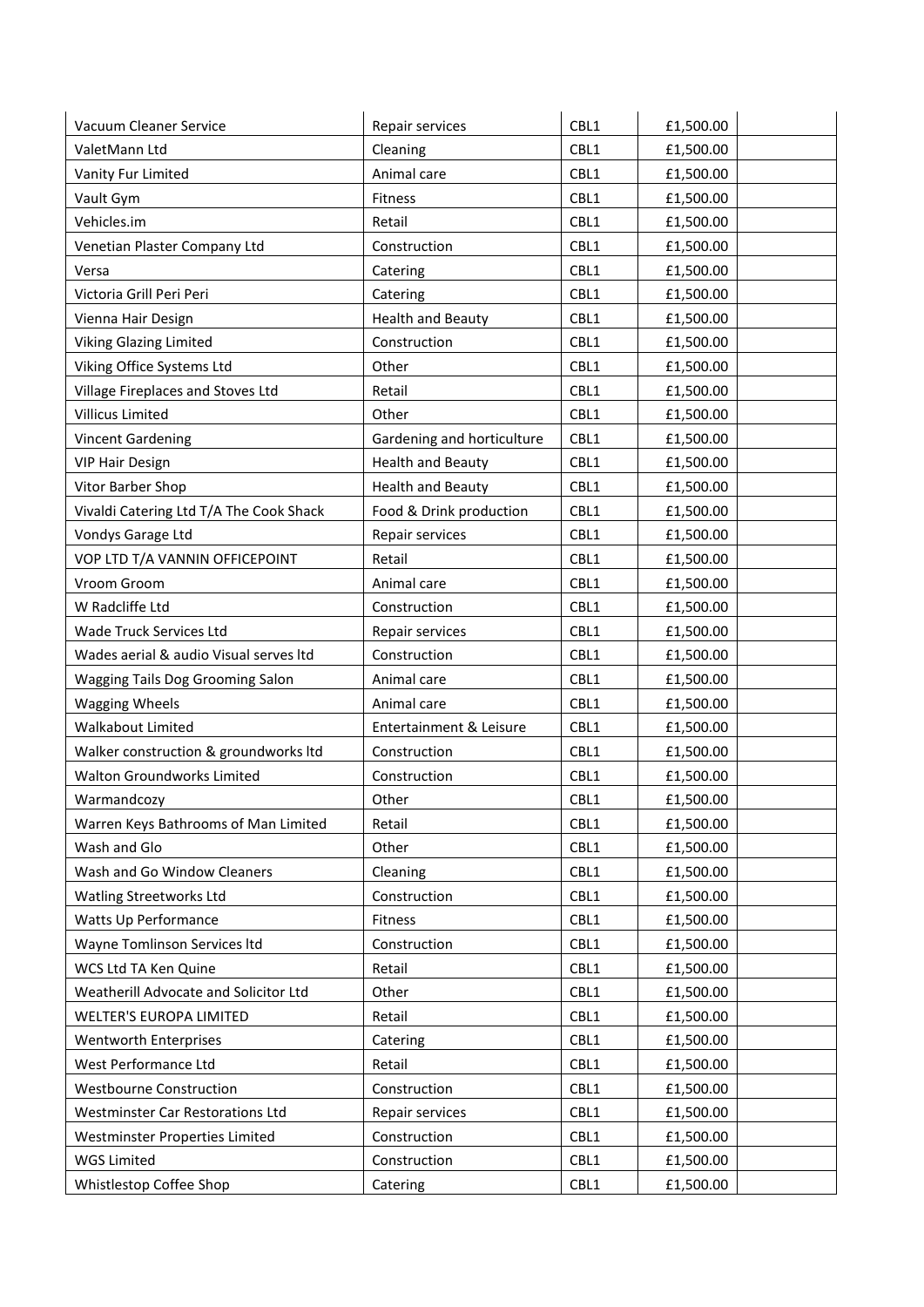| | | | | |
|---|---|---|---|---|
| Vacuum Cleaner Service | Repair services | CBL1 | £1,500.00 | |
| ValetMann Ltd | Cleaning | CBL1 | £1,500.00 | |
| Vanity Fur Limited | Animal care | CBL1 | £1,500.00 | |
| Vault Gym | Fitness | CBL1 | £1,500.00 | |
| Vehicles.im | Retail | CBL1 | £1,500.00 | |
| Venetian Plaster Company Ltd | Construction | CBL1 | £1,500.00 | |
| Versa | Catering | CBL1 | £1,500.00 | |
| Victoria Grill Peri Peri | Catering | CBL1 | £1,500.00 | |
| Vienna Hair Design | Health and Beauty | CBL1 | £1,500.00 | |
| Viking Glazing Limited | Construction | CBL1 | £1,500.00 | |
| Viking Office Systems Ltd | Other | CBL1 | £1,500.00 | |
| Village Fireplaces and Stoves Ltd | Retail | CBL1 | £1,500.00 | |
| Villicus Limited | Other | CBL1 | £1,500.00 | |
| Vincent Gardening | Gardening and horticulture | CBL1 | £1,500.00 | |
| VIP Hair Design | Health and Beauty | CBL1 | £1,500.00 | |
| Vitor Barber Shop | Health and Beauty | CBL1 | £1,500.00 | |
| Vivaldi Catering Ltd T/A The Cook Shack | Food & Drink production | CBL1 | £1,500.00 | |
| Vondys Garage Ltd | Repair services | CBL1 | £1,500.00 | |
| VOP LTD T/A VANNIN OFFICEPOINT | Retail | CBL1 | £1,500.00 | |
| Vroom Groom | Animal care | CBL1 | £1,500.00 | |
| W Radcliffe Ltd | Construction | CBL1 | £1,500.00 | |
| Wade Truck Services Ltd | Repair services | CBL1 | £1,500.00 | |
| Wades aerial & audio Visual serves ltd | Construction | CBL1 | £1,500.00 | |
| Wagging Tails Dog Grooming Salon | Animal care | CBL1 | £1,500.00 | |
| Wagging Wheels | Animal care | CBL1 | £1,500.00 | |
| Walkabout Limited | Entertainment & Leisure | CBL1 | £1,500.00 | |
| Walker construction & groundworks ltd | Construction | CBL1 | £1,500.00 | |
| Walton Groundworks Limited | Construction | CBL1 | £1,500.00 | |
| Warmandcozy | Other | CBL1 | £1,500.00 | |
| Warren Keys Bathrooms of Man Limited | Retail | CBL1 | £1,500.00 | |
| Wash and Glo | Other | CBL1 | £1,500.00 | |
| Wash and Go Window Cleaners | Cleaning | CBL1 | £1,500.00 | |
| Watling Streetworks Ltd | Construction | CBL1 | £1,500.00 | |
| Watts Up Performance | Fitness | CBL1 | £1,500.00 | |
| Wayne Tomlinson Services ltd | Construction | CBL1 | £1,500.00 | |
| WCS Ltd TA Ken Quine | Retail | CBL1 | £1,500.00 | |
| Weatherill Advocate and Solicitor Ltd | Other | CBL1 | £1,500.00 | |
| WELTER'S EUROPA LIMITED | Retail | CBL1 | £1,500.00 | |
| Wentworth Enterprises | Catering | CBL1 | £1,500.00 | |
| West Performance Ltd | Retail | CBL1 | £1,500.00 | |
| Westbourne Construction | Construction | CBL1 | £1,500.00 | |
| Westminster Car Restorations Ltd | Repair services | CBL1 | £1,500.00 | |
| Westminster Properties Limited | Construction | CBL1 | £1,500.00 | |
| WGS Limited | Construction | CBL1 | £1,500.00 | |
| Whistlestop Coffee Shop | Catering | CBL1 | £1,500.00 | |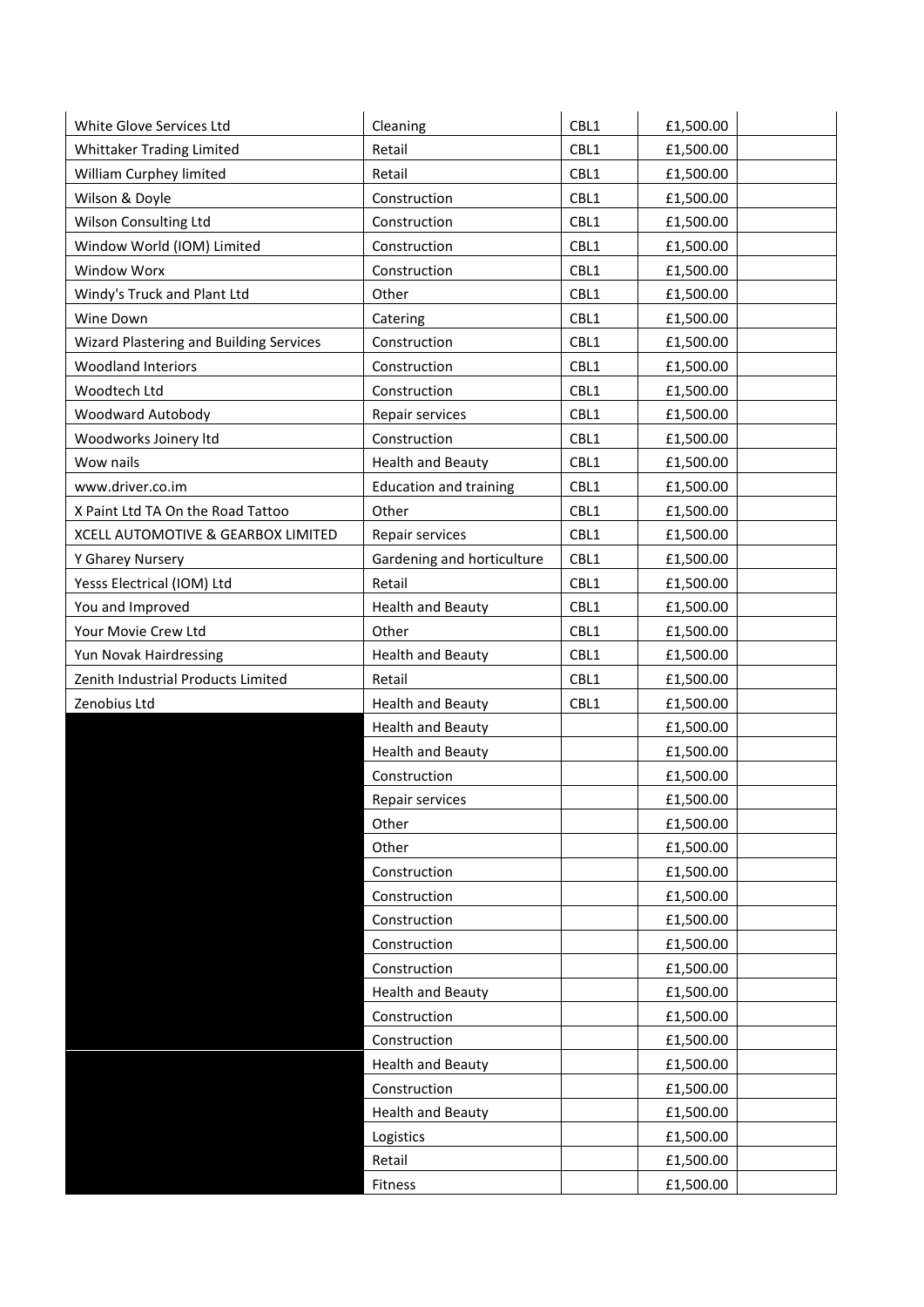| | | | | |
|---|---|---|---|---|
| White Glove Services Ltd | Cleaning | CBL1 | £1,500.00 | |
| Whittaker Trading Limited | Retail | CBL1 | £1,500.00 | |
| William Curphey limited | Retail | CBL1 | £1,500.00 | |
| Wilson & Doyle | Construction | CBL1 | £1,500.00 | |
| Wilson Consulting Ltd | Construction | CBL1 | £1,500.00 | |
| Window World (IOM) Limited | Construction | CBL1 | £1,500.00 | |
| Window Worx | Construction | CBL1 | £1,500.00 | |
| Windy's Truck and Plant Ltd | Other | CBL1 | £1,500.00 | |
| Wine Down | Catering | CBL1 | £1,500.00 | |
| Wizard Plastering and Building Services | Construction | CBL1 | £1,500.00 | |
| Woodland Interiors | Construction | CBL1 | £1,500.00 | |
| Woodtech Ltd | Construction | CBL1 | £1,500.00 | |
| Woodward Autobody | Repair services | CBL1 | £1,500.00 | |
| Woodworks Joinery ltd | Construction | CBL1 | £1,500.00 | |
| Wow nails | Health and Beauty | CBL1 | £1,500.00 | |
| www.driver.co.im | Education and training | CBL1 | £1,500.00 | |
| X Paint Ltd TA On the Road Tattoo | Other | CBL1 | £1,500.00 | |
| XCELL AUTOMOTIVE & GEARBOX LIMITED | Repair services | CBL1 | £1,500.00 | |
| Y Gharey Nursery | Gardening and horticulture | CBL1 | £1,500.00 | |
| Yesss Electrical (IOM) Ltd | Retail | CBL1 | £1,500.00 | |
| You and Improved | Health and Beauty | CBL1 | £1,500.00 | |
| Your Movie Crew Ltd | Other | CBL1 | £1,500.00 | |
| Yun Novak Hairdressing | Health and Beauty | CBL1 | £1,500.00 | |
| Zenith Industrial Products Limited | Retail | CBL1 | £1,500.00 | |
| Zenobius Ltd | Health and Beauty | CBL1 | £1,500.00 | |
| | Health and Beauty | | £1,500.00 | |
| | Health and Beauty | | £1,500.00 | |
| | Construction | | £1,500.00 | |
| | Repair services | | £1,500.00 | |
| | Other | | £1,500.00 | |
| | Other | | £1,500.00 | |
| | Construction | | £1,500.00 | |
| | Construction | | £1,500.00 | |
| | Construction | | £1,500.00 | |
| | Construction | | £1,500.00 | |
| | Construction | | £1,500.00 | |
| | Health and Beauty | | £1,500.00 | |
| | Construction | | £1,500.00 | |
| | Construction | | £1,500.00 | |
| | Health and Beauty | | £1,500.00 | |
| | Construction | | £1,500.00 | |
| | Health and Beauty | | £1,500.00 | |
| | Logistics | | £1,500.00 | |
| | Retail | | £1,500.00 | |
| | Fitness | | £1,500.00 | |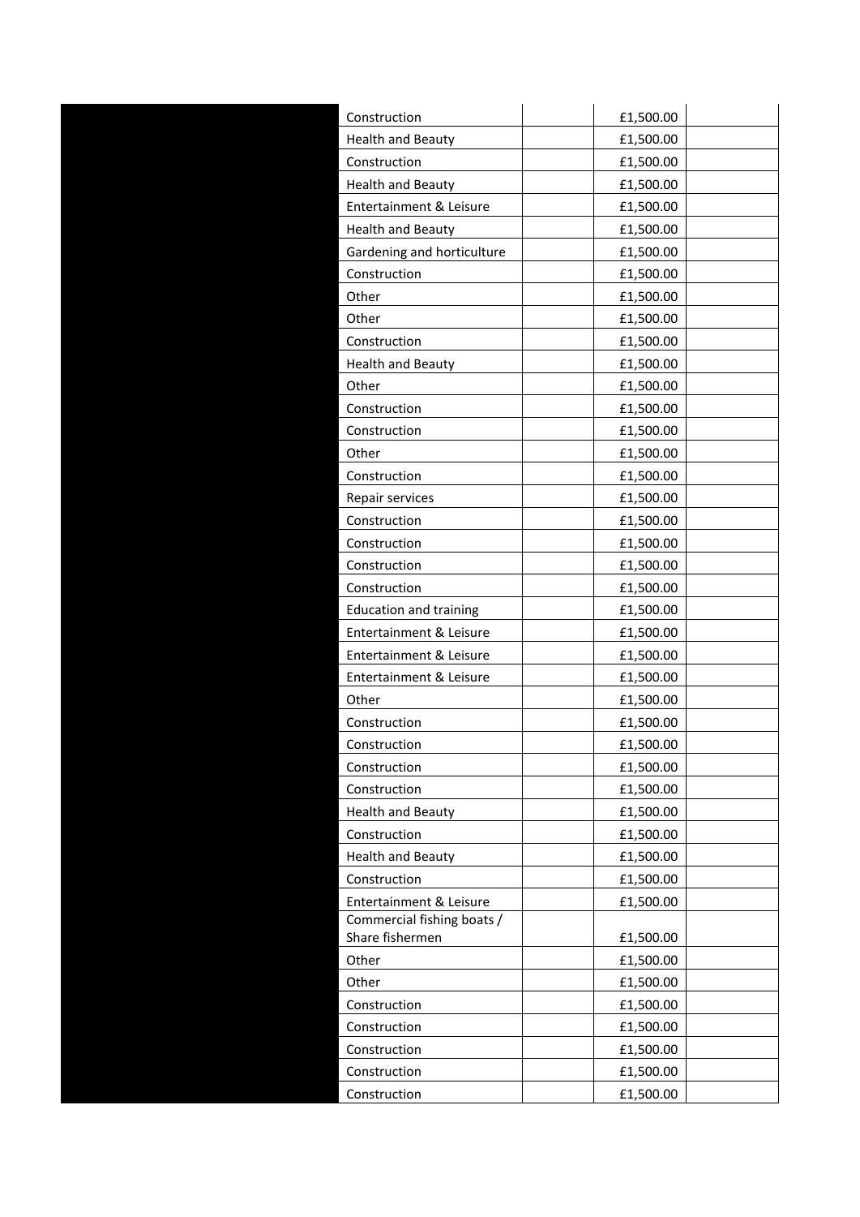| | | | | |
|---|---|---|---|---|
| | Construction | | £1,500.00 | |
| | Health and Beauty | | £1,500.00 | |
| | Construction | | £1,500.00 | |
| | Health and Beauty | | £1,500.00 | |
| | Entertainment & Leisure | | £1,500.00 | |
| | Health and Beauty | | £1,500.00 | |
| | Gardening and horticulture | | £1,500.00 | |
| | Construction | | £1,500.00 | |
| | Other | | £1,500.00 | |
| | Other | | £1,500.00 | |
| | Construction | | £1,500.00 | |
| | Health and Beauty | | £1,500.00 | |
| | Other | | £1,500.00 | |
| | Construction | | £1,500.00 | |
| | Construction | | £1,500.00 | |
| | Other | | £1,500.00 | |
| | Construction | | £1,500.00 | |
| | Repair services | | £1,500.00 | |
| | Construction | | £1,500.00 | |
| | Construction | | £1,500.00 | |
| | Construction | | £1,500.00 | |
| | Construction | | £1,500.00 | |
| | Education and training | | £1,500.00 | |
| | Entertainment & Leisure | | £1,500.00 | |
| | Entertainment & Leisure | | £1,500.00 | |
| | Entertainment & Leisure | | £1,500.00 | |
| | Other | | £1,500.00 | |
| | Construction | | £1,500.00 | |
| | Construction | | £1,500.00 | |
| | Construction | | £1,500.00 | |
| | Construction | | £1,500.00 | |
| | Health and Beauty | | £1,500.00 | |
| | Construction | | £1,500.00 | |
| | Health and Beauty | | £1,500.00 | |
| | Construction | | £1,500.00 | |
| | Entertainment & Leisure | | £1,500.00 | |
| | Commercial fishing boats / Share fishermen | | £1,500.00 | |
| | Other | | £1,500.00 | |
| | Other | | £1,500.00 | |
| | Construction | | £1,500.00 | |
| | Construction | | £1,500.00 | |
| | Construction | | £1,500.00 | |
| | Construction | | £1,500.00 | |
| | Construction | | £1,500.00 | |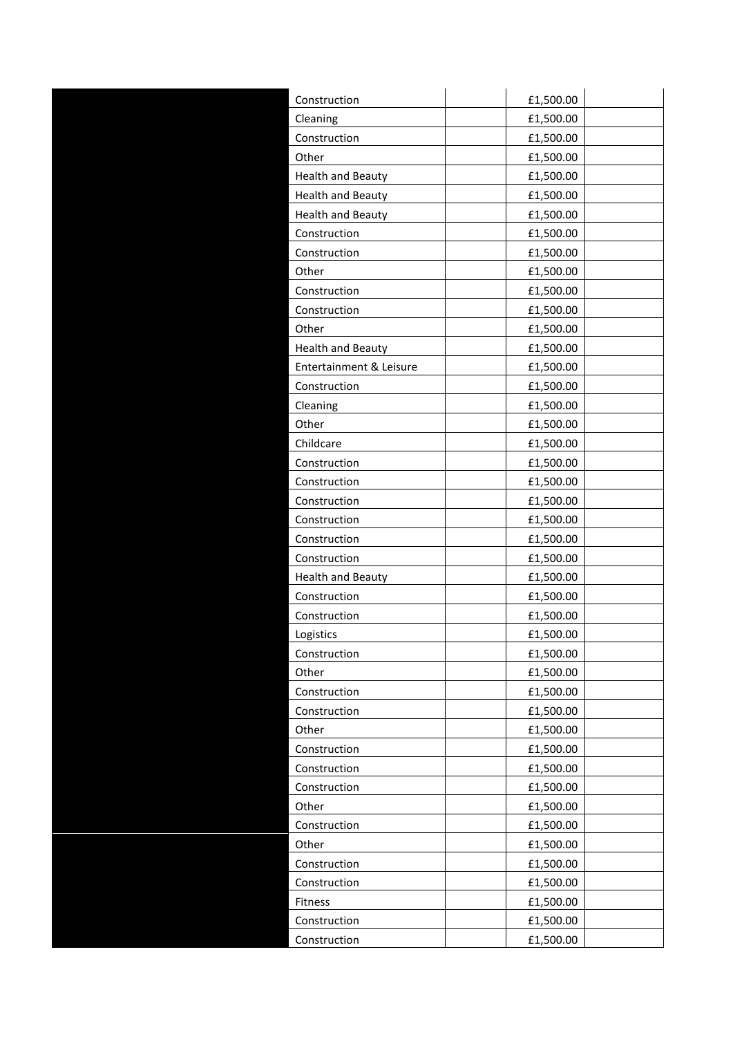| | | | | |
|---|---|---|---|---|
| | Construction | | £1,500.00 | |
| | Cleaning | | £1,500.00 | |
| | Construction | | £1,500.00 | |
| | Other | | £1,500.00 | |
| | Health and Beauty | | £1,500.00 | |
| | Health and Beauty | | £1,500.00 | |
| | Health and Beauty | | £1,500.00 | |
| | Construction | | £1,500.00 | |
| | Construction | | £1,500.00 | |
| | Other | | £1,500.00 | |
| | Construction | | £1,500.00 | |
| | Construction | | £1,500.00 | |
| | Other | | £1,500.00 | |
| | Health and Beauty | | £1,500.00 | |
| | Entertainment & Leisure | | £1,500.00 | |
| | Construction | | £1,500.00 | |
| | Cleaning | | £1,500.00 | |
| | Other | | £1,500.00 | |
| | Childcare | | £1,500.00 | |
| | Construction | | £1,500.00 | |
| | Construction | | £1,500.00 | |
| | Construction | | £1,500.00 | |
| | Construction | | £1,500.00 | |
| | Construction | | £1,500.00 | |
| | Construction | | £1,500.00 | |
| | Health and Beauty | | £1,500.00 | |
| | Construction | | £1,500.00 | |
| | Construction | | £1,500.00 | |
| | Logistics | | £1,500.00 | |
| | Construction | | £1,500.00 | |
| | Other | | £1,500.00 | |
| | Construction | | £1,500.00 | |
| | Construction | | £1,500.00 | |
| | Other | | £1,500.00 | |
| | Construction | | £1,500.00 | |
| | Construction | | £1,500.00 | |
| | Construction | | £1,500.00 | |
| | Other | | £1,500.00 | |
| | Construction | | £1,500.00 | |
| | Other | | £1,500.00 | |
| | Construction | | £1,500.00 | |
| | Construction | | £1,500.00 | |
| | Fitness | | £1,500.00 | |
| | Construction | | £1,500.00 | |
| | Construction | | £1,500.00 | |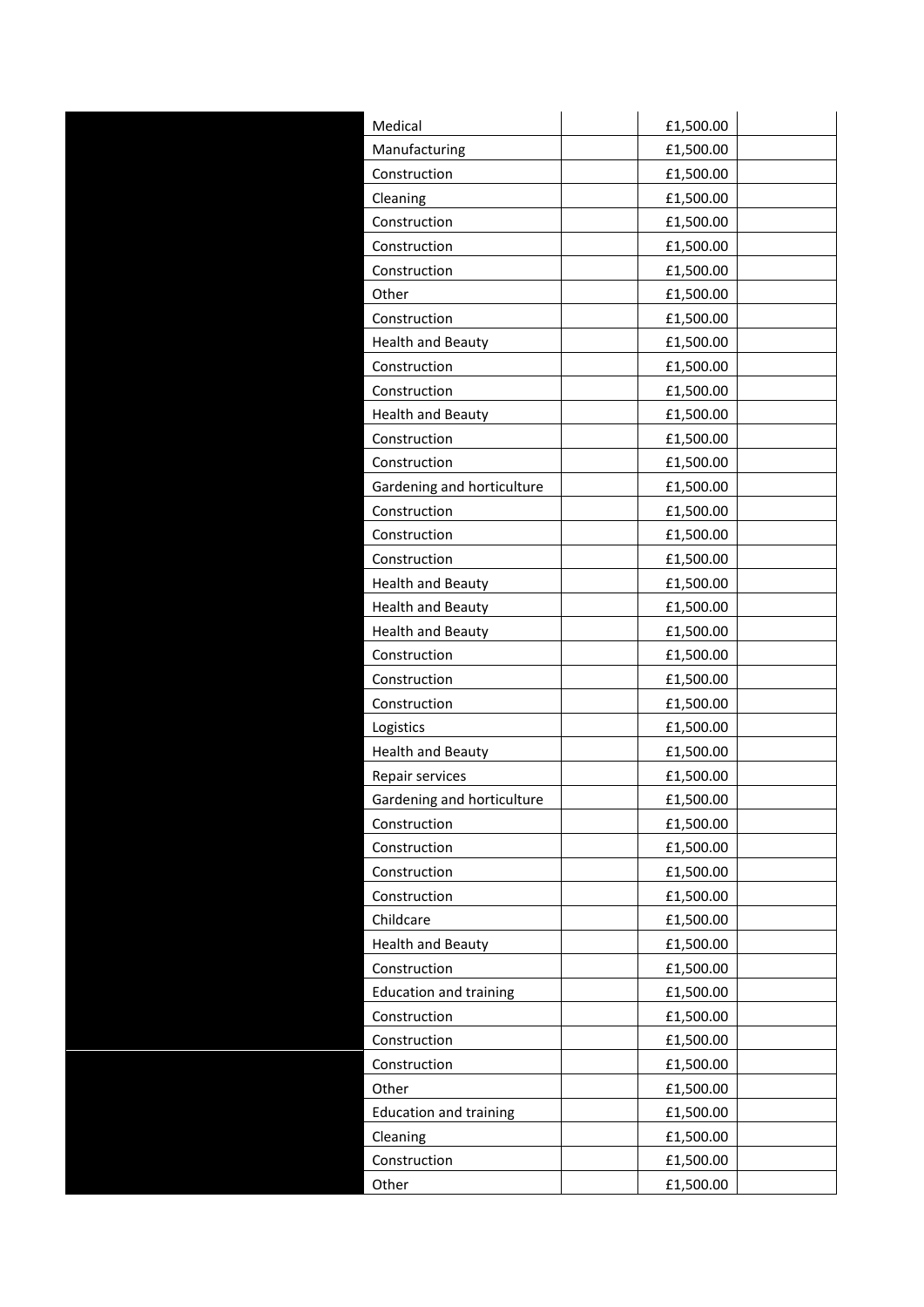| | | | | |
|---|---|---|---|---|
| | Medical | | £1,500.00 | |
| | Manufacturing | | £1,500.00 | |
| | Construction | | £1,500.00 | |
| | Cleaning | | £1,500.00 | |
| | Construction | | £1,500.00 | |
| | Construction | | £1,500.00 | |
| | Construction | | £1,500.00 | |
| | Other | | £1,500.00 | |
| | Construction | | £1,500.00 | |
| | Health and Beauty | | £1,500.00 | |
| | Construction | | £1,500.00 | |
| | Construction | | £1,500.00 | |
| | Health and Beauty | | £1,500.00 | |
| | Construction | | £1,500.00 | |
| | Construction | | £1,500.00 | |
| | Gardening and horticulture | | £1,500.00 | |
| | Construction | | £1,500.00 | |
| | Construction | | £1,500.00 | |
| | Construction | | £1,500.00 | |
| | Health and Beauty | | £1,500.00 | |
| | Health and Beauty | | £1,500.00 | |
| | Health and Beauty | | £1,500.00 | |
| | Construction | | £1,500.00 | |
| | Construction | | £1,500.00 | |
| | Construction | | £1,500.00 | |
| | Logistics | | £1,500.00 | |
| | Health and Beauty | | £1,500.00 | |
| | Repair services | | £1,500.00 | |
| | Gardening and horticulture | | £1,500.00 | |
| | Construction | | £1,500.00 | |
| | Construction | | £1,500.00 | |
| | Construction | | £1,500.00 | |
| | Construction | | £1,500.00 | |
| | Childcare | | £1,500.00 | |
| | Health and Beauty | | £1,500.00 | |
| | Construction | | £1,500.00 | |
| | Education and training | | £1,500.00 | |
| | Construction | | £1,500.00 | |
| | Construction | | £1,500.00 | |
| | Construction | | £1,500.00 | |
| | Other | | £1,500.00 | |
| | Education and training | | £1,500.00 | |
| | Cleaning | | £1,500.00 | |
| | Construction | | £1,500.00 | |
| | Other | | £1,500.00 | |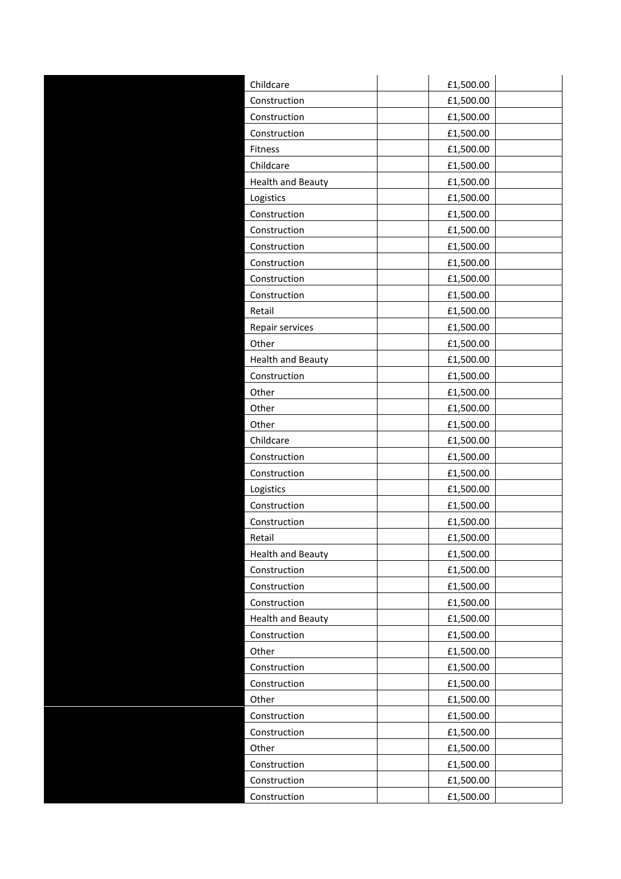| | | | | |
|---|---|---|---|---|
| | Childcare | | £1,500.00 | |
| | Construction | | £1,500.00 | |
| | Construction | | £1,500.00 | |
| | Construction | | £1,500.00 | |
| | Fitness | | £1,500.00 | |
| | Childcare | | £1,500.00 | |
| | Health and Beauty | | £1,500.00 | |
| | Logistics | | £1,500.00 | |
| | Construction | | £1,500.00 | |
| | Construction | | £1,500.00 | |
| | Construction | | £1,500.00 | |
| | Construction | | £1,500.00 | |
| | Construction | | £1,500.00 | |
| | Construction | | £1,500.00 | |
| | Retail | | £1,500.00 | |
| | Repair services | | £1,500.00 | |
| | Other | | £1,500.00 | |
| | Health and Beauty | | £1,500.00 | |
| | Construction | | £1,500.00 | |
| | Other | | £1,500.00 | |
| | Other | | £1,500.00 | |
| | Other | | £1,500.00 | |
| | Childcare | | £1,500.00 | |
| | Construction | | £1,500.00 | |
| | Construction | | £1,500.00 | |
| | Logistics | | £1,500.00 | |
| | Construction | | £1,500.00 | |
| | Construction | | £1,500.00 | |
| | Retail | | £1,500.00 | |
| | Health and Beauty | | £1,500.00 | |
| | Construction | | £1,500.00 | |
| | Construction | | £1,500.00 | |
| | Construction | | £1,500.00 | |
| | Health and Beauty | | £1,500.00 | |
| | Construction | | £1,500.00 | |
| | Other | | £1,500.00 | |
| | Construction | | £1,500.00 | |
| | Construction | | £1,500.00 | |
| | Other | | £1,500.00 | |
| | Construction | | £1,500.00 | |
| | Construction | | £1,500.00 | |
| | Other | | £1,500.00 | |
| | Construction | | £1,500.00 | |
| | Construction | | £1,500.00 | |
| | Construction | | £1,500.00 | |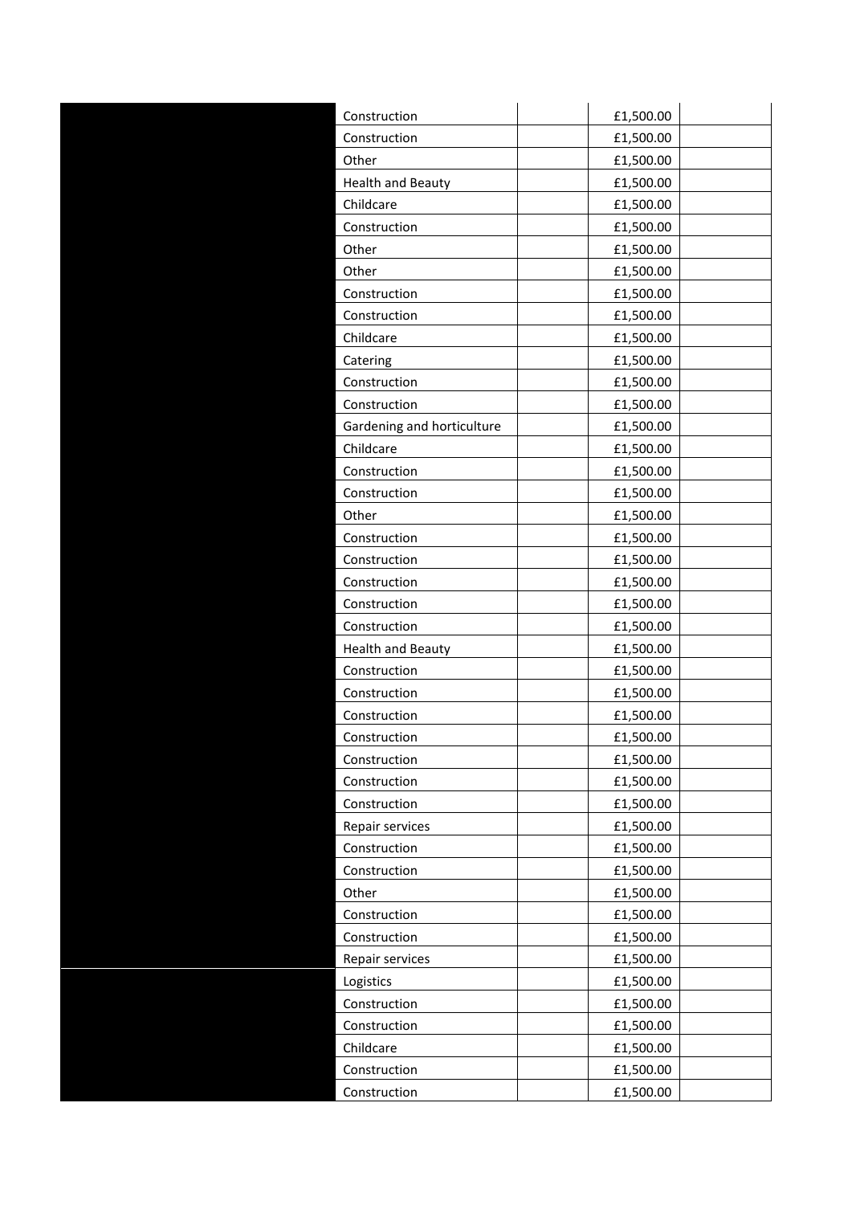| | | | | |
|---|---|---|---|---|
| | Construction | | £1,500.00 | |
| | Construction | | £1,500.00 | |
| | Other | | £1,500.00 | |
| | Health and Beauty | | £1,500.00 | |
| | Childcare | | £1,500.00 | |
| | Construction | | £1,500.00 | |
| | Other | | £1,500.00 | |
| | Other | | £1,500.00 | |
| | Construction | | £1,500.00 | |
| | Construction | | £1,500.00 | |
| | Childcare | | £1,500.00 | |
| | Catering | | £1,500.00 | |
| | Construction | | £1,500.00 | |
| | Construction | | £1,500.00 | |
| | Gardening and horticulture | | £1,500.00 | |
| | Childcare | | £1,500.00 | |
| | Construction | | £1,500.00 | |
| | Construction | | £1,500.00 | |
| | Other | | £1,500.00 | |
| | Construction | | £1,500.00 | |
| | Construction | | £1,500.00 | |
| | Construction | | £1,500.00 | |
| | Construction | | £1,500.00 | |
| | Construction | | £1,500.00 | |
| | Health and Beauty | | £1,500.00 | |
| | Construction | | £1,500.00 | |
| | Construction | | £1,500.00 | |
| | Construction | | £1,500.00 | |
| | Construction | | £1,500.00 | |
| | Construction | | £1,500.00 | |
| | Construction | | £1,500.00 | |
| | Construction | | £1,500.00 | |
| | Repair services | | £1,500.00 | |
| | Construction | | £1,500.00 | |
| | Construction | | £1,500.00 | |
| | Other | | £1,500.00 | |
| | Construction | | £1,500.00 | |
| | Construction | | £1,500.00 | |
| | Repair services | | £1,500.00 | |
| | Logistics | | £1,500.00 | |
| | Construction | | £1,500.00 | |
| | Construction | | £1,500.00 | |
| | Childcare | | £1,500.00 | |
| | Construction | | £1,500.00 | |
| | Construction | | £1,500.00 | |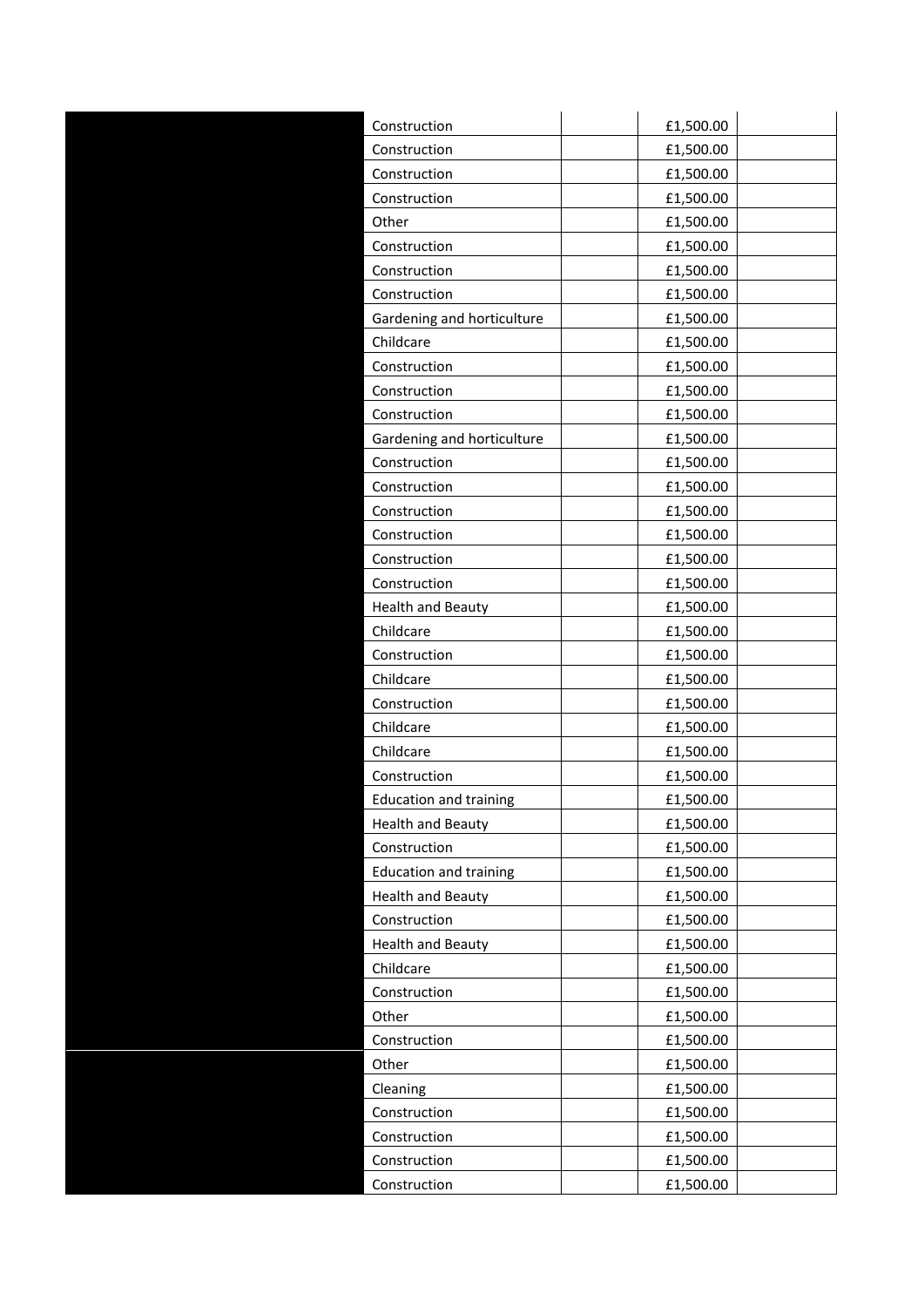| | | | | |
|---|---|---|---|---|
| | Construction | | £1,500.00 | |
| | Construction | | £1,500.00 | |
| | Construction | | £1,500.00 | |
| | Construction | | £1,500.00 | |
| | Other | | £1,500.00 | |
| | Construction | | £1,500.00 | |
| | Construction | | £1,500.00 | |
| | Construction | | £1,500.00 | |
| | Gardening and horticulture | | £1,500.00 | |
| | Childcare | | £1,500.00 | |
| | Construction | | £1,500.00 | |
| | Construction | | £1,500.00 | |
| | Construction | | £1,500.00 | |
| | Gardening and horticulture | | £1,500.00 | |
| | Construction | | £1,500.00 | |
| | Construction | | £1,500.00 | |
| | Construction | | £1,500.00 | |
| | Construction | | £1,500.00 | |
| | Construction | | £1,500.00 | |
| | Construction | | £1,500.00 | |
| | Health and Beauty | | £1,500.00 | |
| | Childcare | | £1,500.00 | |
| | Construction | | £1,500.00 | |
| | Childcare | | £1,500.00 | |
| | Construction | | £1,500.00 | |
| | Childcare | | £1,500.00 | |
| | Childcare | | £1,500.00 | |
| | Construction | | £1,500.00 | |
| | Education and training | | £1,500.00 | |
| | Health and Beauty | | £1,500.00 | |
| | Construction | | £1,500.00 | |
| | Education and training | | £1,500.00 | |
| | Health and Beauty | | £1,500.00 | |
| | Construction | | £1,500.00 | |
| | Health and Beauty | | £1,500.00 | |
| | Childcare | | £1,500.00 | |
| | Construction | | £1,500.00 | |
| | Other | | £1,500.00 | |
| | Construction | | £1,500.00 | |
| | Other | | £1,500.00 | |
| | Cleaning | | £1,500.00 | |
| | Construction | | £1,500.00 | |
| | Construction | | £1,500.00 | |
| | Construction | | £1,500.00 | |
| | Construction | | £1,500.00 | |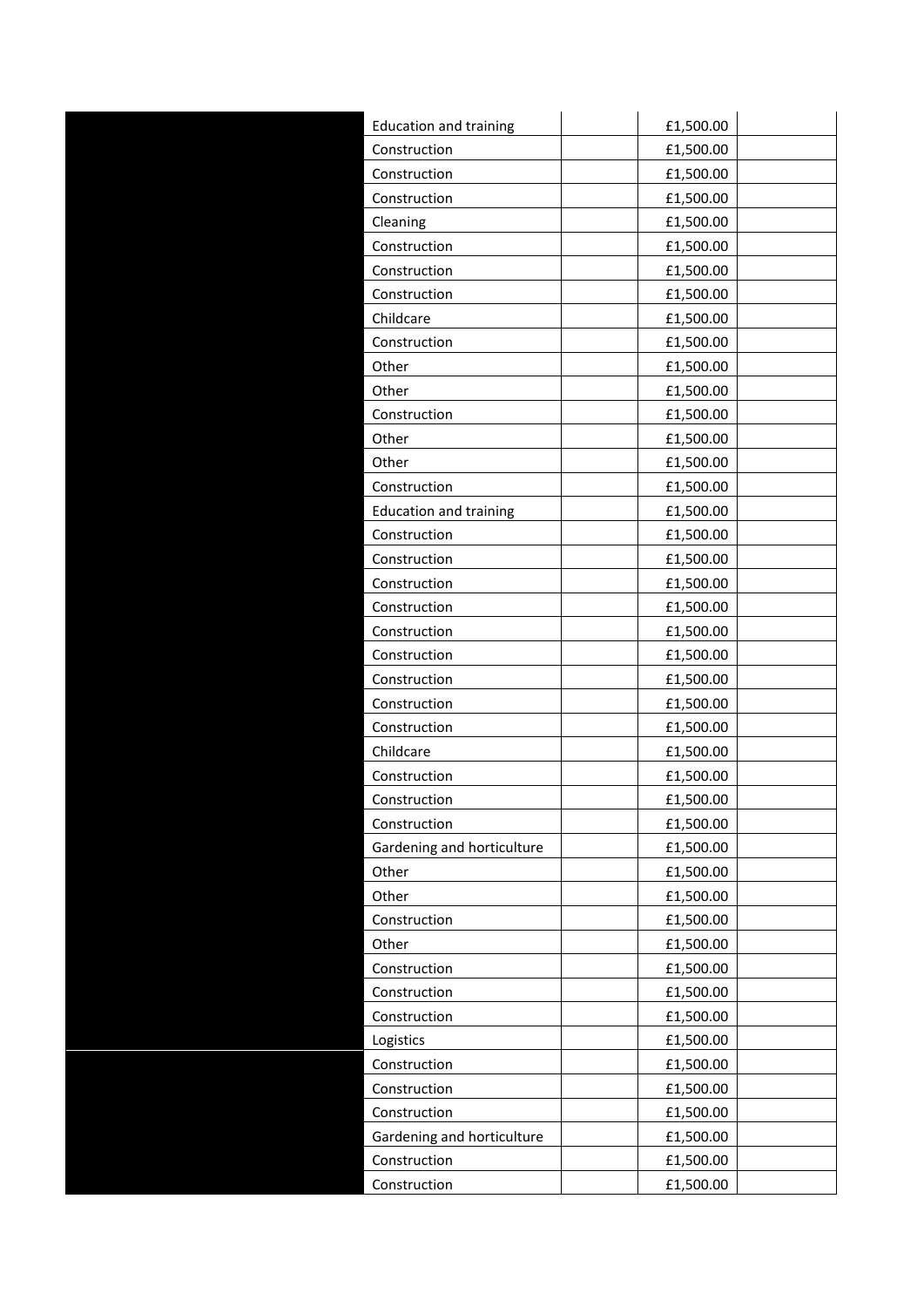| | | | | |
|---|---|---|---|---|
| | Education and training | | £1,500.00 | |
| | Construction | | £1,500.00 | |
| | Construction | | £1,500.00 | |
| | Construction | | £1,500.00 | |
| | Cleaning | | £1,500.00 | |
| | Construction | | £1,500.00 | |
| | Construction | | £1,500.00 | |
| | Construction | | £1,500.00 | |
| | Childcare | | £1,500.00 | |
| | Construction | | £1,500.00 | |
| | Other | | £1,500.00 | |
| | Other | | £1,500.00 | |
| | Construction | | £1,500.00 | |
| | Other | | £1,500.00 | |
| | Other | | £1,500.00 | |
| | Construction | | £1,500.00 | |
| | Education and training | | £1,500.00 | |
| | Construction | | £1,500.00 | |
| | Construction | | £1,500.00 | |
| | Construction | | £1,500.00 | |
| | Construction | | £1,500.00 | |
| | Construction | | £1,500.00 | |
| | Construction | | £1,500.00 | |
| | Construction | | £1,500.00 | |
| | Construction | | £1,500.00 | |
| | Construction | | £1,500.00 | |
| | Childcare | | £1,500.00 | |
| | Construction | | £1,500.00 | |
| | Construction | | £1,500.00 | |
| | Construction | | £1,500.00 | |
| | Gardening and horticulture | | £1,500.00 | |
| | Other | | £1,500.00 | |
| | Other | | £1,500.00 | |
| | Construction | | £1,500.00 | |
| | Other | | £1,500.00 | |
| | Construction | | £1,500.00 | |
| | Construction | | £1,500.00 | |
| | Construction | | £1,500.00 | |
| | Logistics | | £1,500.00 | |
| | Construction | | £1,500.00 | |
| | Construction | | £1,500.00 | |
| | Construction | | £1,500.00 | |
| | Gardening and horticulture | | £1,500.00 | |
| | Construction | | £1,500.00 | |
| | Construction | | £1,500.00 | |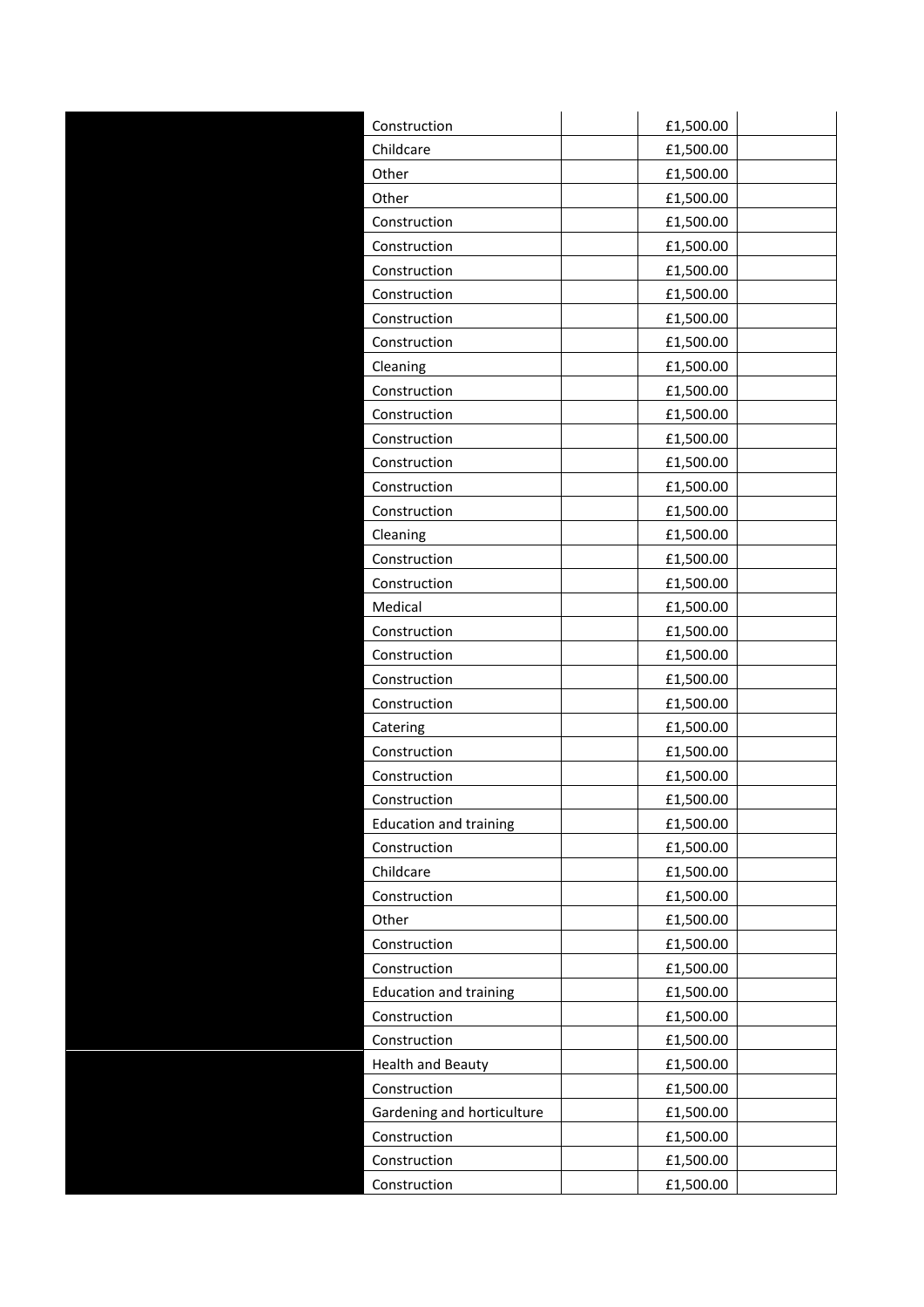| | | | | |
|---|---|---|---|---|
| | Construction | | £1,500.00 | |
| | Childcare | | £1,500.00 | |
| | Other | | £1,500.00 | |
| | Other | | £1,500.00 | |
| | Construction | | £1,500.00 | |
| | Construction | | £1,500.00 | |
| | Construction | | £1,500.00 | |
| | Construction | | £1,500.00 | |
| | Construction | | £1,500.00 | |
| | Construction | | £1,500.00 | |
| | Cleaning | | £1,500.00 | |
| | Construction | | £1,500.00 | |
| | Construction | | £1,500.00 | |
| | Construction | | £1,500.00 | |
| | Construction | | £1,500.00 | |
| | Construction | | £1,500.00 | |
| | Construction | | £1,500.00 | |
| | Cleaning | | £1,500.00 | |
| | Construction | | £1,500.00 | |
| | Construction | | £1,500.00 | |
| | Medical | | £1,500.00 | |
| | Construction | | £1,500.00 | |
| | Construction | | £1,500.00 | |
| | Construction | | £1,500.00 | |
| | Construction | | £1,500.00 | |
| | Catering | | £1,500.00 | |
| | Construction | | £1,500.00 | |
| | Construction | | £1,500.00 | |
| | Construction | | £1,500.00 | |
| | Education and training | | £1,500.00 | |
| | Construction | | £1,500.00 | |
| | Childcare | | £1,500.00 | |
| | Construction | | £1,500.00 | |
| | Other | | £1,500.00 | |
| | Construction | | £1,500.00 | |
| | Construction | | £1,500.00 | |
| | Education and training | | £1,500.00 | |
| | Construction | | £1,500.00 | |
| | Construction | | £1,500.00 | |
| | Health and Beauty | | £1,500.00 | |
| | Construction | | £1,500.00 | |
| | Gardening and horticulture | | £1,500.00 | |
| | Construction | | £1,500.00 | |
| | Construction | | £1,500.00 | |
| | Construction | | £1,500.00 | |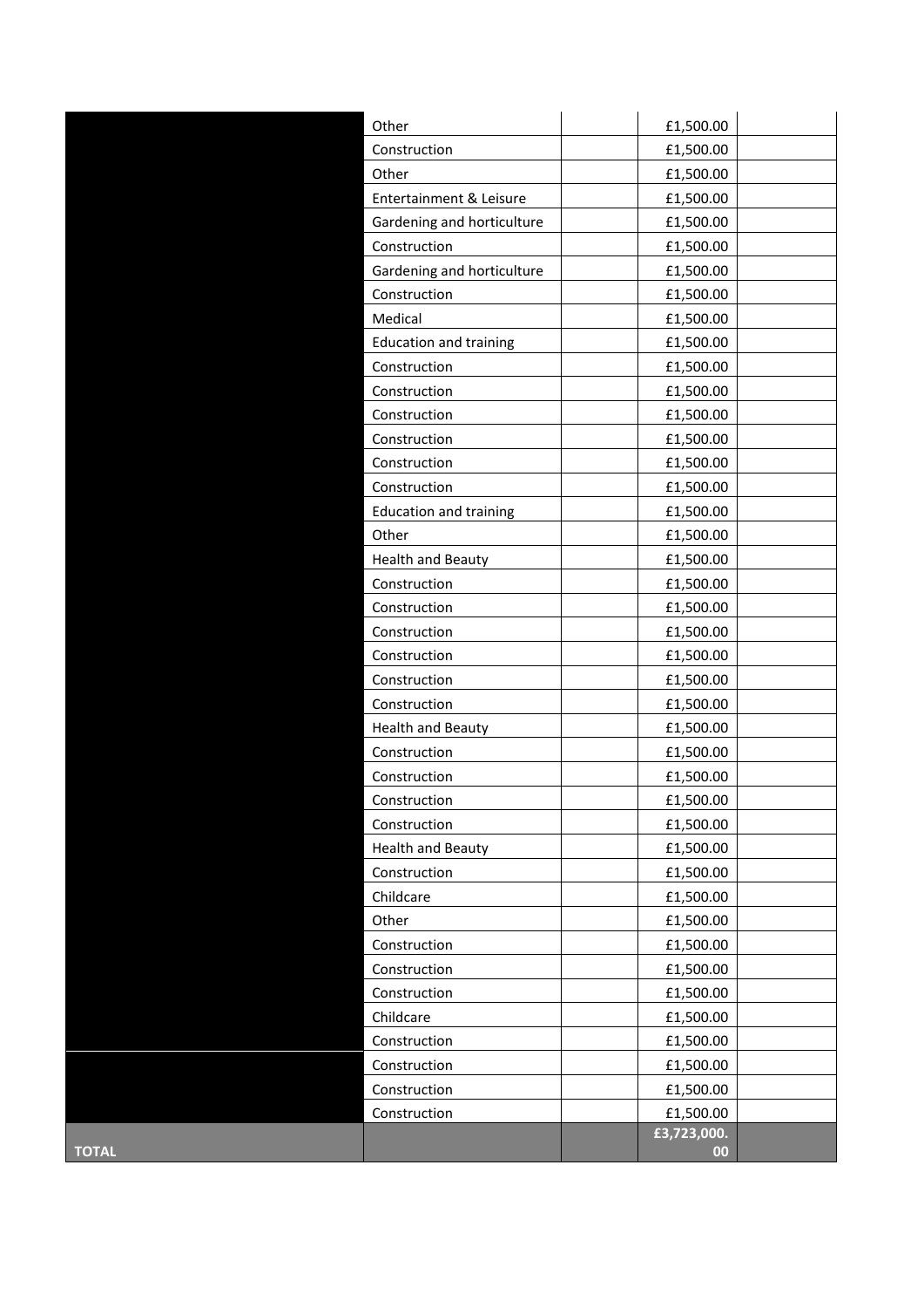| | | | | |
|---|---|---|---|---|
| | Other | | £1,500.00 | |
| | Construction | | £1,500.00 | |
| | Other | | £1,500.00 | |
| | Entertainment & Leisure | | £1,500.00 | |
| | Gardening and horticulture | | £1,500.00 | |
| | Construction | | £1,500.00 | |
| | Gardening and horticulture | | £1,500.00 | |
| | Construction | | £1,500.00 | |
| | Medical | | £1,500.00 | |
| | Education and training | | £1,500.00 | |
| | Construction | | £1,500.00 | |
| | Construction | | £1,500.00 | |
| | Construction | | £1,500.00 | |
| | Construction | | £1,500.00 | |
| | Construction | | £1,500.00 | |
| | Construction | | £1,500.00 | |
| | Education and training | | £1,500.00 | |
| | Other | | £1,500.00 | |
| | Health and Beauty | | £1,500.00 | |
| | Construction | | £1,500.00 | |
| | Construction | | £1,500.00 | |
| | Construction | | £1,500.00 | |
| | Construction | | £1,500.00 | |
| | Construction | | £1,500.00 | |
| | Construction | | £1,500.00 | |
| | Health and Beauty | | £1,500.00 | |
| | Construction | | £1,500.00 | |
| | Construction | | £1,500.00 | |
| | Construction | | £1,500.00 | |
| | Construction | | £1,500.00 | |
| | Health and Beauty | | £1,500.00 | |
| | Construction | | £1,500.00 | |
| | Childcare | | £1,500.00 | |
| | Other | | £1,500.00 | |
| | Construction | | £1,500.00 | |
| | Construction | | £1,500.00 | |
| | Construction | | £1,500.00 | |
| | Childcare | | £1,500.00 | |
| | Construction | | £1,500.00 | |
| | Construction | | £1,500.00 | |
| | Construction | | £1,500.00 | |
| | Construction | | £1,500.00 | |
| **TOTAL** | | | **£3,723,000.00** | |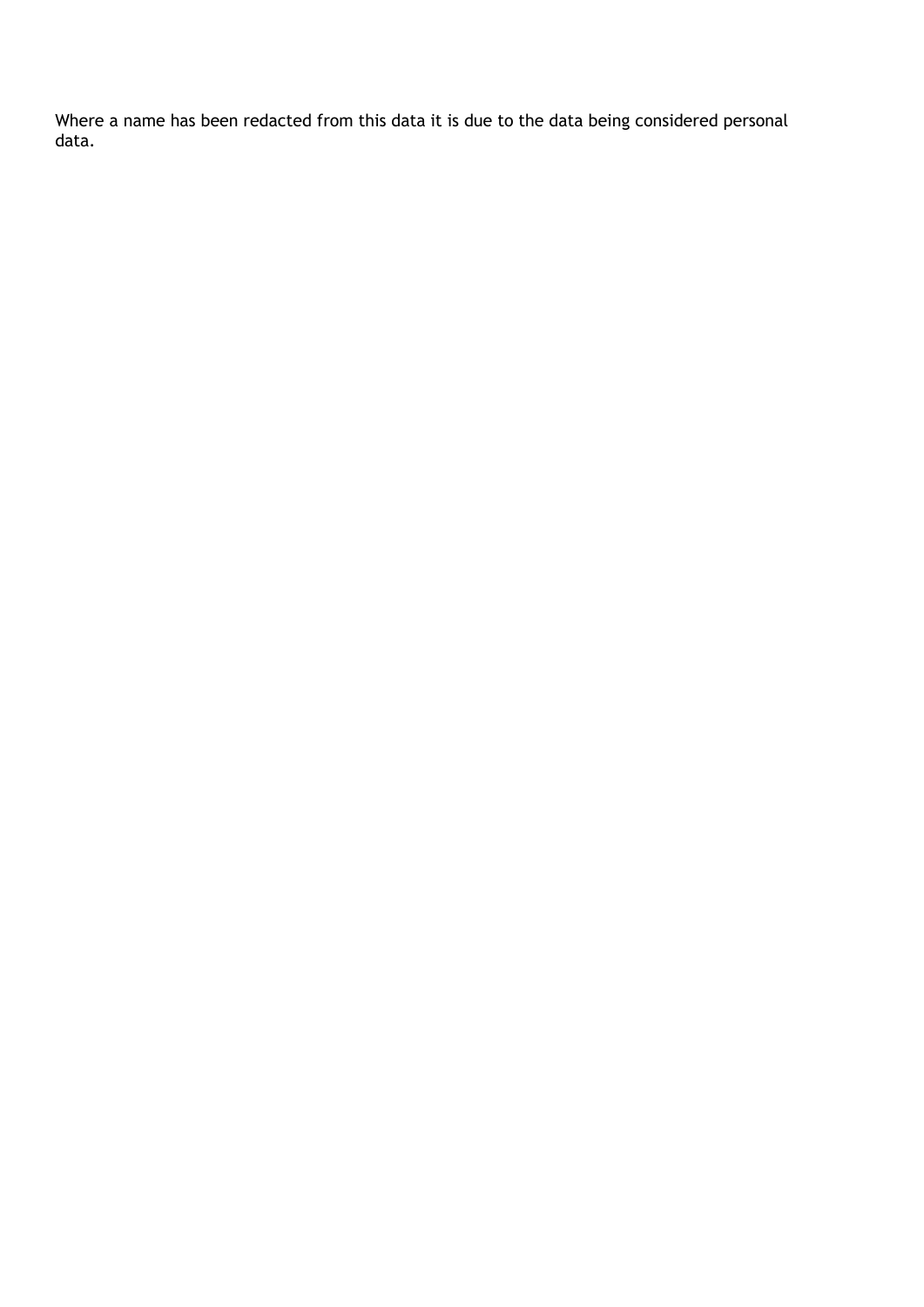Where a name has been redacted from this data it is due to the data being considered personal data.